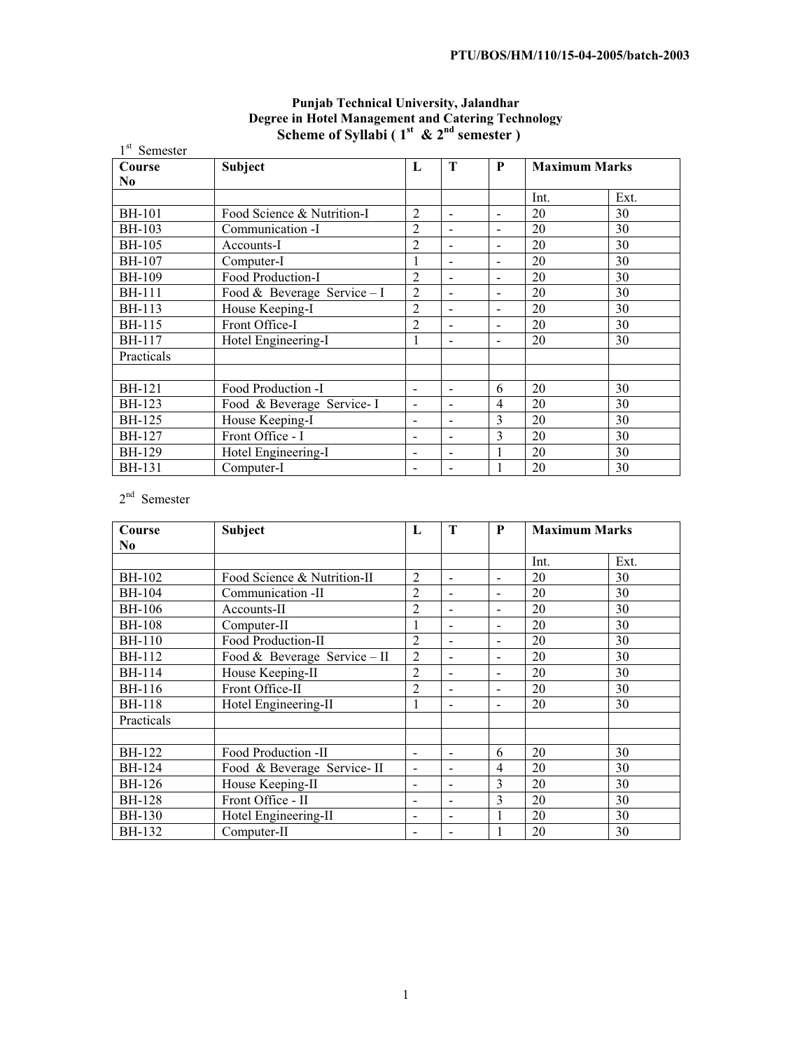PTU/BOS/HM/110/15-04-2005/batch-2003

**Punjab Technical University, Jalandhar**
**Degree in Hotel Management and Catering Technology**
**Scheme of Syllabi ( 1st & 2nd semester )**

1st Semester

| Course No | Subject | L | T | P | Maximum Marks | |
|---|---|---|---|---|---|---|
| | | | | | Int. | Ext. |
| BH-101 | Food Science & Nutrition-I | 2 | - | - | 20 | 30 |
| BH-103 | Communication -I | 2 | - | - | 20 | 30 |
| BH-105 | Accounts-I | 2 | - | - | 20 | 30 |
| BH-107 | Computer-I | 1 | - | - | 20 | 30 |
| BH-109 | Food Production-I | 2 | - | - | 20 | 30 |
| BH-111 | Food & Beverage Service – I | 2 | - | - | 20 | 30 |
| BH-113 | House Keeping-I | 2 | - | - | 20 | 30 |
| BH-115 | Front Office-I | 2 | - | - | 20 | 30 |
| BH-117 | Hotel Engineering-I | 1 | - | - | 20 | 30 |
| Practicals | | | | | | |
| | | | | | | |
| BH-121 | Food Production -I | - | - | 6 | 20 | 30 |
| BH-123 | Food & Beverage Service- I | - | - | 4 | 20 | 30 |
| BH-125 | House Keeping-I | - | - | 3 | 20 | 30 |
| BH-127 | Front Office - I | - | - | 3 | 20 | 30 |
| BH-129 | Hotel Engineering-I | - | - | 1 | 20 | 30 |
| BH-131 | Computer-I | - | - | 1 | 20 | 30 |

2nd Semester

| Course No | Subject | L | T | P | Maximum Marks | |
|---|---|---|---|---|---|---|
| | | | | | Int. | Ext. |
| BH-102 | Food Science & Nutrition-II | 2 | - | - | 20 | 30 |
| BH-104 | Communication -II | 2 | - | - | 20 | 30 |
| BH-106 | Accounts-II | 2 | - | - | 20 | 30 |
| BH-108 | Computer-II | 1 | - | - | 20 | 30 |
| BH-110 | Food Production-II | 2 | - | - | 20 | 30 |
| BH-112 | Food & Beverage Service – II | 2 | - | - | 20 | 30 |
| BH-114 | House Keeping-II | 2 | - | - | 20 | 30 |
| BH-116 | Front Office-II | 2 | - | - | 20 | 30 |
| BH-118 | Hotel Engineering-II | 1 | - | - | 20 | 30 |
| Practicals | | | | | | |
| | | | | | | |
| BH-122 | Food Production -II | - | - | 6 | 20 | 30 |
| BH-124 | Food & Beverage Service- II | - | - | 4 | 20 | 30 |
| BH-126 | House Keeping-II | - | - | 3 | 20 | 30 |
| BH-128 | Front Office - II | - | - | 3 | 20 | 30 |
| BH-130 | Hotel Engineering-II | - | - | 1 | 20 | 30 |
| BH-132 | Computer-II | - | - | 1 | 20 | 30 |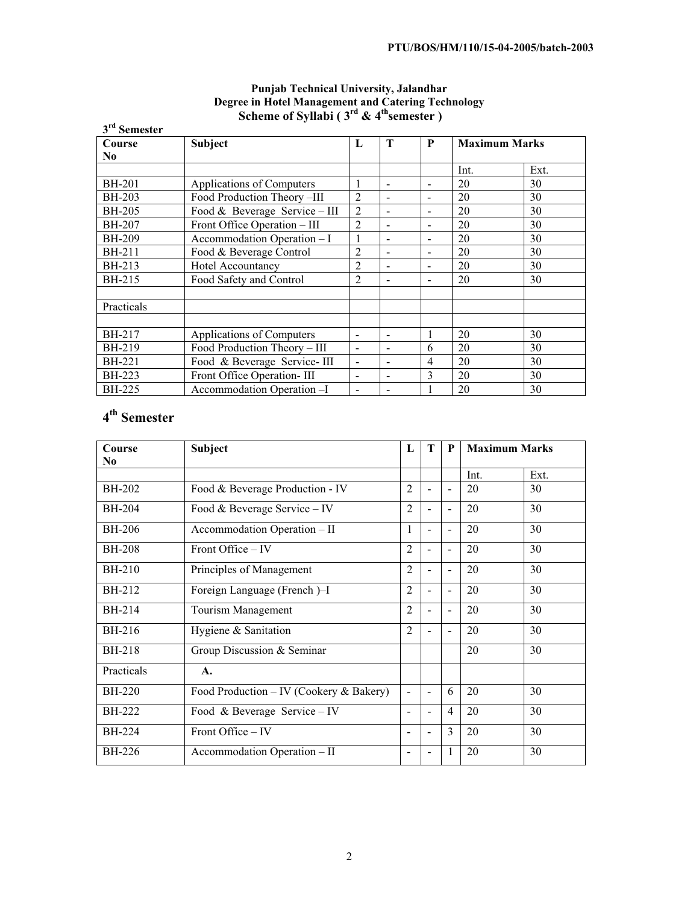**PTU/BOS/HM/110/15-04-2005/batch-2003**

**Punjab Technical University, Jalandhar**
**Degree in Hotel Management and Catering Technology**
**Scheme of Syllabi ( 3rd & 4th semester )**

**3rd Semester**

| Course No | Subject | L | T | P | Maximum Marks | |
|---|---|---|---|---|---|---|
| | | | | | Int. | Ext. |
| BH-201 | Applications of Computers | 1 | - | - | 20 | 30 |
| BH-203 | Food Production Theory –III | 2 | - | - | 20 | 30 |
| BH-205 | Food & Beverage Service – III | 2 | - | - | 20 | 30 |
| BH-207 | Front Office Operation – III | 2 | - | - | 20 | 30 |
| BH-209 | Accommodation Operation – I | 1 | - | - | 20 | 30 |
| BH-211 | Food & Beverage Control | 2 | - | - | 20 | 30 |
| BH-213 | Hotel Accountancy | 2 | - | - | 20 | 30 |
| BH-215 | Food Safety and Control | 2 | - | - | 20 | 30 |
| | | | | | | |
| Practicals | | | | | | |
| | | | | | | |
| BH-217 | Applications of Computers | - | - | 1 | 20 | 30 |
| BH-219 | Food Production Theory – III | - | - | 6 | 20 | 30 |
| BH-221 | Food & Beverage Service- III | - | - | 4 | 20 | 30 |
| BH-223 | Front Office Operation- III | - | - | 3 | 20 | 30 |
| BH-225 | Accommodation Operation –I | - | - | 1 | 20 | 30 |

## 4th Semester

| Course No | Subject | L | T | P | Maximum Marks | |
|---|---|---|---|---|---|---|
| | | | | | Int. | Ext. |
| BH-202 | Food & Beverage Production - IV | 2 | - | - | 20 | 30 |
| BH-204 | Food & Beverage Service – IV | 2 | - | - | 20 | 30 |
| BH-206 | Accommodation Operation – II | 1 | - | - | 20 | 30 |
| BH-208 | Front Office – IV | 2 | - | - | 20 | 30 |
| BH-210 | Principles of Management | 2 | - | - | 20 | 30 |
| BH-212 | Foreign Language (French )–I | 2 | - | - | 20 | 30 |
| BH-214 | Tourism Management | 2 | - | - | 20 | 30 |
| BH-216 | Hygiene & Sanitation | 2 | - | - | 20 | 30 |
| BH-218 | Group Discussion & Seminar | | | | 20 | 30 |
| Practicals | A. | | | | | |
| BH-220 | Food Production – IV (Cookery & Bakery) | - | - | 6 | 20 | 30 |
| BH-222 | Food & Beverage Service – IV | - | - | 4 | 20 | 30 |
| BH-224 | Front Office – IV | - | - | 3 | 20 | 30 |
| BH-226 | Accommodation Operation – II | - | - | 1 | 20 | 30 |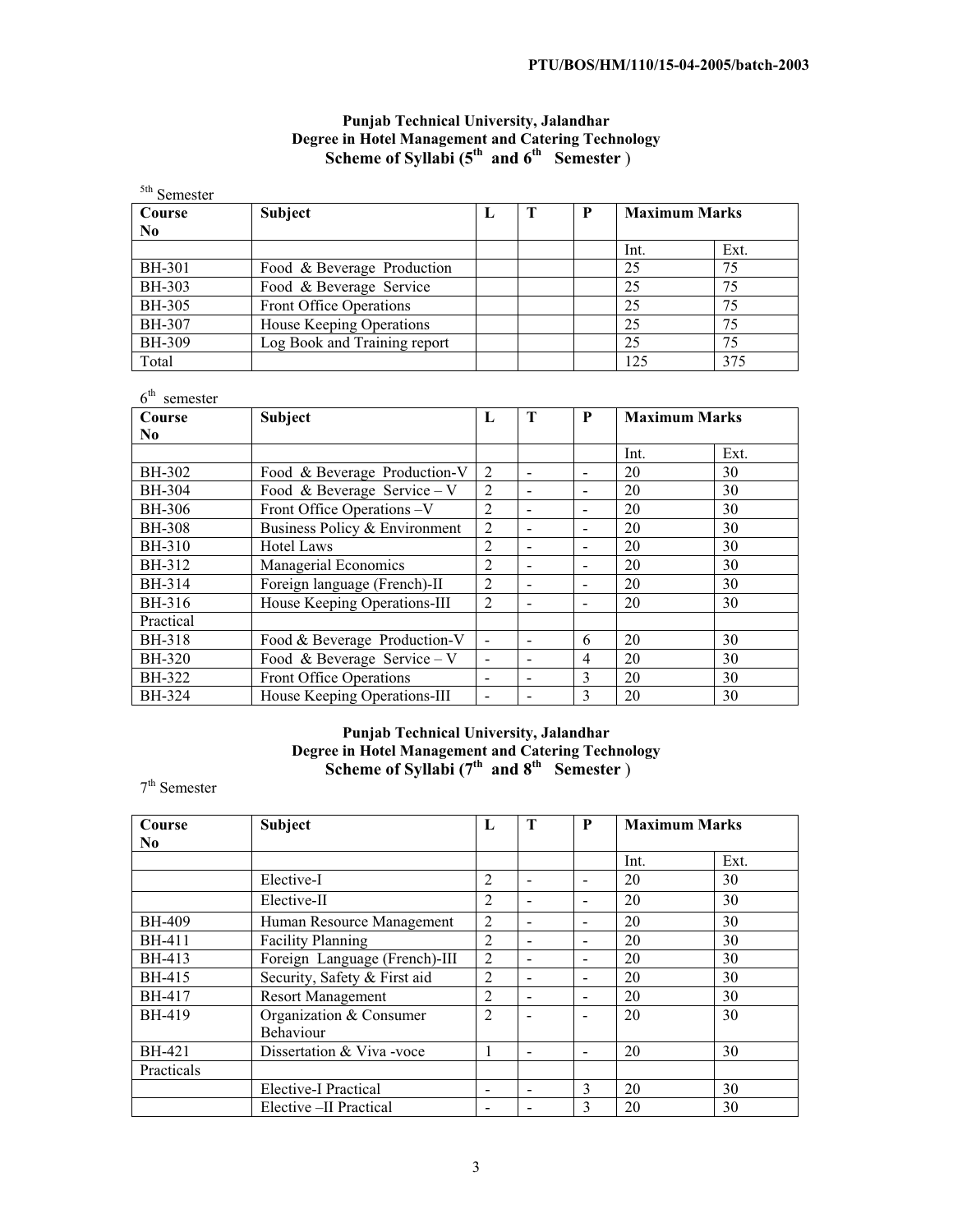**Punjab Technical University, Jalandhar**
**Degree in Hotel Management and Catering Technology**
**Scheme of Syllabi (5th and 6th Semester)**

5th Semester

| Course No | Subject | L | T | P | Maximum Marks | |
|---|---|---|---|---|---|---|
| | | | | | Int. | Ext. |
| BH-301 | Food & Beverage Production | | | | 25 | 75 |
| BH-303 | Food & Beverage Service | | | | 25 | 75 |
| BH-305 | Front Office Operations | | | | 25 | 75 |
| BH-307 | House Keeping Operations | | | | 25 | 75 |
| BH-309 | Log Book and Training report | | | | 25 | 75 |
| Total | | | | | 125 | 375 |

6th semester

| Course No | Subject | L | T | P | Maximum Marks | |
|---|---|---|---|---|---|---|
| | | | | | Int. | Ext. |
| BH-302 | Food & Beverage Production-V | 2 | - | - | 20 | 30 |
| BH-304 | Food & Beverage Service – V | 2 | - | - | 20 | 30 |
| BH-306 | Front Office Operations –V | 2 | - | - | 20 | 30 |
| BH-308 | Business Policy & Environment | 2 | - | - | 20 | 30 |
| BH-310 | Hotel Laws | 2 | - | - | 20 | 30 |
| BH-312 | Managerial Economics | 2 | - | - | 20 | 30 |
| BH-314 | Foreign language (French)-II | 2 | - | - | 20 | 30 |
| BH-316 | House Keeping Operations-III | 2 | - | - | 20 | 30 |
| Practical | | | | | | |
| BH-318 | Food & Beverage Production-V | - | - | 6 | 20 | 30 |
| BH-320 | Food & Beverage Service – V | - | - | 4 | 20 | 30 |
| BH-322 | Front Office Operations | - | - | 3 | 20 | 30 |
| BH-324 | House Keeping Operations-III | - | - | 3 | 20 | 30 |

**Punjab Technical University, Jalandhar**
**Degree in Hotel Management and Catering Technology**
**Scheme of Syllabi (7th and 8th Semester)**

7th Semester

| Course No | Subject | L | T | P | Maximum Marks | |
|---|---|---|---|---|---|---|
| | | | | | Int. | Ext. |
| | Elective-I | 2 | - | - | 20 | 30 |
| | Elective-II | 2 | - | - | 20 | 30 |
| BH-409 | Human Resource Management | 2 | - | - | 20 | 30 |
| BH-411 | Facility Planning | 2 | - | - | 20 | 30 |
| BH-413 | Foreign Language (French)-III | 2 | - | - | 20 | 30 |
| BH-415 | Security, Safety & First aid | 2 | - | - | 20 | 30 |
| BH-417 | Resort Management | 2 | - | - | 20 | 30 |
| BH-419 | Organization & Consumer Behaviour | 2 | - | - | 20 | 30 |
| BH-421 | Dissertation & Viva -voce | 1 | - | - | 20 | 30 |
| Practicals | | | | | | |
| | Elective-I Practical | - | - | 3 | 20 | 30 |
| | Elective –II Practical | - | - | 3 | 20 | 30 |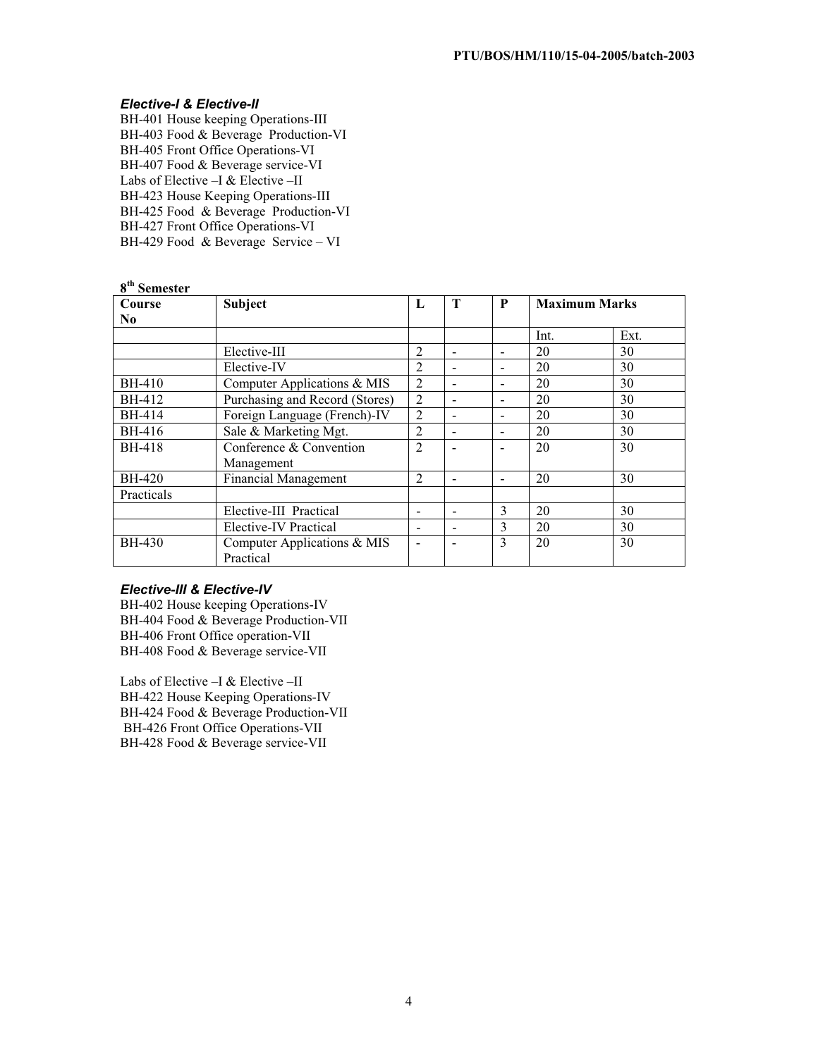### *Elective-I & Elective-II*

BH-401 House keeping Operations-III
BH-403 Food & Beverage Production-VI
BH-405 Front Office Operations-VI
BH-407 Food & Beverage service-VI
Labs of Elective –I & Elective –II
BH-423 House Keeping Operations-III
BH-425 Food & Beverage Production-VI
BH-427 Front Office Operations-VI
BH-429 Food & Beverage Service – VI

**8th Semester**

| Course No | Subject | L | T | P | Maximum Marks | |
|---|---|---|---|---|---|---|
| | | | | | Int. | Ext. |
| | Elective-III | 2 | - | - | 20 | 30 |
| | Elective-IV | 2 | - | - | 20 | 30 |
| BH-410 | Computer Applications & MIS | 2 | - | - | 20 | 30 |
| BH-412 | Purchasing and Record (Stores) | 2 | - | - | 20 | 30 |
| BH-414 | Foreign Language (French)-IV | 2 | - | - | 20 | 30 |
| BH-416 | Sale & Marketing Mgt. | 2 | - | - | 20 | 30 |
| BH-418 | Conference & Convention Management | 2 | - | - | 20 | 30 |
| BH-420 | Financial Management | 2 | - | - | 20 | 30 |
| Practicals | | | | | | |
| | Elective-III Practical | - | - | 3 | 20 | 30 |
| | Elective-IV Practical | - | - | 3 | 20 | 30 |
| BH-430 | Computer Applications & MIS Practical | - | - | 3 | 20 | 30 |

### *Elective-III & Elective-IV*

BH-402 House keeping Operations-IV
BH-404 Food & Beverage Production-VII
BH-406 Front Office operation-VII
BH-408 Food & Beverage service-VII

Labs of Elective –I & Elective –II
BH-422 House Keeping Operations-IV
BH-424 Food & Beverage Production-VII
BH-426 Front Office Operations-VII
BH-428 Food & Beverage service-VII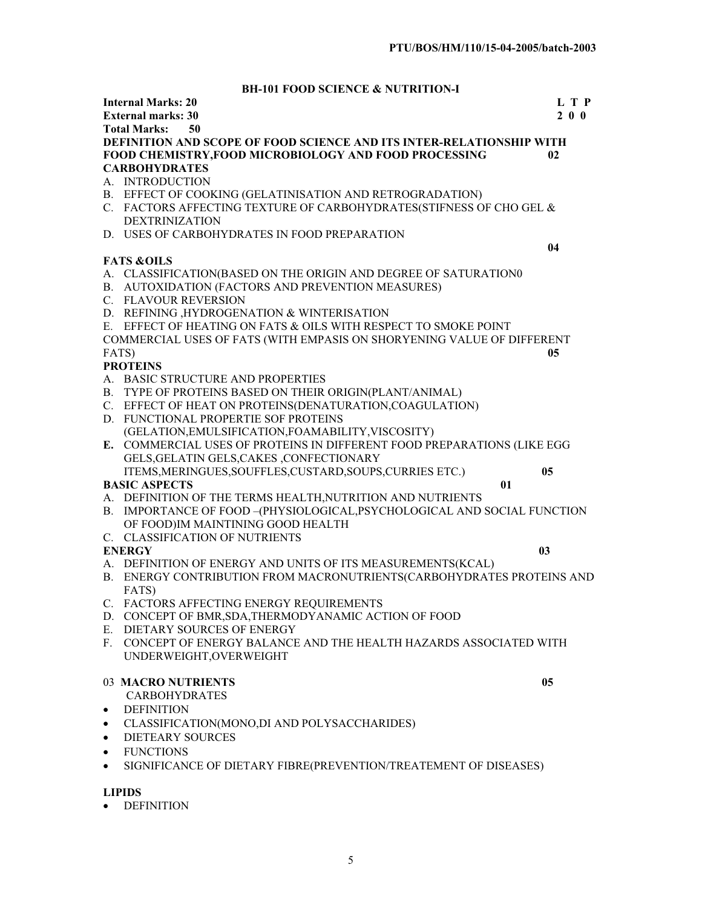PTU/BOS/HM/110/15-04-2005/batch-2003

## BH-101 FOOD SCIENCE & NUTRITION-I

**Internal Marks: 20** **L T P**
**External marks: 30** **2 0 0**
**Total Marks: 50**

**DEFINITION AND SCOPE OF FOOD SCIENCE AND ITS INTER-RELATIONSHIP WITH FOOD CHEMISTRY,FOOD MICROBIOLOGY AND FOOD PROCESSING** **02**

**CARBOHYDRATES**

A. INTRODUCTION
B. EFFECT OF COOKING (GELATINISATION AND RETROGRADATION)
C. FACTORS AFFECTING TEXTURE OF CARBOHYDRATES(STIFNESS OF CHO GEL & DEXTRINIZATION
D. USES OF CARBOHYDRATES IN FOOD PREPARATION

**04**

**FATS &OILS**

A. CLASSIFICATION(BASED ON THE ORIGIN AND DEGREE OF SATURATION0
B. AUTOXIDATION (FACTORS AND PREVENTION MEASURES)
C. FLAVOUR REVERSION
D. REFINING ,HYDROGENATION & WINTERISATION
E. EFFECT OF HEATING ON FATS & OILS WITH RESPECT TO SMOKE POINT

COMMERCIAL USES OF FATS (WITH EMPASIS ON SHORYENING VALUE OF DIFFERENT FATS) **05**

**PROTEINS**

A. BASIC STRUCTURE AND PROPERTIES
B. TYPE OF PROTEINS BASED ON THEIR ORIGIN(PLANT/ANIMAL)
C. EFFECT OF HEAT ON PROTEINS(DENATURATION,COAGULATION)
D. FUNCTIONAL PROPERTIE SOF PROTEINS (GELATION,EMULSIFICATION,FOAMABILITY,VISCOSITY)
**E.** COMMERCIAL USES OF PROTEINS IN DIFFERENT FOOD PREPARATIONS (LIKE EGG GELS,GELATIN GELS,CAKES ,CONFECTIONARY ITEMS,MERINGUES,SOUFFLES,CUSTARD,SOUPS,CURRIES ETC.) **05**

**BASIC ASPECTS** **01**

A. DEFINITION OF THE TERMS HEALTH,NUTRITION AND NUTRIENTS
B. IMPORTANCE OF FOOD –(PHYSIOLOGICAL,PSYCHOLOGICAL AND SOCIAL FUNCTION OF FOOD)IM MAINTINING GOOD HEALTH
C. CLASSIFICATION OF NUTRIENTS

**ENERGY** **03**

A. DEFINITION OF ENERGY AND UNITS OF ITS MEASUREMENTS(KCAL)
B. ENERGY CONTRIBUTION FROM MACRONUTRIENTS(CARBOHYDRATES PROTEINS AND FATS)
C. FACTORS AFFECTING ENERGY REQUIREMENTS
D. CONCEPT OF BMR,SDA,THERMODYANAMIC ACTION OF FOOD
E. DIETARY SOURCES OF ENERGY
F. CONCEPT OF ENERGY BALANCE AND THE HEALTH HAZARDS ASSOCIATED WITH UNDERWEIGHT,OVERWEIGHT

03 **MACRO NUTRIENTS** **05**

CARBOHYDRATES

- DEFINITION
- CLASSIFICATION(MONO,DI AND POLYSACCHARIDES)
- DIETEARY SOURCES
- FUNCTIONS
- SIGNIFICANCE OF DIETARY FIBRE(PREVENTION/TREATEMENT OF DISEASES)

**LIPIDS**

- DEFINITION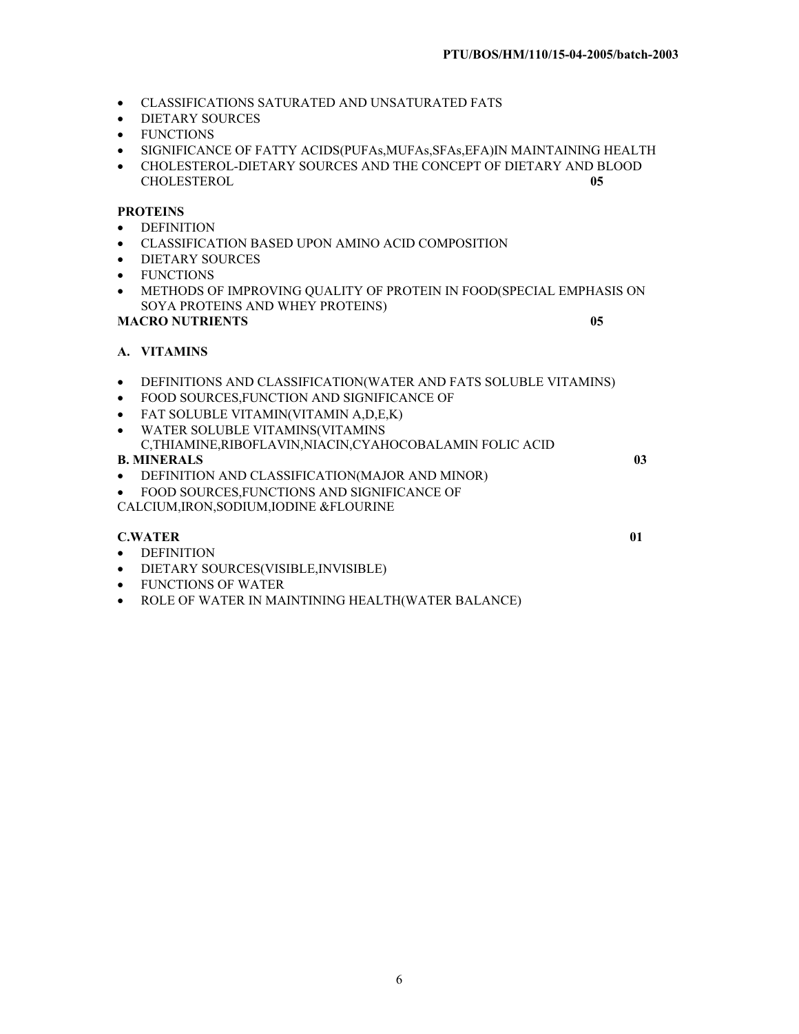- CLASSIFICATIONS SATURATED AND UNSATURATED FATS
- DIETARY SOURCES
- FUNCTIONS
- SIGNIFICANCE OF FATTY ACIDS(PUFAs,MUFAs,SFAs,EFA)IN MAINTAINING HEALTH
- CHOLESTEROL-DIETARY SOURCES AND THE CONCEPT OF DIETARY AND BLOOD CHOLESTEROL **05**

**PROTEINS**

- DEFINITION
- CLASSIFICATION BASED UPON AMINO ACID COMPOSITION
- DIETARY SOURCES
- FUNCTIONS
- METHODS OF IMPROVING QUALITY OF PROTEIN IN FOOD(SPECIAL EMPHASIS ON SOYA PROTEINS AND WHEY PROTEINS)

**MACRO NUTRIENTS** **05**

**A. VITAMINS**

- DEFINITIONS AND CLASSIFICATION(WATER AND FATS SOLUBLE VITAMINS)
- FOOD SOURCES,FUNCTION AND SIGNIFICANCE OF
- FAT SOLUBLE VITAMIN(VITAMIN A,D,E,K)
- WATER SOLUBLE VITAMINS(VITAMINS C,THIAMINE,RIBOFLAVIN,NIACIN,CYAHOCOBALAMIN FOLIC ACID

**B. MINERALS** **03**

- DEFINITION AND CLASSIFICATION(MAJOR AND MINOR)
- FOOD SOURCES,FUNCTIONS AND SIGNIFICANCE OF CALCIUM,IRON,SODIUM,IODINE &FLOURINE

**C.WATER** **01**

- DEFINITION
- DIETARY SOURCES(VISIBLE,INVISIBLE)
- FUNCTIONS OF WATER
- ROLE OF WATER IN MAINTINING HEALTH(WATER BALANCE)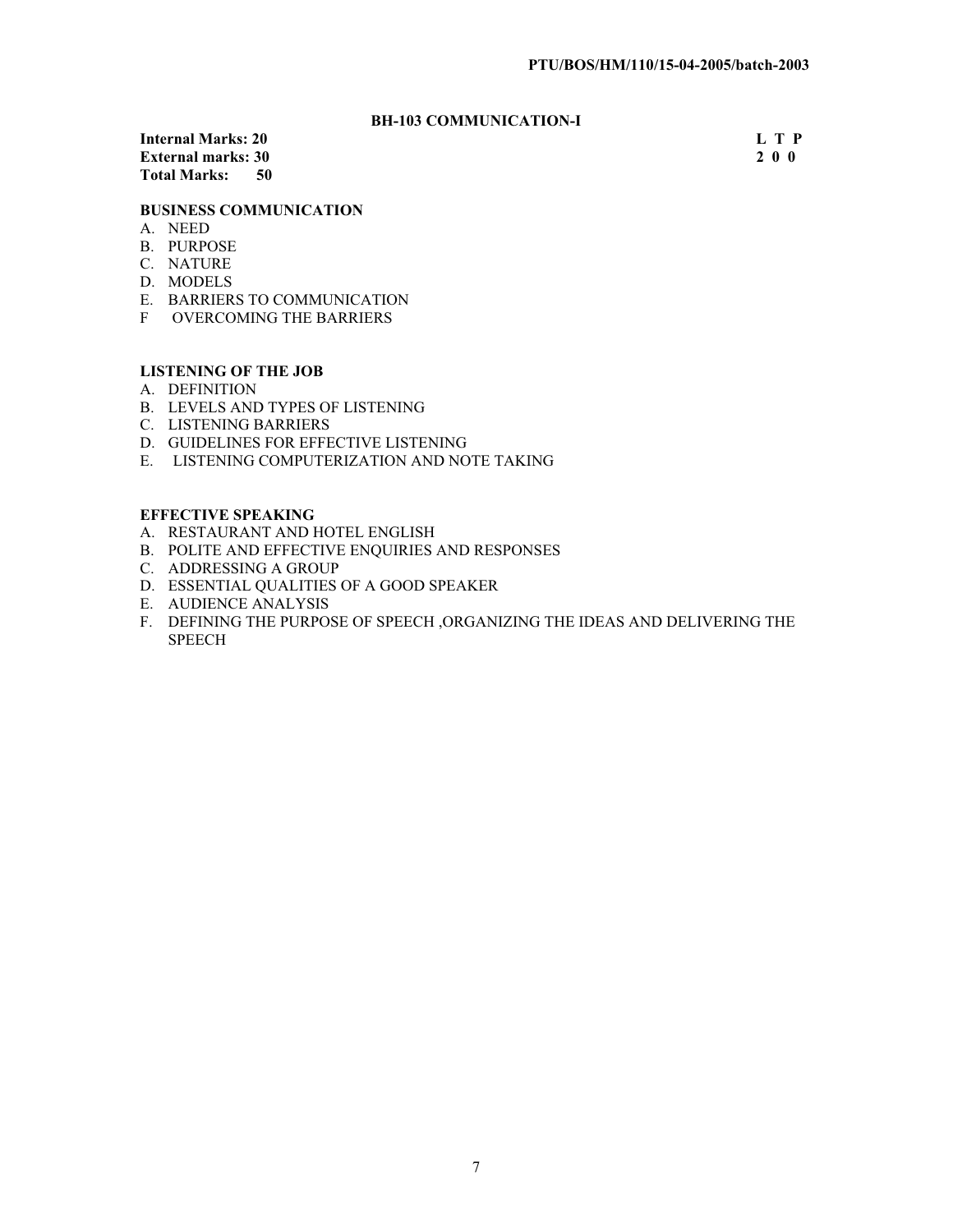## BH-103 COMMUNICATION-I

**Internal Marks: 20** **L T P**
**External marks: 30** **2 0 0**
**Total Marks: 50**

### BUSINESS COMMUNICATION

A. NEED
B. PURPOSE
C. NATURE
D. MODELS
E. BARRIERS TO COMMUNICATION
F OVERCOMING THE BARRIERS

### LISTENING OF THE JOB

A. DEFINITION
B. LEVELS AND TYPES OF LISTENING
C. LISTENING BARRIERS
D. GUIDELINES FOR EFFECTIVE LISTENING
E. LISTENING COMPUTERIZATION AND NOTE TAKING

### EFFECTIVE SPEAKING

A. RESTAURANT AND HOTEL ENGLISH
B. POLITE AND EFFECTIVE ENQUIRIES AND RESPONSES
C. ADDRESSING A GROUP
D. ESSENTIAL QUALITIES OF A GOOD SPEAKER
E. AUDIENCE ANALYSIS
F. DEFINING THE PURPOSE OF SPEECH ,ORGANIZING THE IDEAS AND DELIVERING THE SPEECH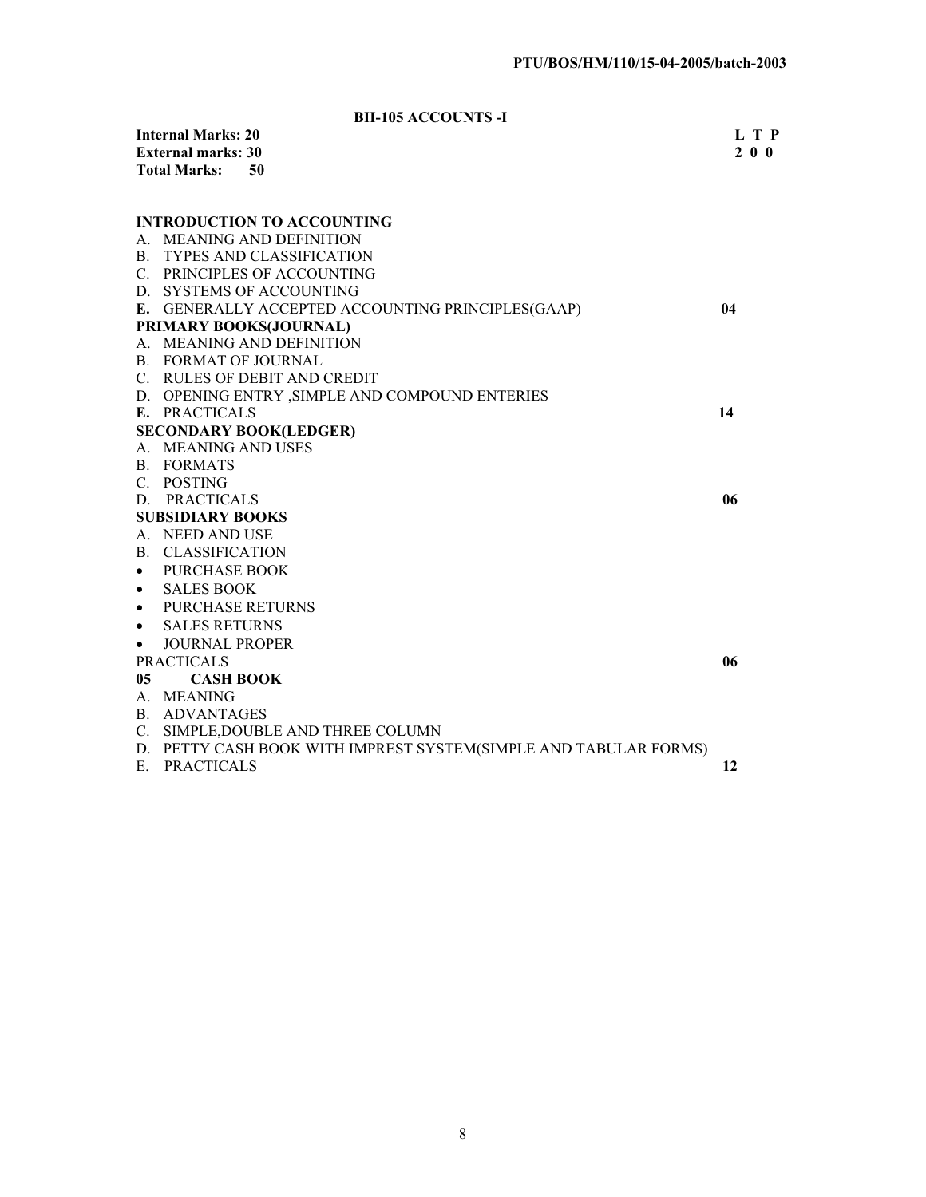PTU/BOS/HM/110/15-04-2005/batch-2003

## BH-105 ACCOUNTS -I

**Internal Marks: 20** **L T P**
**External marks: 30** **2 0 0**
**Total Marks: 50**

**INTRODUCTION TO ACCOUNTING**

A. MEANING AND DEFINITION
B. TYPES AND CLASSIFICATION
C. PRINCIPLES OF ACCOUNTING
D. SYSTEMS OF ACCOUNTING
**E.** GENERALLY ACCEPTED ACCOUNTING PRINCIPLES(GAAP) **04**

**PRIMARY BOOKS(JOURNAL)**

A. MEANING AND DEFINITION
B. FORMAT OF JOURNAL
C. RULES OF DEBIT AND CREDIT
D. OPENING ENTRY ,SIMPLE AND COMPOUND ENTERIES
**E.** PRACTICALS **14**

**SECONDARY BOOK(LEDGER)**

A. MEANING AND USES
B. FORMATS
C. POSTING
D. PRACTICALS **06**

**SUBSIDIARY BOOKS**

A. NEED AND USE
B. CLASSIFICATION

- PURCHASE BOOK
- SALES BOOK
- PURCHASE RETURNS
- SALES RETURNS
- JOURNAL PROPER

PRACTICALS **06**

**05 CASH BOOK**

A. MEANING
B. ADVANTAGES
C. SIMPLE,DOUBLE AND THREE COLUMN
D. PETTY CASH BOOK WITH IMPREST SYSTEM(SIMPLE AND TABULAR FORMS)
E. PRACTICALS **12**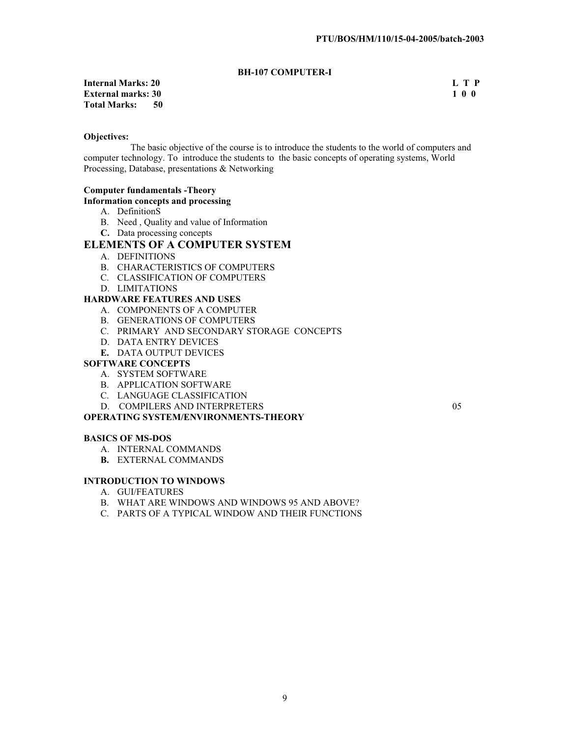### BH-107 COMPUTER-I

**Internal Marks: 20** **L T P**
**External marks: 30** **1 0 0**
**Total Marks: 50**

**Objectives:**

The basic objective of the course is to introduce the students to the world of computers and computer technology. To introduce the students to the basic concepts of operating systems, World Processing, Database, presentations & Networking

**Computer fundamentals -Theory**

**Information concepts and processing**

A. DefinitionS
B. Need , Quality and value of Information
C. Data processing concepts

## ELEMENTS OF A COMPUTER SYSTEM

A. DEFINITIONS
B. CHARACTERISTICS OF COMPUTERS
C. CLASSIFICATION OF COMPUTERS
D. LIMITATIONS

**HARDWARE FEATURES AND USES**

A. COMPONENTS OF A COMPUTER
B. GENERATIONS OF COMPUTERS
C. PRIMARY AND SECONDARY STORAGE CONCEPTS
D. DATA ENTRY DEVICES
E. DATA OUTPUT DEVICES

**SOFTWARE CONCEPTS**

A. SYSTEM SOFTWARE
B. APPLICATION SOFTWARE
C. LANGUAGE CLASSIFICATION
D. COMPILERS AND INTERPRETERS 05

**OPERATING SYSTEM/ENVIRONMENTS-THEORY**

**BASICS OF MS-DOS**

A. INTERNAL COMMANDS
B. EXTERNAL COMMANDS

**INTRODUCTION TO WINDOWS**

A. GUI/FEATURES
B. WHAT ARE WINDOWS AND WINDOWS 95 AND ABOVE?
C. PARTS OF A TYPICAL WINDOW AND THEIR FUNCTIONS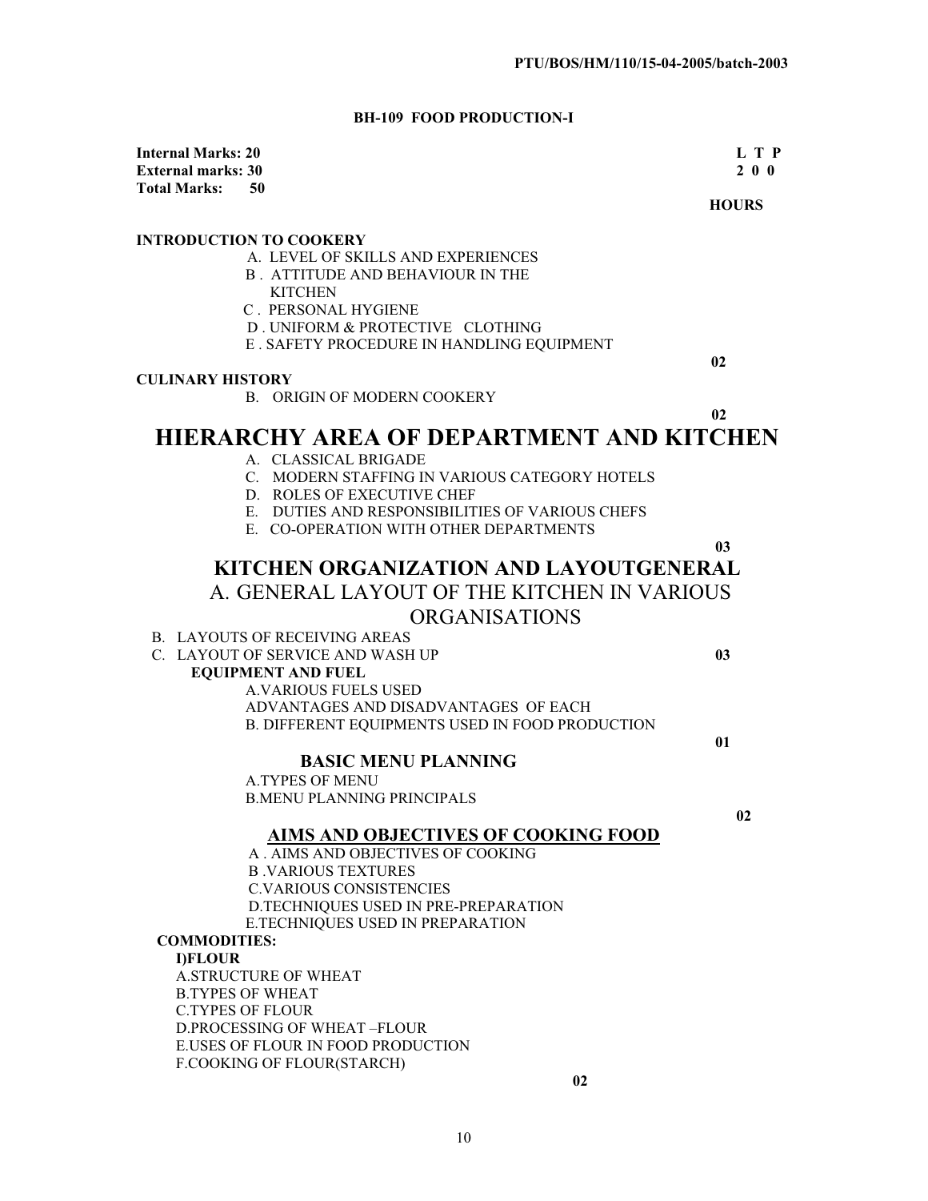# BH-109 FOOD PRODUCTION-I

**Internal Marks: 20**
**External marks: 30**
**Total Marks: 50**

**L T P**
**2 0 0**

**HOURS**

**INTRODUCTION TO COOKERY**

A. LEVEL OF SKILLS AND EXPERIENCES
B . ATTITUDE AND BEHAVIOUR IN THE KITCHEN
C . PERSONAL HYGIENE
D . UNIFORM & PROTECTIVE CLOTHING
E . SAFETY PROCEDURE IN HANDLING EQUIPMENT

**02**

**CULINARY HISTORY**

B. ORIGIN OF MODERN COOKERY

**02**

## HIERARCHY AREA OF DEPARTMENT AND KITCHEN

A. CLASSICAL BRIGADE
C. MODERN STAFFING IN VARIOUS CATEGORY HOTELS
D. ROLES OF EXECUTIVE CHEF
E. DUTIES AND RESPONSIBILITIES OF VARIOUS CHEFS
E. CO-OPERATION WITH OTHER DEPARTMENTS

**03**

## KITCHEN ORGANIZATION AND LAYOUTGENERAL

A. GENERAL LAYOUT OF THE KITCHEN IN VARIOUS ORGANISATIONS

B. LAYOUTS OF RECEIVING AREAS
C. LAYOUT OF SERVICE AND WASH UP **03**

**EQUIPMENT AND FUEL**

A.VARIOUS FUELS USED
ADVANTAGES AND DISADVANTAGES OF EACH
B. DIFFERENT EQUIPMENTS USED IN FOOD PRODUCTION

**01**

### BASIC MENU PLANNING

A.TYPES OF MENU
B.MENU PLANNING PRINCIPALS

**02**

### AIMS AND OBJECTIVES OF COOKING FOOD

A . AIMS AND OBJECTIVES OF COOKING
B .VARIOUS TEXTURES
C.VARIOUS CONSISTENCIES
D.TECHNIQUES USED IN PRE-PREPARATION
E.TECHNIQUES USED IN PREPARATION

**COMMODITIES:**

**I)FLOUR**

A.STRUCTURE OF WHEAT
B.TYPES OF WHEAT
C.TYPES OF FLOUR
D.PROCESSING OF WHEAT –FLOUR
E.USES OF FLOUR IN FOOD PRODUCTION
F.COOKING OF FLOUR(STARCH)

**02**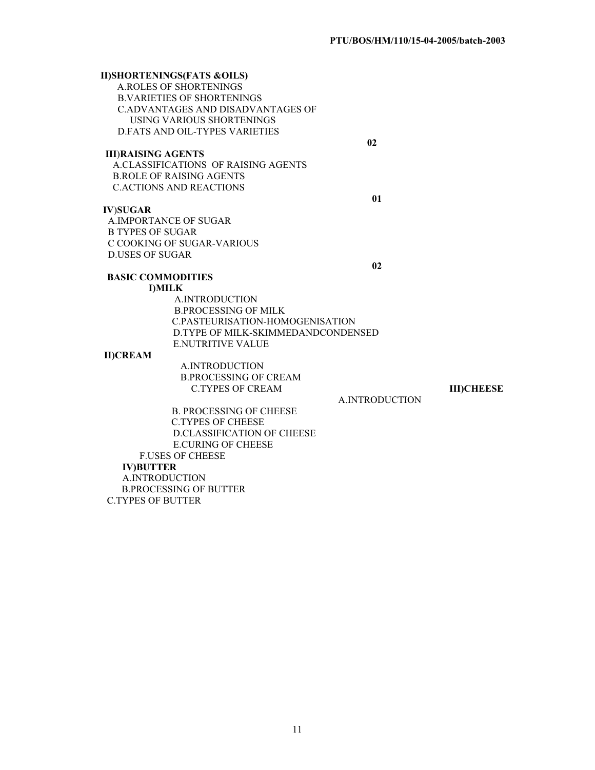**II)SHORTENINGS(FATS &OILS)**

A.ROLES OF SHORTENINGS
B.VARIETIES OF SHORTENINGS
C.ADVANTAGES AND DISADVANTAGES OF USING VARIOUS SHORTENINGS
D.FATS AND OIL-TYPES VARIETIES

**02**

**III)RAISING AGENTS**

A.CLASSIFICATIONS OF RAISING AGENTS
B.ROLE OF RAISING AGENTS
C.ACTIONS AND REACTIONS

**01**

**IV)SUGAR**

A.IMPORTANCE OF SUGAR
B TYPES OF SUGAR
C COOKING OF SUGAR-VARIOUS
D.USES OF SUGAR

**02**

**BASIC COMMODITIES**

**I)MILK**

A.INTRODUCTION
B.PROCESSING OF MILK
C.PASTEURISATION-HOMOGENISATION
D.TYPE OF MILK-SKIMMEDANDCONDENSED
E.NUTRITIVE VALUE

**II)CREAM**

A.INTRODUCTION
B.PROCESSING OF CREAM
C.TYPES OF CREAM

**III)CHEESE**

A.INTRODUCTION
B. PROCESSING OF CHEESE
C.TYPES OF CHEESE
D.CLASSIFICATION OF CHEESE
E.CURING OF CHEESE
F.USES OF CHEESE

**IV)BUTTER**

A.INTRODUCTION
B.PROCESSING OF BUTTER
C.TYPES OF BUTTER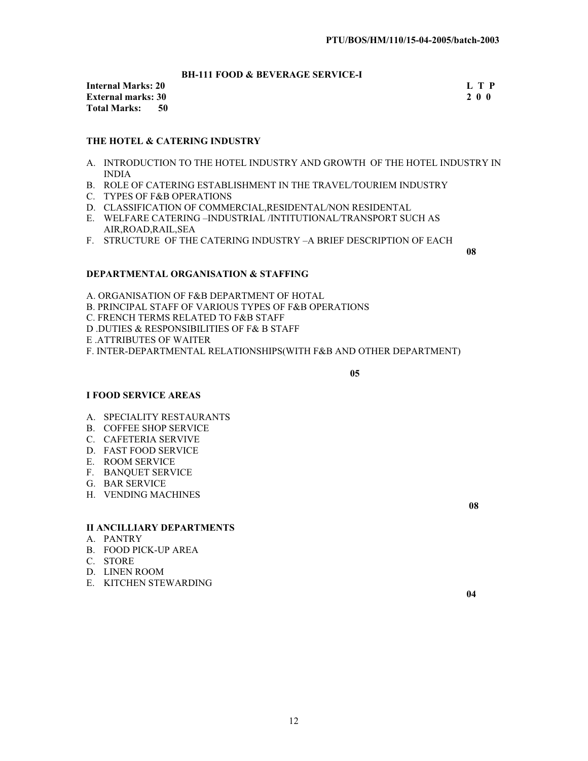PTU/BOS/HM/110/15-04-2005/batch-2003

## BH-111 FOOD & BEVERAGE SERVICE-I

**Internal Marks: 20** &nbsp;&nbsp;&nbsp;&nbsp;&nbsp;&nbsp;&nbsp;&nbsp;&nbsp;&nbsp; **L T P**
**External marks: 30** &nbsp;&nbsp;&nbsp;&nbsp;&nbsp;&nbsp;&nbsp;&nbsp;&nbsp;&nbsp; **2 0 0**
**Total Marks: 50**

### THE HOTEL & CATERING INDUSTRY

A. INTRODUCTION TO THE HOTEL INDUSTRY AND GROWTH OF THE HOTEL INDUSTRY IN INDIA
B. ROLE OF CATERING ESTABLISHMENT IN THE TRAVEL/TOURIEM INDUSTRY
C. TYPES OF F&B OPERATIONS
D. CLASSIFICATION OF COMMERCIAL,RESIDENTAL/NON RESIDENTAL
E. WELFARE CATERING –INDUSTRIAL /INTITUTIONAL/TRANSPORT SUCH AS AIR,ROAD,RAIL,SEA
F. STRUCTURE OF THE CATERING INDUSTRY –A BRIEF DESCRIPTION OF EACH

**08**

### DEPARTMENTAL ORGANISATION & STAFFING

A. ORGANISATION OF F&B DEPARTMENT OF HOTAL
B. PRINCIPAL STAFF OF VARIOUS TYPES OF F&B OPERATIONS
C. FRENCH TERMS RELATED TO F&B STAFF
D .DUTIES & RESPONSIBILITIES OF F& B STAFF
E .ATTRIBUTES OF WAITER
F. INTER-DEPARTMENTAL RELATIONSHIPS(WITH F&B AND OTHER DEPARTMENT)

**05**

### I FOOD SERVICE AREAS

A. SPECIALITY RESTAURANTS
B. COFFEE SHOP SERVICE
C. CAFETERIA SERVIVE
D. FAST FOOD SERVICE
E. ROOM SERVICE
F. BANQUET SERVICE
G. BAR SERVICE
H. VENDING MACHINES

**08**

### II ANCILLIARY DEPARTMENTS

A. PANTRY
B. FOOD PICK-UP AREA
C. STORE
D. LINEN ROOM
E. KITCHEN STEWARDING

**04**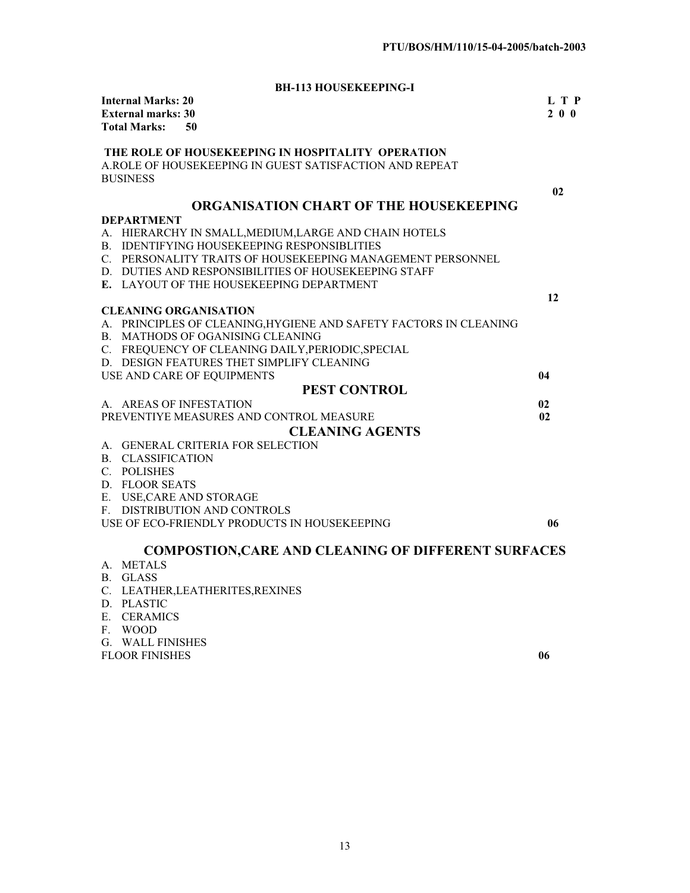## BH-113 HOUSEKEEPING-I

**Internal Marks: 20**
**External marks: 30**
**Total Marks: 50**

**L T P**
**2 0 0**

**THE ROLE OF HOUSEKEEPING IN HOSPITALITY OPERATION**

A.ROLE OF HOUSEKEEPING IN GUEST SATISFACTION AND REPEAT BUSINESS

**02**

## ORGANISATION CHART OF THE HOUSEKEEPING DEPARTMENT

A. HIERARCHY IN SMALL,MEDIUM,LARGE AND CHAIN HOTELS
B. IDENTIFYING HOUSEKEEPING RESPONSIBLITIES
C. PERSONALITY TRAITS OF HOUSEKEEPING MANAGEMENT PERSONNEL
D. DUTIES AND RESPONSIBILITIES OF HOUSEKEEPING STAFF
**E.** LAYOUT OF THE HOUSEKEEPING DEPARTMENT

**12**

**CLEANING ORGANISATION**

A. PRINCIPLES OF CLEANING,HYGIENE AND SAFETY FACTORS IN CLEANING
B. MATHODS OF OGANISING CLEANING
C. FREQUENCY OF CLEANING DAILY,PERIODIC,SPECIAL
D. DESIGN FEATURES THET SIMPLIFY CLEANING

USE AND CARE OF EQUIPMENTS **04**

## PEST CONTROL

A. AREAS OF INFESTATION **02**

PREVENTIYE MEASURES AND CONTROL MEASURE **02**

## CLEANING AGENTS

A. GENERAL CRITERIA FOR SELECTION
B. CLASSIFICATION
C. POLISHES
D. FLOOR SEATS
E. USE,CARE AND STORAGE
F. DISTRIBUTION AND CONTROLS

USE OF ECO-FRIENDLY PRODUCTS IN HOUSEKEEPING **06**

## COMPOSTION,CARE AND CLEANING OF DIFFERENT SURFACES

A. METALS
B. GLASS
C. LEATHER,LEATHERITES,REXINES
D. PLASTIC
E. CERAMICS
F. WOOD
G. WALL FINISHES

FLOOR FINISHES **06**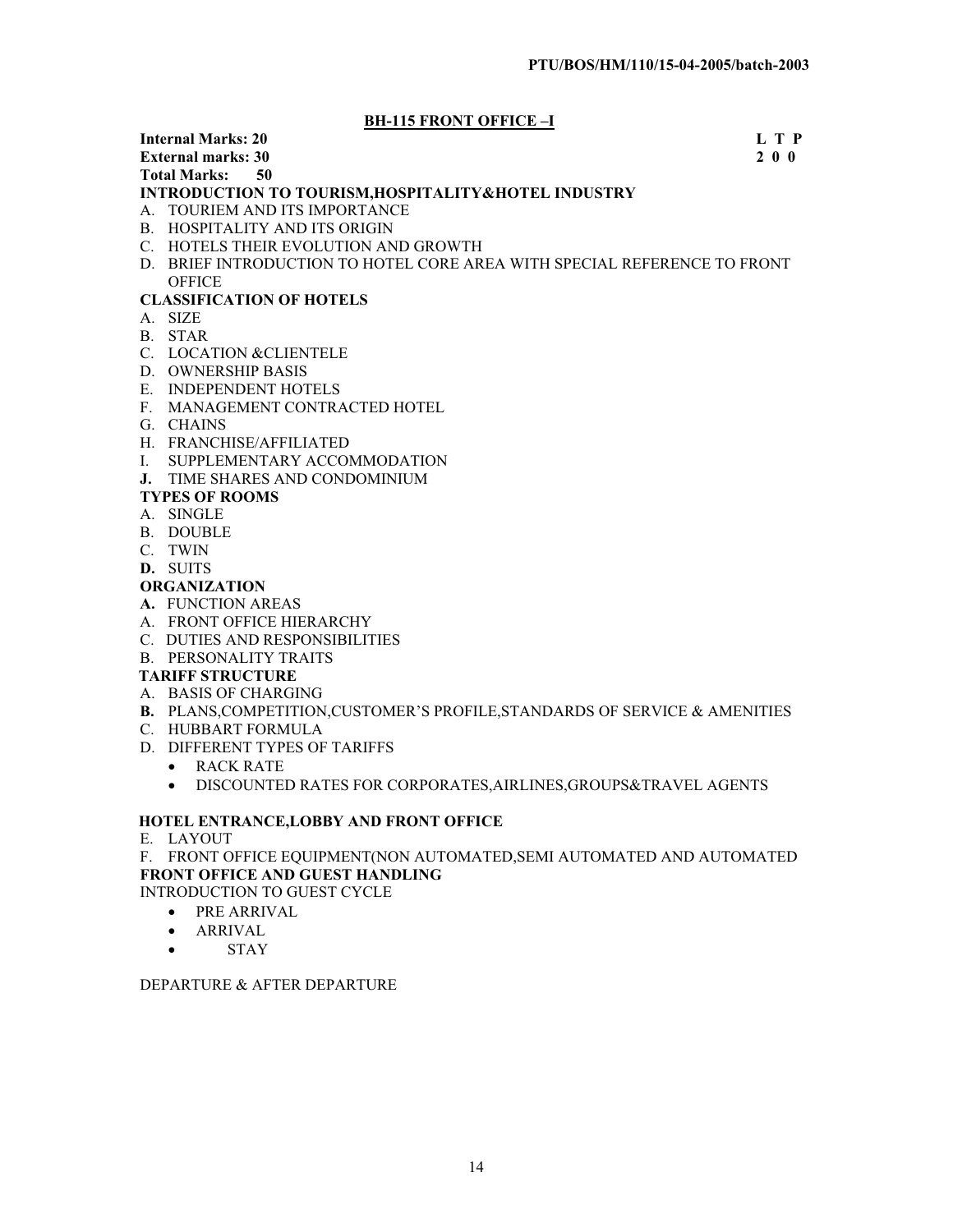PTU/BOS/HM/110/15-04-2005/batch-2003

## BH-115 FRONT OFFICE –I

**Internal Marks: 20** **L T P**
**External marks: 30** **2 0 0**
**Total Marks: 50**

**INTRODUCTION TO TOURISM,HOSPITALITY&HOTEL INDUSTRY**

A. TOURIEM AND ITS IMPORTANCE
B. HOSPITALITY AND ITS ORIGIN
C. HOTELS THEIR EVOLUTION AND GROWTH
D. BRIEF INTRODUCTION TO HOTEL CORE AREA WITH SPECIAL REFERENCE TO FRONT OFFICE

**CLASSIFICATION OF HOTELS**

A. SIZE
B. STAR
C. LOCATION &CLIENTELE
D. OWNERSHIP BASIS
E. INDEPENDENT HOTELS
F. MANAGEMENT CONTRACTED HOTEL
G. CHAINS
H. FRANCHISE/AFFILIATED
I. SUPPLEMENTARY ACCOMMODATION
**J.** TIME SHARES AND CONDOMINIUM

**TYPES OF ROOMS**

A. SINGLE
B. DOUBLE
C. TWIN
**D.** SUITS

**ORGANIZATION**

**A.** FUNCTION AREAS
A. FRONT OFFICE HIERARCHY
C. DUTIES AND RESPONSIBILITIES
B. PERSONALITY TRAITS

**TARIFF STRUCTURE**

A. BASIS OF CHARGING
**B.** PLANS,COMPETITION,CUSTOMER'S PROFILE,STANDARDS OF SERVICE & AMENITIES
C. HUBBART FORMULA
D. DIFFERENT TYPES OF TARIFFS
- RACK RATE
- DISCOUNTED RATES FOR CORPORATES,AIRLINES,GROUPS&TRAVEL AGENTS

**HOTEL ENTRANCE,LOBBY AND FRONT OFFICE**

E. LAYOUT
F. FRONT OFFICE EQUIPMENT(NON AUTOMATED,SEMI AUTOMATED AND AUTOMATED

**FRONT OFFICE AND GUEST HANDLING**

INTRODUCTION TO GUEST CYCLE

- PRE ARRIVAL
- ARRIVAL
- STAY

DEPARTURE & AFTER DEPARTURE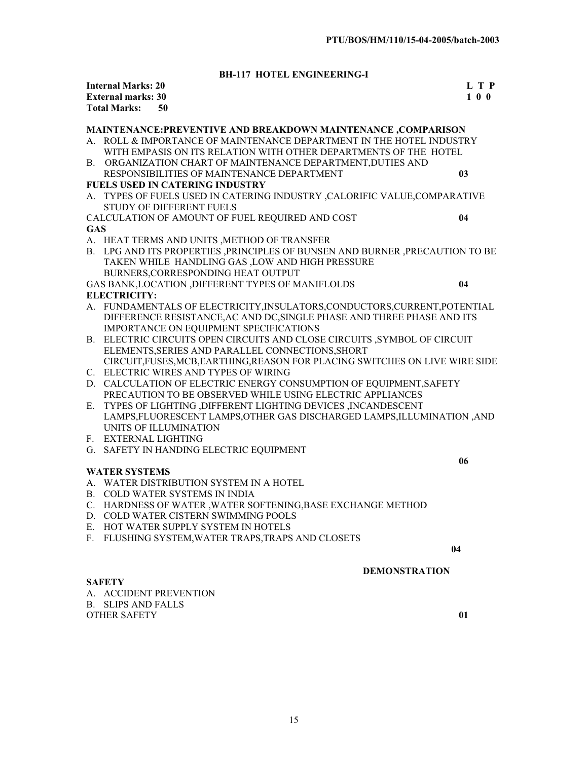## BH-117 HOTEL ENGINEERING-I

**Internal Marks: 20** **L T P**
**External marks: 30** **1 0 0**
**Total Marks: 50**

**MAINTENANCE:PREVENTIVE AND BREAKDOWN MAINTENANCE ,COMPARISON**

A. ROLL & IMPORTANCE OF MAINTENANCE DEPARTMENT IN THE HOTEL INDUSTRY WITH EMPASIS ON ITS RELATION WITH OTHER DEPARTMENTS OF THE HOTEL
B. ORGANIZATION CHART OF MAINTENANCE DEPARTMENT,DUTIES AND RESPONSIBILITIES OF MAINTENANCE DEPARTMENT **03**

**FUELS USED IN CATERING INDUSTRY**

A. TYPES OF FUELS USED IN CATERING INDUSTRY ,CALORIFIC VALUE,COMPARATIVE STUDY OF DIFFERENT FUELS

CALCULATION OF AMOUNT OF FUEL REQUIRED AND COST **04**

**GAS**

A. HEAT TERMS AND UNITS ,METHOD OF TRANSFER
B. LPG AND ITS PROPERTIES ,PRINCIPLES OF BUNSEN AND BURNER ,PRECAUTION TO BE TAKEN WHILE HANDLING GAS ,LOW AND HIGH PRESSURE BURNERS,CORRESPONDING HEAT OUTPUT

GAS BANK,LOCATION ,DIFFERENT TYPES OF MANIFLOLDS **04**

**ELECTRICITY:**

A. FUNDAMENTALS OF ELECTRICITY,INSULATORS,CONDUCTORS,CURRENT,POTENTIAL DIFFERENCE RESISTANCE,AC AND DC,SINGLE PHASE AND THREE PHASE AND ITS IMPORTANCE ON EQUIPMENT SPECIFICATIONS
B. ELECTRIC CIRCUITS OPEN CIRCUITS AND CLOSE CIRCUITS ,SYMBOL OF CIRCUIT ELEMENTS,SERIES AND PARALLEL CONNECTIONS,SHORT CIRCUIT,FUSES,MCB,EARTHING,REASON FOR PLACING SWITCHES ON LIVE WIRE SIDE
C. ELECTRIC WIRES AND TYPES OF WIRING
D. CALCULATION OF ELECTRIC ENERGY CONSUMPTION OF EQUIPMENT,SAFETY PRECAUTION TO BE OBSERVED WHILE USING ELECTRIC APPLIANCES
E. TYPES OF LIGHTING ,DIFFERENT LIGHTING DEVICES ,INCANDESCENT LAMPS,FLUORESCENT LAMPS,OTHER GAS DISCHARGED LAMPS,ILLUMINATION ,AND UNITS OF ILLUMINATION
F. EXTERNAL LIGHTING
G. SAFETY IN HANDING ELECTRIC EQUIPMENT

**06**

**WATER SYSTEMS**

A. WATER DISTRIBUTION SYSTEM IN A HOTEL
B. COLD WATER SYSTEMS IN INDIA
C. HARDNESS OF WATER ,WATER SOFTENING,BASE EXCHANGE METHOD
D. COLD WATER CISTERN SWIMMING POOLS
E. HOT WATER SUPPLY SYSTEM IN HOTELS
F. FLUSHING SYSTEM,WATER TRAPS,TRAPS AND CLOSETS

**04**

**DEMONSTRATION**

**SAFETY**

A. ACCIDENT PREVENTION
B. SLIPS AND FALLS

OTHER SAFETY **01**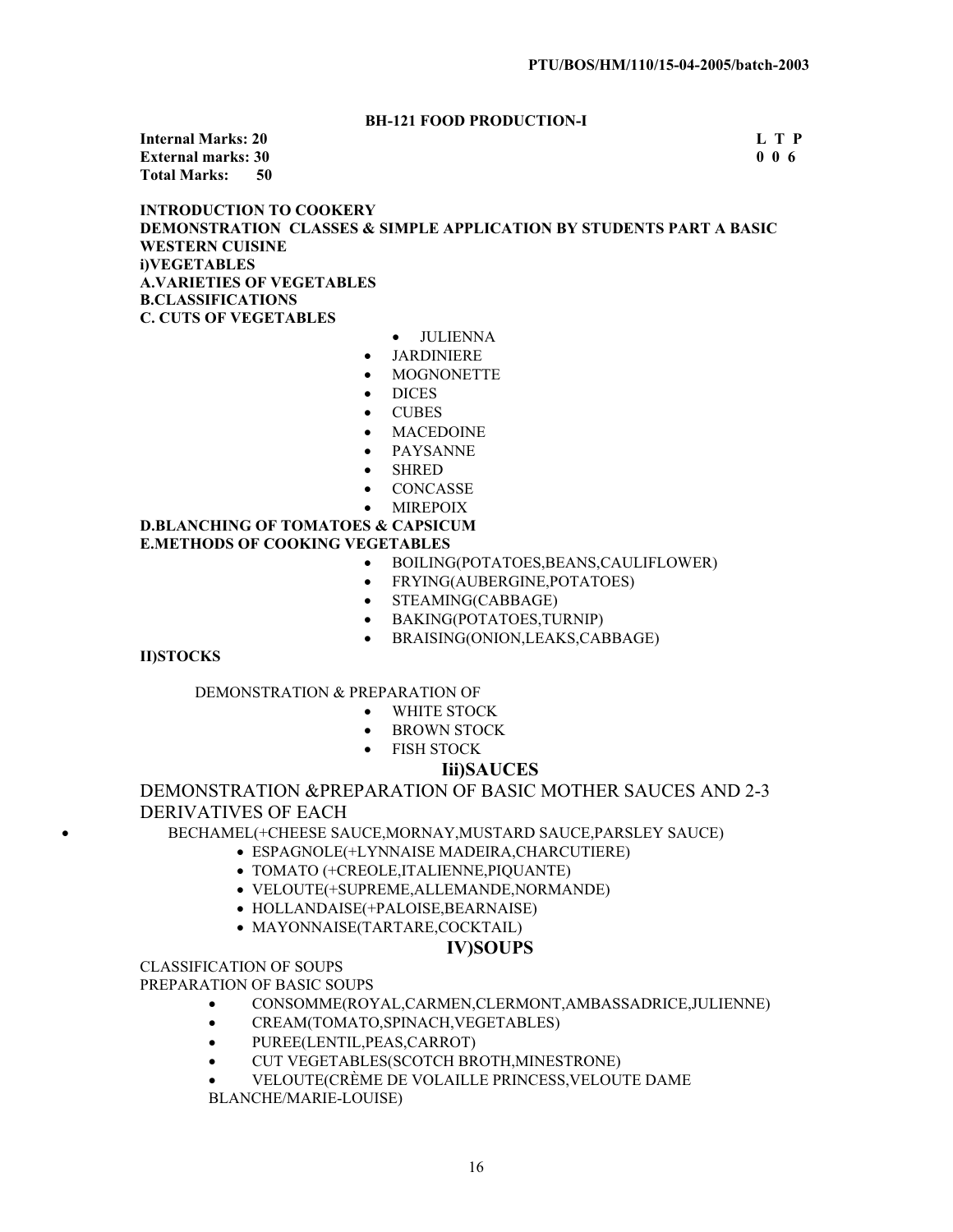## BH-121 FOOD PRODUCTION-I

**Internal Marks: 20** **L T P**
**External marks: 30** **0 0 6**
**Total Marks: 50**

**INTRODUCTION TO COOKERY**
**DEMONSTRATION CLASSES & SIMPLE APPLICATION BY STUDENTS PART A BASIC WESTERN CUISINE**
**i)VEGETABLES**
**A.VARIETIES OF VEGETABLES**
**B.CLASSIFICATIONS**
**C. CUTS OF VEGETABLES**

- JULIENNA
- JARDINIERE
- MOGNONETTE
- DICES
- CUBES
- MACEDOINE
- PAYSANNE
- SHRED
- CONCASSE
- MIREPOIX

**D.BLANCHING OF TOMATOES & CAPSICUM**
**E.METHODS OF COOKING VEGETABLES**

- BOILING(POTATOES,BEANS,CAULIFLOWER)
- FRYING(AUBERGINE,POTATOES)
- STEAMING(CABBAGE)
- BAKING(POTATOES,TURNIP)
- BRAISING(ONION,LEAKS,CABBAGE)

**II)STOCKS**

DEMONSTRATION & PREPARATION OF

- WHITE STOCK
- BROWN STOCK
- FISH STOCK

### Iii)SAUCES

DEMONSTRATION &PREPARATION OF BASIC MOTHER SAUCES AND 2-3 DERIVATIVES OF EACH

- BECHAMEL(+CHEESE SAUCE,MORNAY,MUSTARD SAUCE,PARSLEY SAUCE)
- ESPAGNOLE(+LYNNAISE MADEIRA,CHARCUTIERE)
- TOMATO (+CREOLE,ITALIENNE,PIQUANTE)
- VELOUTE(+SUPREME,ALLEMANDE,NORMANDE)
- HOLLANDAISE(+PALOISE,BEARNAISE)
- MAYONNAISE(TARTARE,COCKTAIL)

### IV)SOUPS

CLASSIFICATION OF SOUPS
PREPARATION OF BASIC SOUPS

- CONSOMME(ROYAL,CARMEN,CLERMONT,AMBASSADRICE,JULIENNE)
- CREAM(TOMATO,SPINACH,VEGETABLES)
- PUREE(LENTIL,PEAS,CARROT)
- CUT VEGETABLES(SCOTCH BROTH,MINESTRONE)
- VELOUTE(CRÈME DE VOLAILLE PRINCESS,VELOUTE DAME BLANCHE/MARIE-LOUISE)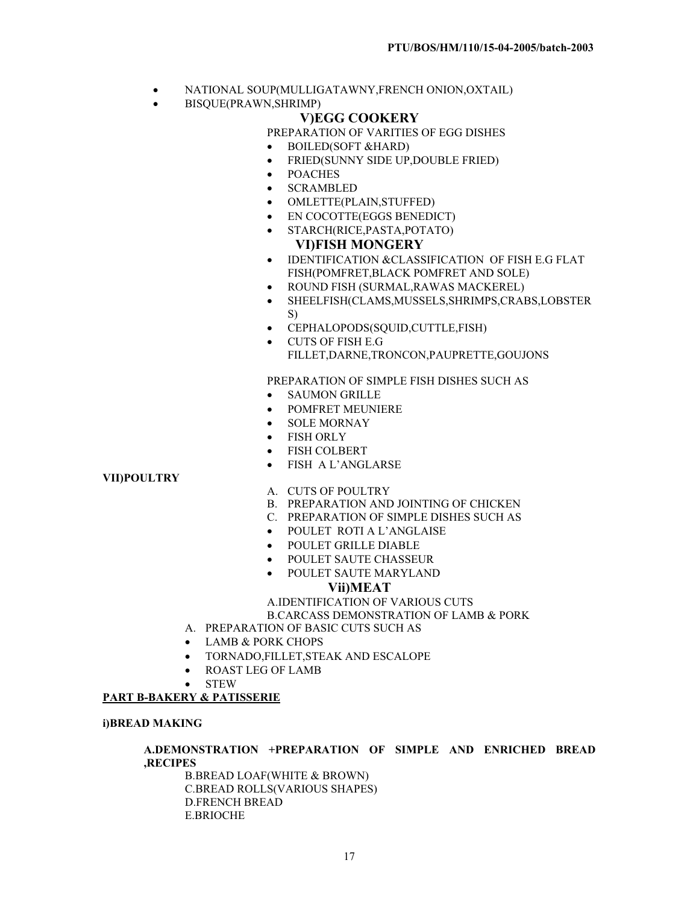- NATIONAL SOUP(MULLIGATAWNY,FRENCH ONION,OXTAIL)
- BISQUE(PRAWN,SHRIMP)

### V)EGG COOKERY

PREPARATION OF VARITIES OF EGG DISHES

- BOILED(SOFT &HARD)
- FRIED(SUNNY SIDE UP,DOUBLE FRIED)
- POACHES
- SCRAMBLED
- OMLETTE(PLAIN,STUFFED)
- EN COCOTTE(EGGS BENEDICT)
- STARCH(RICE,PASTA,POTATO)

### VI)FISH MONGERY

- IDENTIFICATION &CLASSIFICATION OF FISH E.G FLAT FISH(POMFRET,BLACK POMFRET AND SOLE)
- ROUND FISH (SURMAL,RAWAS MACKEREL)
- SHEELFISH(CLAMS,MUSSELS,SHRIMPS,CRABS,LOBSTERS)
- CEPHALOPODS(SQUID,CUTTLE,FISH)
- CUTS OF FISH E.G FILLET,DARNE,TRONCON,PAUPRETTE,GOUJONS

PREPARATION OF SIMPLE FISH DISHES SUCH AS

- SAUMON GRILLE
- POMFRET MEUNIERE
- SOLE MORNAY
- FISH ORLY
- FISH COLBERT
- FISH A L'ANGLARSE

**VII)POULTRY**

A. CUTS OF POULTRY
B. PREPARATION AND JOINTING OF CHICKEN
C. PREPARATION OF SIMPLE DISHES SUCH AS

- POULET ROTI A L'ANGLAISE
- POULET GRILLE DIABLE
- POULET SAUTE CHASSEUR
- POULET SAUTE MARYLAND

### Vii)MEAT

A.IDENTIFICATION OF VARIOUS CUTS
B.CARCASS DEMONSTRATION OF LAMB & PORK

A. PREPARATION OF BASIC CUTS SUCH AS

- LAMB & PORK CHOPS
- TORNADO,FILLET,STEAK AND ESCALOPE
- ROAST LEG OF LAMB
- STEW

**PART B-BAKERY & PATISSERIE**

**i)BREAD MAKING**

**A.DEMONSTRATION +PREPARATION OF SIMPLE AND ENRICHED BREAD ,RECIPES**

B.BREAD LOAF(WHITE & BROWN)
C.BREAD ROLLS(VARIOUS SHAPES)
D.FRENCH BREAD
E.BRIOCHE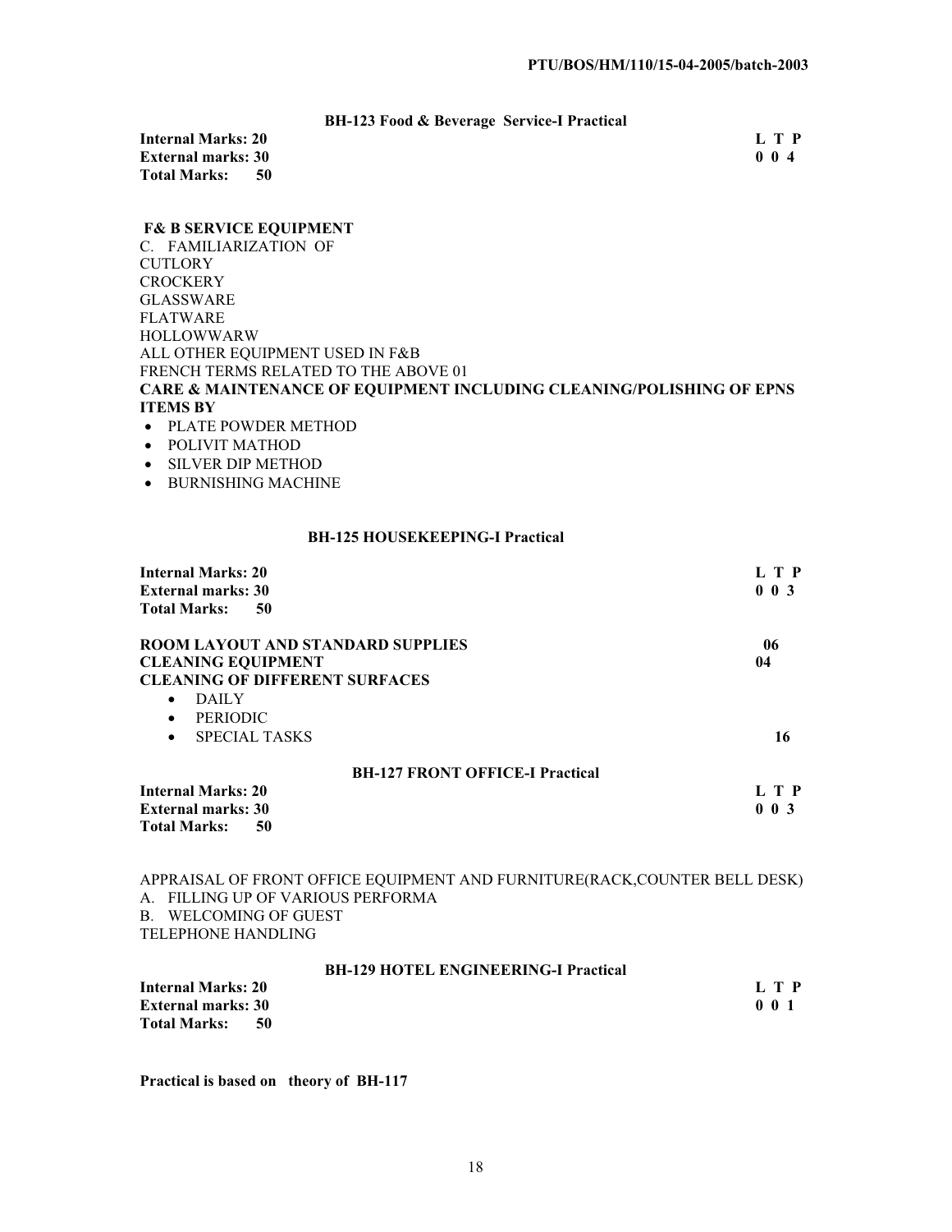### BH-123 Food & Beverage Service-I Practical

**Internal Marks: 20** | **L T P**
**External marks: 30** | **0 0 4**
**Total Marks: 50**

**F& B SERVICE EQUIPMENT**

C. FAMILIARIZATION OF
CUTLORY
CROCKERY
GLASSWARE
FLATWARE
HOLLOWWARW
ALL OTHER EQUIPMENT USED IN F&B
FRENCH TERMS RELATED TO THE ABOVE 01

**CARE & MAINTENANCE OF EQUIPMENT INCLUDING CLEANING/POLISHING OF EPNS ITEMS BY**

- PLATE POWDER METHOD
- POLIVIT MATHOD
- SILVER DIP METHOD
- BURNISHING MACHINE

### BH-125 HOUSEKEEPING-I Practical

**Internal Marks: 20** | **L T P**
**External marks: 30** | **0 0 3**
**Total Marks: 50**

**ROOM LAYOUT AND STANDARD SUPPLIES** 06
**CLEANING EQUIPMENT** 04
**CLEANING OF DIFFERENT SURFACES**

- DAILY
- PERIODIC
- SPECIAL TASKS 16

### BH-127 FRONT OFFICE-I Practical

**Internal Marks: 20** | **L T P**
**External marks: 30** | **0 0 3**
**Total Marks: 50**

APPRAISAL OF FRONT OFFICE EQUIPMENT AND FURNITURE(RACK,COUNTER BELL DESK)
A. FILLING UP OF VARIOUS PERFORMA
B. WELCOMING OF GUEST
TELEPHONE HANDLING

### BH-129 HOTEL ENGINEERING-I Practical

**Internal Marks: 20** | **L T P**
**External marks: 30** | **0 0 1**
**Total Marks: 50**

**Practical is based on theory of BH-117**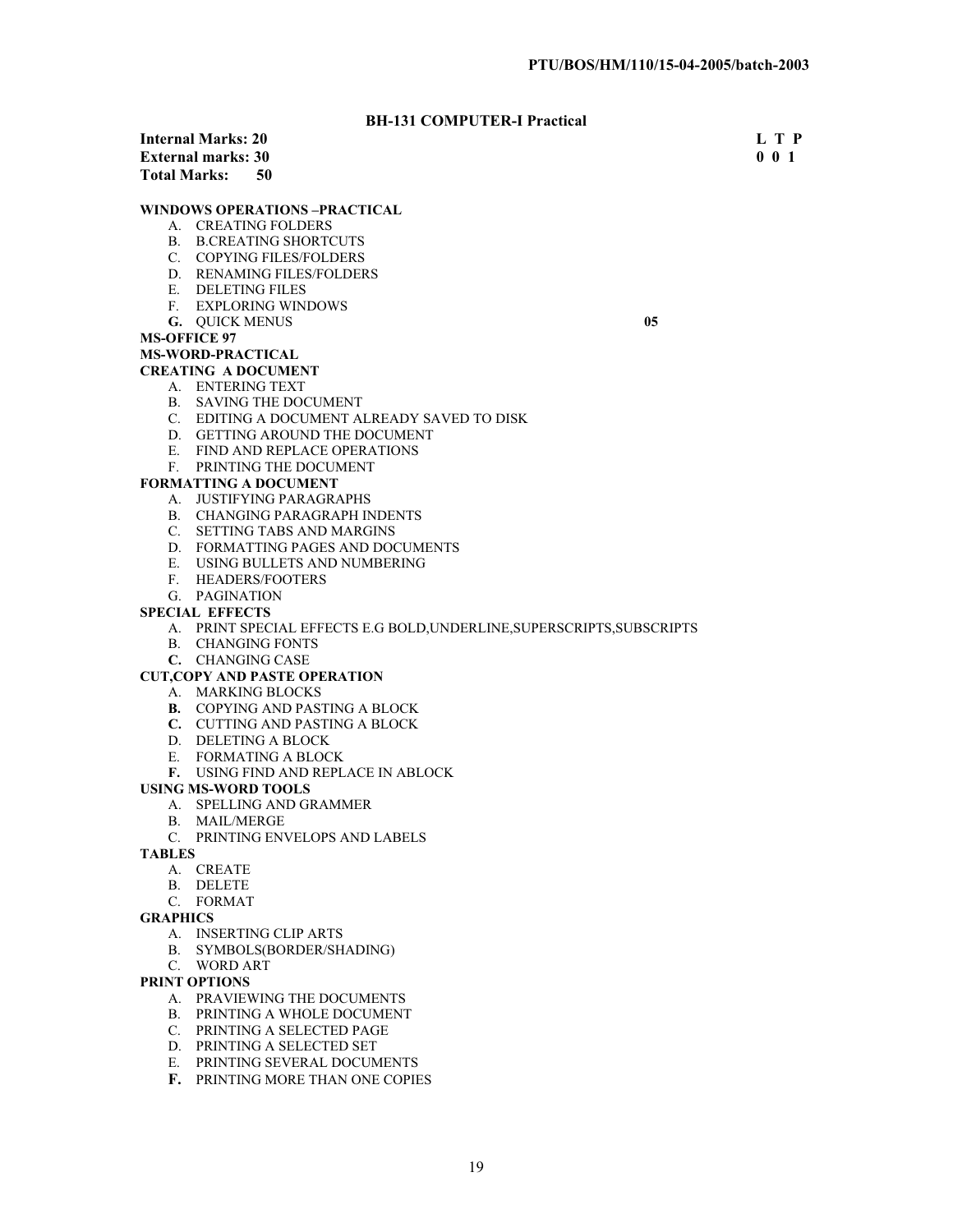PTU/BOS/HM/110/15-04-2005/batch-2003

## BH-131 COMPUTER-I Practical

**Internal Marks: 20** **L T P**
**External marks: 30** **0 0 1**
**Total Marks: 50**

**WINDOWS OPERATIONS –PRACTICAL**

A. CREATING FOLDERS
B. B.CREATING SHORTCUTS
C. COPYING FILES/FOLDERS
D. RENAMING FILES/FOLDERS
E. DELETING FILES
F. EXPLORING WINDOWS
**G.** QUICK MENUS **05**

**MS-OFFICE 97**

**MS-WORD-PRACTICAL**

**CREATING A DOCUMENT**

A. ENTERING TEXT
B. SAVING THE DOCUMENT
C. EDITING A DOCUMENT ALREADY SAVED TO DISK
D. GETTING AROUND THE DOCUMENT
E. FIND AND REPLACE OPERATIONS
F. PRINTING THE DOCUMENT

**FORMATTING A DOCUMENT**

A. JUSTIFYING PARAGRAPHS
B. CHANGING PARAGRAPH INDENTS
C. SETTING TABS AND MARGINS
D. FORMATTING PAGES AND DOCUMENTS
E. USING BULLETS AND NUMBERING
F. HEADERS/FOOTERS
G. PAGINATION

**SPECIAL EFFECTS**

A. PRINT SPECIAL EFFECTS E.G BOLD,UNDERLINE,SUPERSCRIPTS,SUBSCRIPTS
B. CHANGING FONTS
**C.** CHANGING CASE

**CUT,COPY AND PASTE OPERATION**

A. MARKING BLOCKS
**B.** COPYING AND PASTING A BLOCK
**C.** CUTTING AND PASTING A BLOCK
D. DELETING A BLOCK
E. FORMATING A BLOCK
**F.** USING FIND AND REPLACE IN ABLOCK

**USING MS-WORD TOOLS**

A. SPELLING AND GRAMMER
B. MAIL/MERGE
C. PRINTING ENVELOPS AND LABELS

**TABLES**

A. CREATE
B. DELETE
C. FORMAT

**GRAPHICS**

A. INSERTING CLIP ARTS
B. SYMBOLS(BORDER/SHADING)
C. WORD ART

**PRINT OPTIONS**

A. PRAVIEWING THE DOCUMENTS
B. PRINTING A WHOLE DOCUMENT
C. PRINTING A SELECTED PAGE
D. PRINTING A SELECTED SET
E. PRINTING SEVERAL DOCUMENTS
**F.** PRINTING MORE THAN ONE COPIES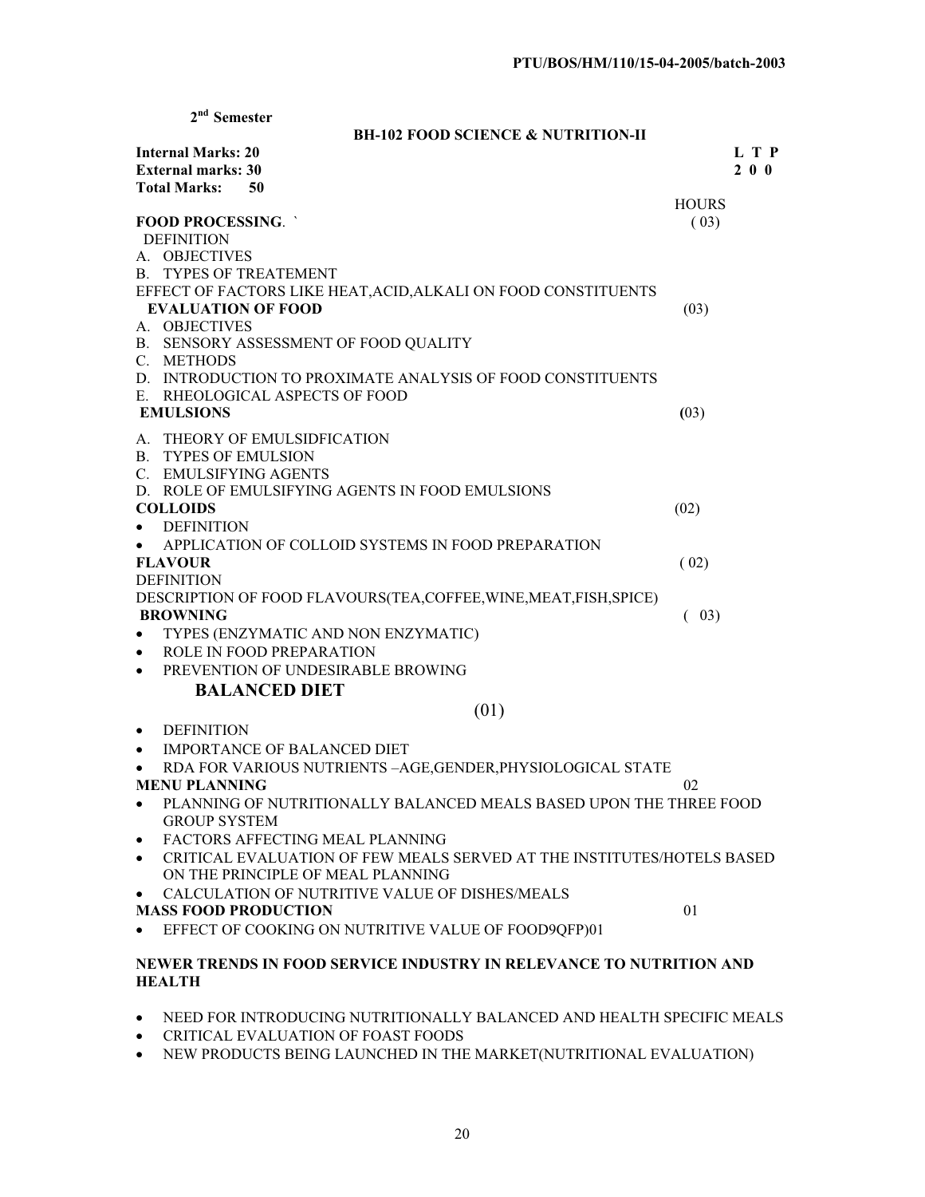PTU/BOS/HM/110/15-04-2005/batch-2003

**2nd Semester**

## BH-102 FOOD SCIENCE & NUTRITION-II

**Internal Marks: 20** **L T P**
**External marks: 30** **2 0 0**
**Total Marks: 50**

HOURS

**FOOD PROCESSING.** ` ( 03)

DEFINITION

A. OBJECTIVES
B. TYPES OF TREATEMENT

EFFECT OF FACTORS LIKE HEAT,ACID,ALKALI ON FOOD CONSTITUENTS

**EVALUATION OF FOOD** (03)

A. OBJECTIVES
B. SENSORY ASSESSMENT OF FOOD QUALITY
C. METHODS
D. INTRODUCTION TO PROXIMATE ANALYSIS OF FOOD CONSTITUENTS
E. RHEOLOGICAL ASPECTS OF FOOD

**EMULSIONS** **(**03)

A. THEORY OF EMULSIDFICATION
B. TYPES OF EMULSION
C. EMULSIFYING AGENTS
D. ROLE OF EMULSIFYING AGENTS IN FOOD EMULSIONS

**COLLOIDS** (02)

- DEFINITION
- APPLICATION OF COLLOID SYSTEMS IN FOOD PREPARATION

**FLAVOUR** ( 02)

DEFINITION

DESCRIPTION OF FOOD FLAVOURS(TEA,COFFEE,WINE,MEAT,FISH,SPICE)

**BROWNING** ( 03)

- TYPES (ENZYMATIC AND NON ENZYMATIC)
- ROLE IN FOOD PREPARATION
- PREVENTION OF UNDESIRABLE BROWING

**BALANCED DIET**

(01)

- DEFINITION
- IMPORTANCE OF BALANCED DIET
- RDA FOR VARIOUS NUTRIENTS –AGE,GENDER,PHYSIOLOGICAL STATE

**MENU PLANNING** 02

- PLANNING OF NUTRITIONALLY BALANCED MEALS BASED UPON THE THREE FOOD GROUP SYSTEM
- FACTORS AFFECTING MEAL PLANNING
- CRITICAL EVALUATION OF FEW MEALS SERVED AT THE INSTITUTES/HOTELS BASED ON THE PRINCIPLE OF MEAL PLANNING
- CALCULATION OF NUTRITIVE VALUE OF DISHES/MEALS

**MASS FOOD PRODUCTION** 01

- EFFECT OF COOKING ON NUTRITIVE VALUE OF FOOD9QFP)01

**NEWER TRENDS IN FOOD SERVICE INDUSTRY IN RELEVANCE TO NUTRITION AND HEALTH**

- NEED FOR INTRODUCING NUTRITIONALLY BALANCED AND HEALTH SPECIFIC MEALS
- CRITICAL EVALUATION OF FOAST FOODS
- NEW PRODUCTS BEING LAUNCHED IN THE MARKET(NUTRITIONAL EVALUATION)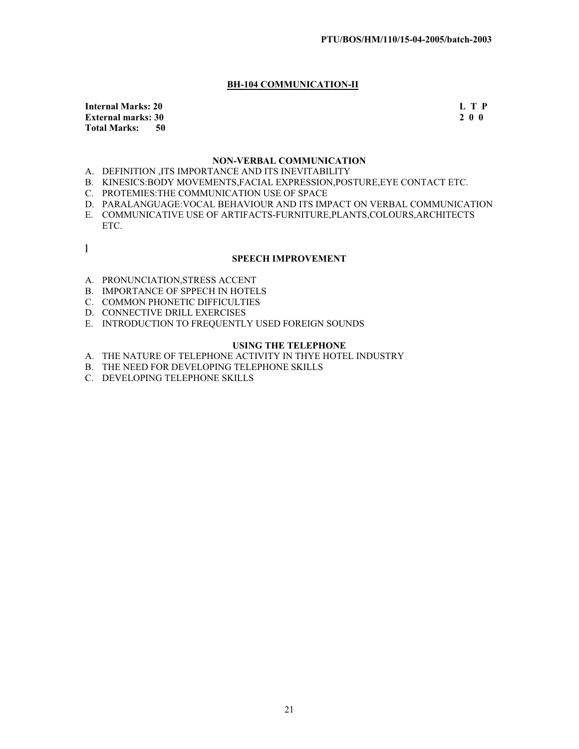## BH-104 COMMUNICATION-II

**Internal Marks: 20** | **L T P**
**External marks: 30** | **2 0 0**
**Total Marks: 50**

### NON-VERBAL COMMUNICATION

A. DEFINITION ,ITS IMPORTANCE AND ITS INEVITABILITY
B. KINESICS:BODY MOVEMENTS,FACIAL EXPRESSION,POSTURE,EYE CONTACT ETC.
C. PROTEMIES:THE COMMUNICATION USE OF SPACE
D. PARALANGUAGE:VOCAL BEHAVIOUR AND ITS IMPACT ON VERBAL COMMUNICATION
E. COMMUNICATIVE USE OF ARTIFACTS-FURNITURE,PLANTS,COLOURS,ARCHITECTS ETC.

]

### SPEECH IMPROVEMENT

A. PRONUNCIATION,STRESS ACCENT
B. IMPORTANCE OF SPPECH IN HOTELS
C. COMMON PHONETIC DIFFICULTIES
D. CONNECTIVE DRILL EXERCISES
E. INTRODUCTION TO FREQUENTLY USED FOREIGN SOUNDS

### USING THE TELEPHONE

A. THE NATURE OF TELEPHONE ACTIVITY IN THYE HOTEL INDUSTRY
B. THE NEED FOR DEVELOPING TELEPHONE SKILLS
C. DEVELOPING TELEPHONE SKILLS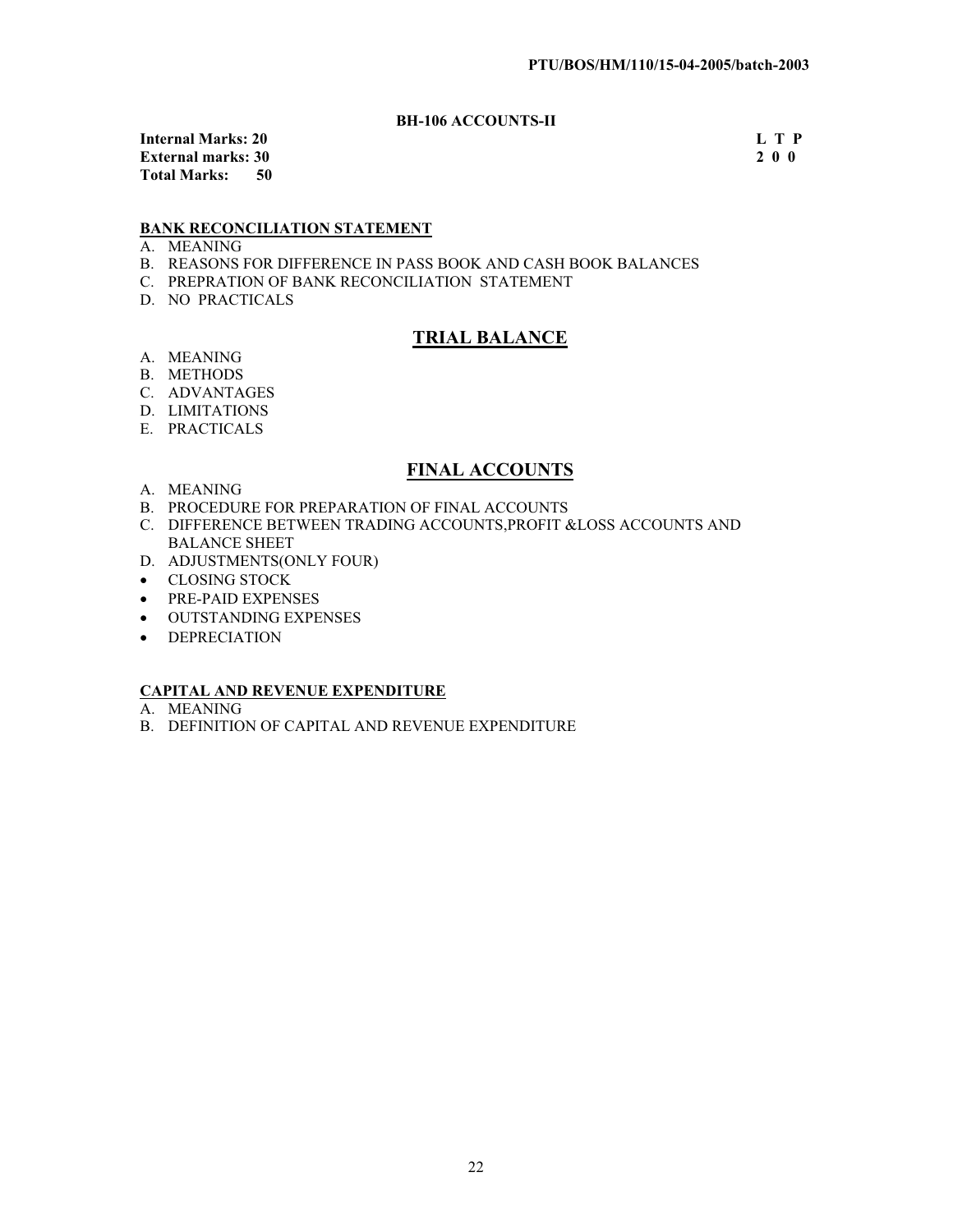## BH-106 ACCOUNTS-II

**Internal Marks: 20**
**External marks: 30**
**Total Marks: 50**

| L | T | P |
|---|---|---|
| 2 | 0 | 0 |

### BANK RECONCILIATION STATEMENT

A. MEANING
B. REASONS FOR DIFFERENCE IN PASS BOOK AND CASH BOOK BALANCES
C. PREPRATION OF BANK RECONCILIATION STATEMENT
D. NO PRACTICALS

### TRIAL BALANCE

A. MEANING
B. METHODS
C. ADVANTAGES
D. LIMITATIONS
E. PRACTICALS

### FINAL ACCOUNTS

A. MEANING
B. PROCEDURE FOR PREPARATION OF FINAL ACCOUNTS
C. DIFFERENCE BETWEEN TRADING ACCOUNTS,PROFIT &LOSS ACCOUNTS AND BALANCE SHEET
D. ADJUSTMENTS(ONLY FOUR)

- CLOSING STOCK
- PRE-PAID EXPENSES
- OUTSTANDING EXPENSES
- DEPRECIATION

### CAPITAL AND REVENUE EXPENDITURE

A. MEANING
B. DEFINITION OF CAPITAL AND REVENUE EXPENDITURE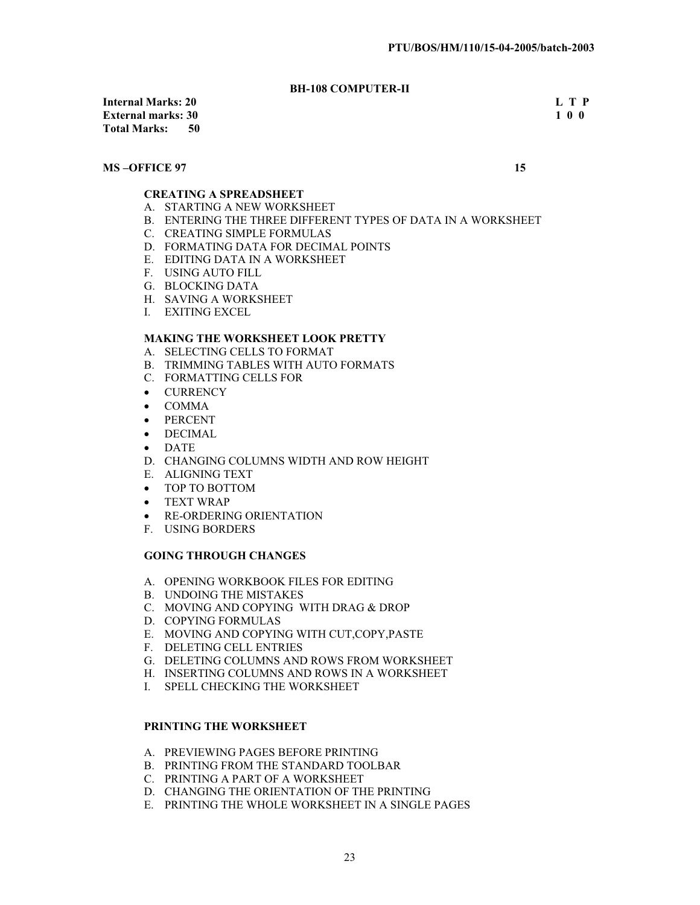PTU/BOS/HM/110/15-04-2005/batch-2003

## BH-108 COMPUTER-II

**Internal Marks: 20** **L T P**
**External marks: 30** **1 0 0**
**Total Marks: 50**

### MS –OFFICE 97 15

**CREATING A SPREADSHEET**

A. STARTING A NEW WORKSHEET
B. ENTERING THE THREE DIFFERENT TYPES OF DATA IN A WORKSHEET
C. CREATING SIMPLE FORMULAS
D. FORMATING DATA FOR DECIMAL POINTS
E. EDITING DATA IN A WORKSHEET
F. USING AUTO FILL
G. BLOCKING DATA
H. SAVING A WORKSHEET
I. EXITING EXCEL

**MAKING THE WORKSHEET LOOK PRETTY**

A. SELECTING CELLS TO FORMAT
B. TRIMMING TABLES WITH AUTO FORMATS
C. FORMATTING CELLS FOR
- CURRENCY
- COMMA
- PERCENT
- DECIMAL
- DATE

D. CHANGING COLUMNS WIDTH AND ROW HEIGHT
E. ALIGNING TEXT
- TOP TO BOTTOM
- TEXT WRAP
- RE-ORDERING ORIENTATION

F. USING BORDERS

**GOING THROUGH CHANGES**

A. OPENING WORKBOOK FILES FOR EDITING
B. UNDOING THE MISTAKES
C. MOVING AND COPYING WITH DRAG & DROP
D. COPYING FORMULAS
E. MOVING AND COPYING WITH CUT,COPY,PASTE
F. DELETING CELL ENTRIES
G. DELETING COLUMNS AND ROWS FROM WORKSHEET
H. INSERTING COLUMNS AND ROWS IN A WORKSHEET
I. SPELL CHECKING THE WORKSHEET

**PRINTING THE WORKSHEET**

A. PREVIEWING PAGES BEFORE PRINTING
B. PRINTING FROM THE STANDARD TOOLBAR
C. PRINTING A PART OF A WORKSHEET
D. CHANGING THE ORIENTATION OF THE PRINTING
E. PRINTING THE WHOLE WORKSHEET IN A SINGLE PAGES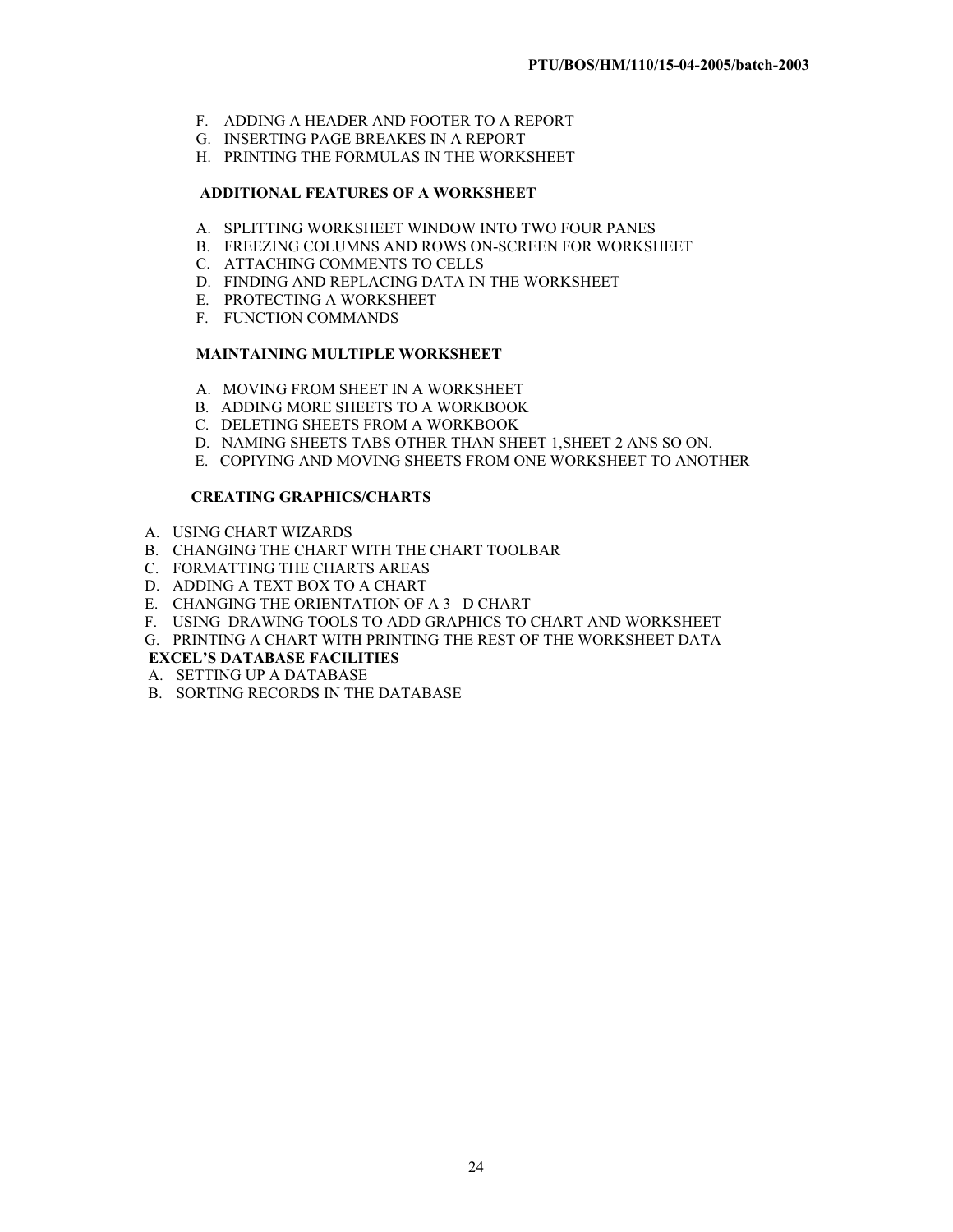F. ADDING A HEADER AND FOOTER TO A REPORT
G. INSERTING PAGE BREAKES IN A REPORT
H. PRINTING THE FORMULAS IN THE WORKSHEET

**ADDITIONAL FEATURES OF A WORKSHEET**

A. SPLITTING WORKSHEET WINDOW INTO TWO FOUR PANES
B. FREEZING COLUMNS AND ROWS ON-SCREEN FOR WORKSHEET
C. ATTACHING COMMENTS TO CELLS
D. FINDING AND REPLACING DATA IN THE WORKSHEET
E. PROTECTING A WORKSHEET
F. FUNCTION COMMANDS

**MAINTAINING MULTIPLE WORKSHEET**

A. MOVING FROM SHEET IN A WORKSHEET
B. ADDING MORE SHEETS TO A WORKBOOK
C. DELETING SHEETS FROM A WORKBOOK
D. NAMING SHEETS TABS OTHER THAN SHEET 1,SHEET 2 ANS SO ON.
E. COPIYING AND MOVING SHEETS FROM ONE WORKSHEET TO ANOTHER

**CREATING GRAPHICS/CHARTS**

A. USING CHART WIZARDS
B. CHANGING THE CHART WITH THE CHART TOOLBAR
C. FORMATTING THE CHARTS AREAS
D. ADDING A TEXT BOX TO A CHART
E. CHANGING THE ORIENTATION OF A 3 –D CHART
F. USING DRAWING TOOLS TO ADD GRAPHICS TO CHART AND WORKSHEET
G. PRINTING A CHART WITH PRINTING THE REST OF THE WORKSHEET DATA

**EXCEL'S DATABASE FACILITIES**

A. SETTING UP A DATABASE
B. SORTING RECORDS IN THE DATABASE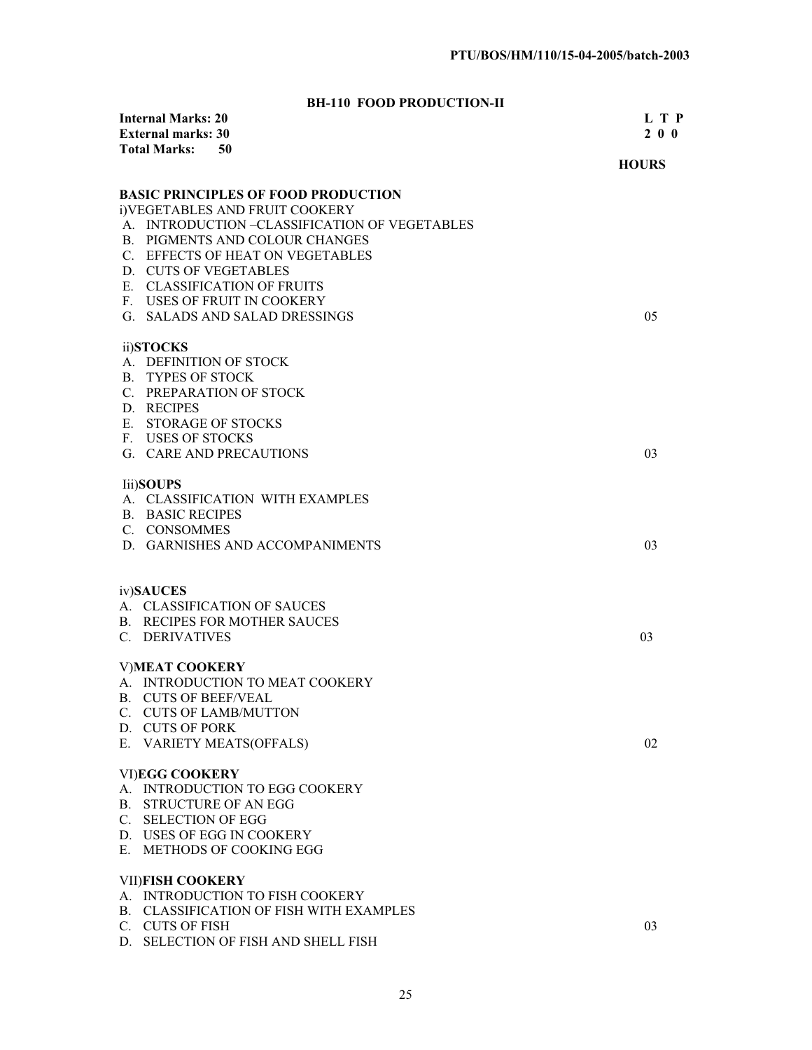PTU/BOS/HM/110/15-04-2005/batch-2003

## BH-110 FOOD PRODUCTION-II

**Internal Marks: 20** **L T P**
**External marks: 30** **2 0 0**
**Total Marks: 50**

| | HOURS |
|---|---|
| **BASIC PRINCIPLES OF FOOD PRODUCTION** | |
| i)VEGETABLES AND FRUIT COOKERY | |
| A. INTRODUCTION –CLASSIFICATION OF VEGETABLES | |
| B. PIGMENTS AND COLOUR CHANGES | |
| C. EFFECTS OF HEAT ON VEGETABLES | |
| D. CUTS OF VEGETABLES | |
| E. CLASSIFICATION OF FRUITS | |
| F. USES OF FRUIT IN COOKERY | |
| G. SALADS AND SALAD DRESSINGS | 05 |
| ii)**STOCKS** | |
| A. DEFINITION OF STOCK | |
| B. TYPES OF STOCK | |
| C. PREPARATION OF STOCK | |
| D. RECIPES | |
| E. STORAGE OF STOCKS | |
| F. USES OF STOCKS | |
| G. CARE AND PRECAUTIONS | 03 |
| Iii)**SOUPS** | |
| A. CLASSIFICATION WITH EXAMPLES | |
| B. BASIC RECIPES | |
| C. CONSOMMES | |
| D. GARNISHES AND ACCOMPANIMENTS | 03 |
| iv)**SAUCES** | |
| A. CLASSIFICATION OF SAUCES | |
| B. RECIPES FOR MOTHER SAUCES | |
| C. DERIVATIVES | 03 |
| V)**MEAT COOKERY** | |
| A. INTRODUCTION TO MEAT COOKERY | |
| B. CUTS OF BEEF/VEAL | |
| C. CUTS OF LAMB/MUTTON | |
| D. CUTS OF PORK | |
| E. VARIETY MEATS(OFFALS) | 02 |
| VI)**EGG COOKERY** | |
| A. INTRODUCTION TO EGG COOKERY | |
| B. STRUCTURE OF AN EGG | |
| C. SELECTION OF EGG | |
| D. USES OF EGG IN COOKERY | |
| E. METHODS OF COOKING EGG | |
| VII)**FISH COOKERY** | |
| A. INTRODUCTION TO FISH COOKERY | |
| B. CLASSIFICATION OF FISH WITH EXAMPLES | |
| C. CUTS OF FISH | 03 |
| D. SELECTION OF FISH AND SHELL FISH | |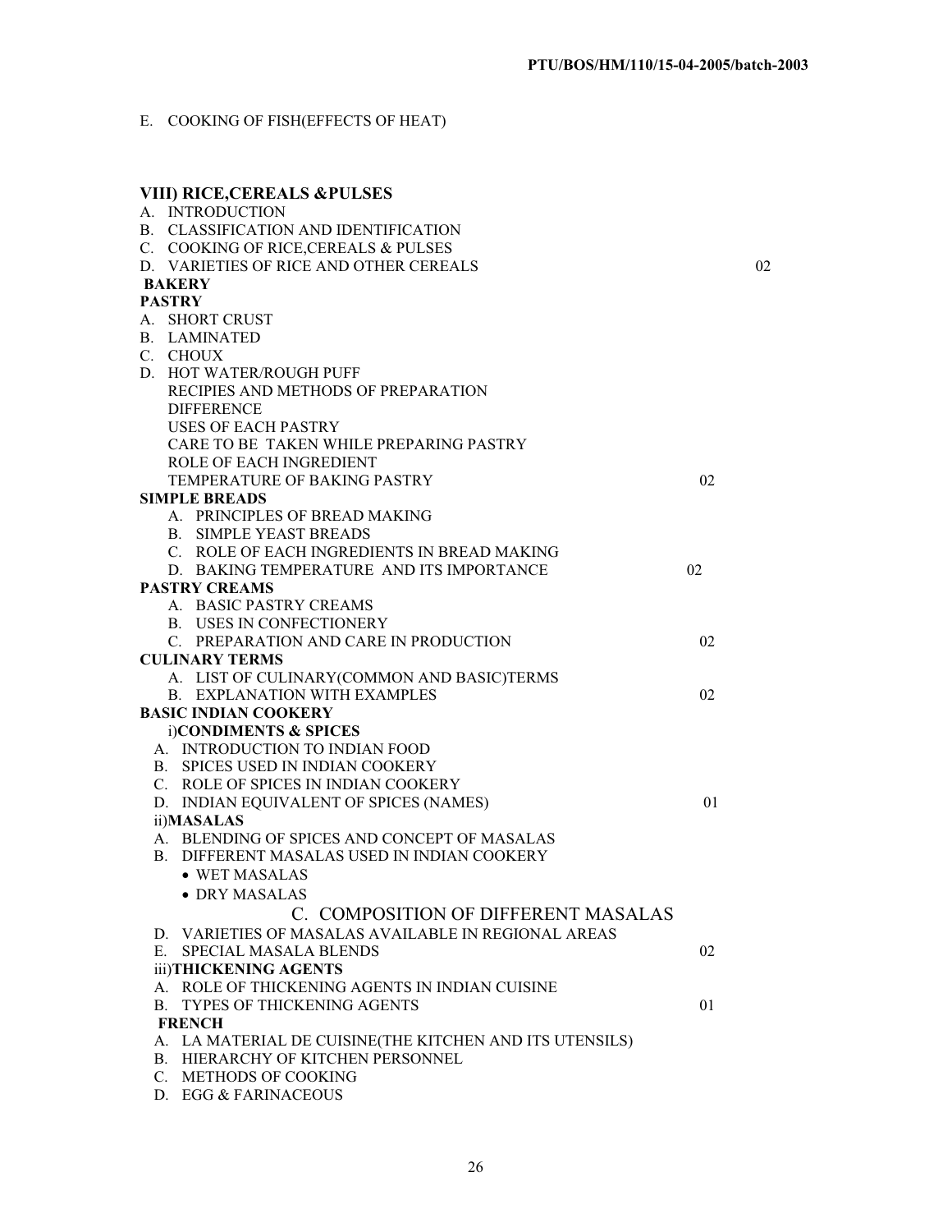E. COOKING OF FISH(EFFECTS OF HEAT)

**VIII) RICE,CEREALS &PULSES**

A. INTRODUCTION
B. CLASSIFICATION AND IDENTIFICATION
C. COOKING OF RICE,CEREALS & PULSES
D. VARIETIES OF RICE AND OTHER CEREALS 02

**BAKERY**

**PASTRY**

A. SHORT CRUST
B. LAMINATED
C. CHOUX
D. HOT WATER/ROUGH PUFF
   RECIPIES AND METHODS OF PREPARATION
   DIFFERENCE
   USES OF EACH PASTRY
   CARE TO BE TAKEN WHILE PREPARING PASTRY
   ROLE OF EACH INGREDIENT
   TEMPERATURE OF BAKING PASTRY 02

**SIMPLE BREADS**

A. PRINCIPLES OF BREAD MAKING
B. SIMPLE YEAST BREADS
C. ROLE OF EACH INGREDIENTS IN BREAD MAKING
D. BAKING TEMPERATURE AND ITS IMPORTANCE 02

**PASTRY CREAMS**

A. BASIC PASTRY CREAMS
B. USES IN CONFECTIONERY
C. PREPARATION AND CARE IN PRODUCTION 02

**CULINARY TERMS**

A. LIST OF CULINARY(COMMON AND BASIC)TERMS
B. EXPLANATION WITH EXAMPLES 02

**BASIC INDIAN COOKERY**

i)**CONDIMENTS & SPICES**

A. INTRODUCTION TO INDIAN FOOD
B. SPICES USED IN INDIAN COOKERY
C. ROLE OF SPICES IN INDIAN COOKERY
D. INDIAN EQUIVALENT OF SPICES (NAMES) 01

ii)**MASALAS**

A. BLENDING OF SPICES AND CONCEPT OF MASALAS
B. DIFFERENT MASALAS USED IN INDIAN COOKERY
   - WET MASALAS
   - DRY MASALAS
C. COMPOSITION OF DIFFERENT MASALAS
D. VARIETIES OF MASALAS AVAILABLE IN REGIONAL AREAS
E. SPECIAL MASALA BLENDS 02

iii)**THICKENING AGENTS**

A. ROLE OF THICKENING AGENTS IN INDIAN CUISINE
B. TYPES OF THICKENING AGENTS 01

**FRENCH**

A. LA MATERIAL DE CUISINE(THE KITCHEN AND ITS UTENSILS)
B. HIERARCHY OF KITCHEN PERSONNEL
C. METHODS OF COOKING
D. EGG & FARINACEOUS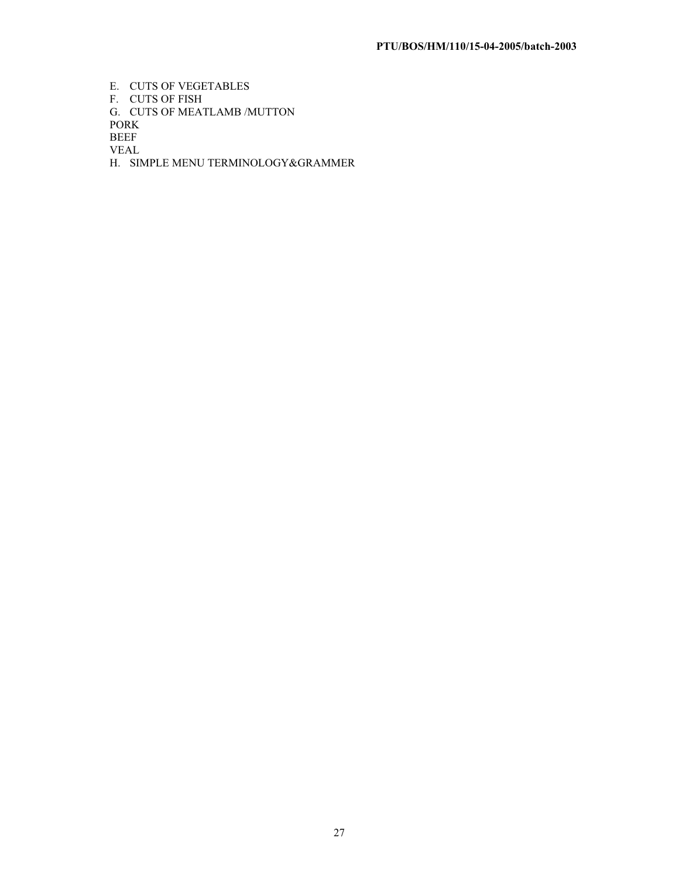E. CUTS OF VEGETABLES

F. CUTS OF FISH

G. CUTS OF MEATLAMB /MUTTON

PORK

BEEF

VEAL

H. SIMPLE MENU TERMINOLOGY&GRAMMER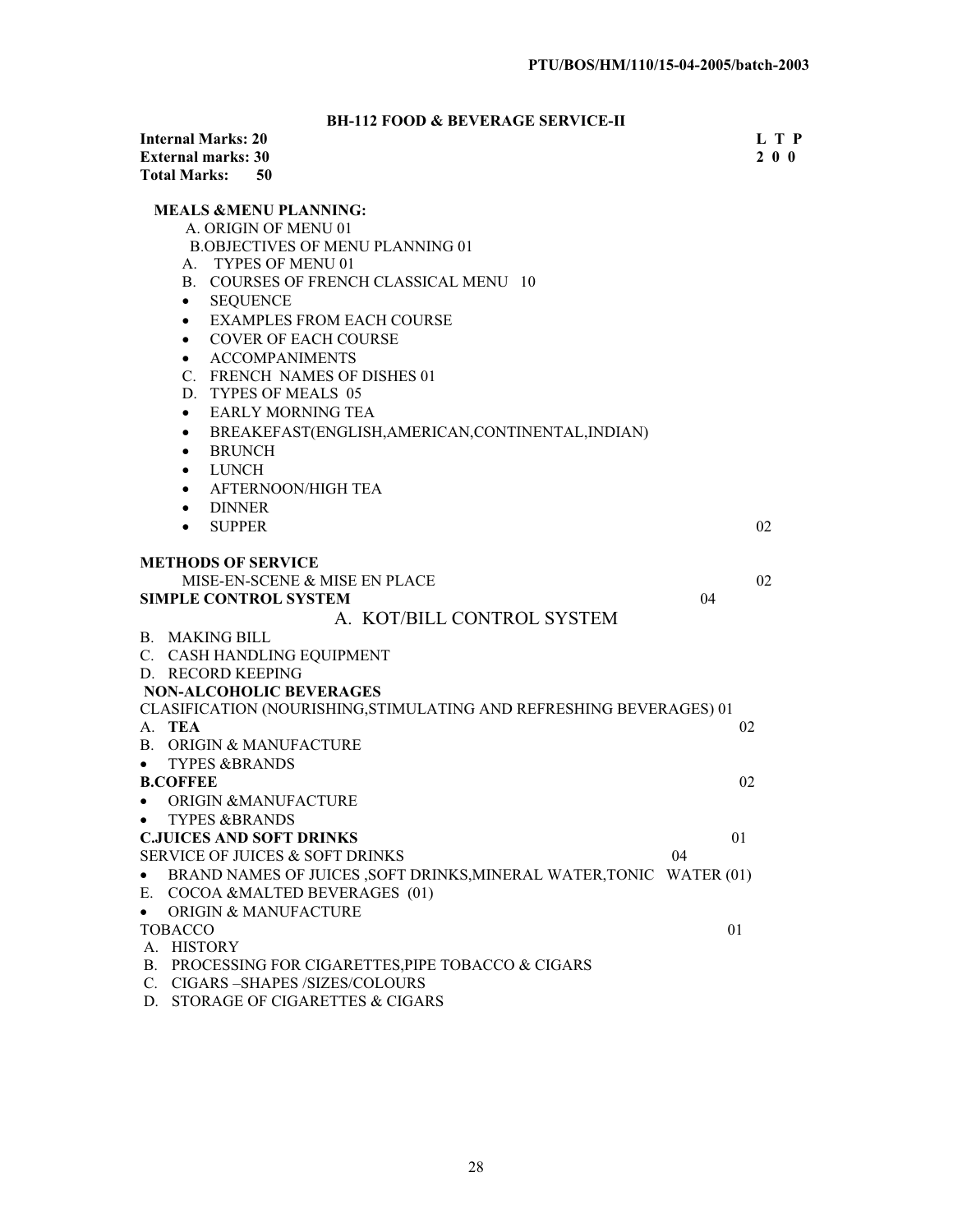**PTU/BOS/HM/110/15-04-2005/batch-2003**

## BH-112 FOOD & BEVERAGE SERVICE-II

**Internal Marks: 20** &nbsp;&nbsp;&nbsp;&nbsp;&nbsp;&nbsp;&nbsp;&nbsp;&nbsp;&nbsp;&nbsp;&nbsp;&nbsp;&nbsp;&nbsp;&nbsp;&nbsp;&nbsp;&nbsp;&nbsp;&nbsp;&nbsp;&nbsp;&nbsp;&nbsp;&nbsp;&nbsp;&nbsp;&nbsp;&nbsp;&nbsp;&nbsp;&nbsp;&nbsp;&nbsp;&nbsp;&nbsp;&nbsp;&nbsp;&nbsp; **L T P**
**External marks: 30** &nbsp;&nbsp;&nbsp;&nbsp;&nbsp;&nbsp;&nbsp;&nbsp;&nbsp;&nbsp;&nbsp;&nbsp;&nbsp;&nbsp;&nbsp;&nbsp;&nbsp;&nbsp;&nbsp;&nbsp;&nbsp;&nbsp;&nbsp;&nbsp;&nbsp;&nbsp;&nbsp;&nbsp;&nbsp;&nbsp;&nbsp;&nbsp;&nbsp;&nbsp;&nbsp;&nbsp;&nbsp;&nbsp;&nbsp;&nbsp; **2 0 0**
**Total Marks: 50**

**MEALS &MENU PLANNING:**

A. ORIGIN OF MENU 01
B.OBJECTIVES OF MENU PLANNING 01
A. TYPES OF MENU 01
B. COURSES OF FRENCH CLASSICAL MENU 10
- SEQUENCE
- EXAMPLES FROM EACH COURSE
- COVER OF EACH COURSE
- ACCOMPANIMENTS

C. FRENCH NAMES OF DISHES 01
D. TYPES OF MEALS 05
- EARLY MORNING TEA
- BREAKEFAST(ENGLISH,AMERICAN,CONTINENTAL,INDIAN)
- BRUNCH
- LUNCH
- AFTERNOON/HIGH TEA
- DINNER
- SUPPER 02

**METHODS OF SERVICE**

MISE-EN-SCENE & MISE EN PLACE 02

**SIMPLE CONTROL SYSTEM** 04

A. KOT/BILL CONTROL SYSTEM
B. MAKING BILL
C. CASH HANDLING EQUIPMENT
D. RECORD KEEPING

**NON-ALCOHOLIC BEVERAGES**

CLASIFICATION (NOURISHING,STIMULATING AND REFRESHING BEVERAGES) 01

A. **TEA** 02
B. ORIGIN & MANUFACTURE
- TYPES &BRANDS

**B.COFFEE** 02
- ORIGIN &MANUFACTURE
- TYPES &BRANDS

**C.JUICES AND SOFT DRINKS** 01

SERVICE OF JUICES & SOFT DRINKS 04
- BRAND NAMES OF JUICES ,SOFT DRINKS,MINERAL WATER,TONIC WATER (01)

E. COCOA &MALTED BEVERAGES (01)
- ORIGIN & MANUFACTURE

TOBACCO 01

A. HISTORY
B. PROCESSING FOR CIGARETTES,PIPE TOBACCO & CIGARS
C. CIGARS –SHAPES /SIZES/COLOURS
D. STORAGE OF CIGARETTES & CIGARS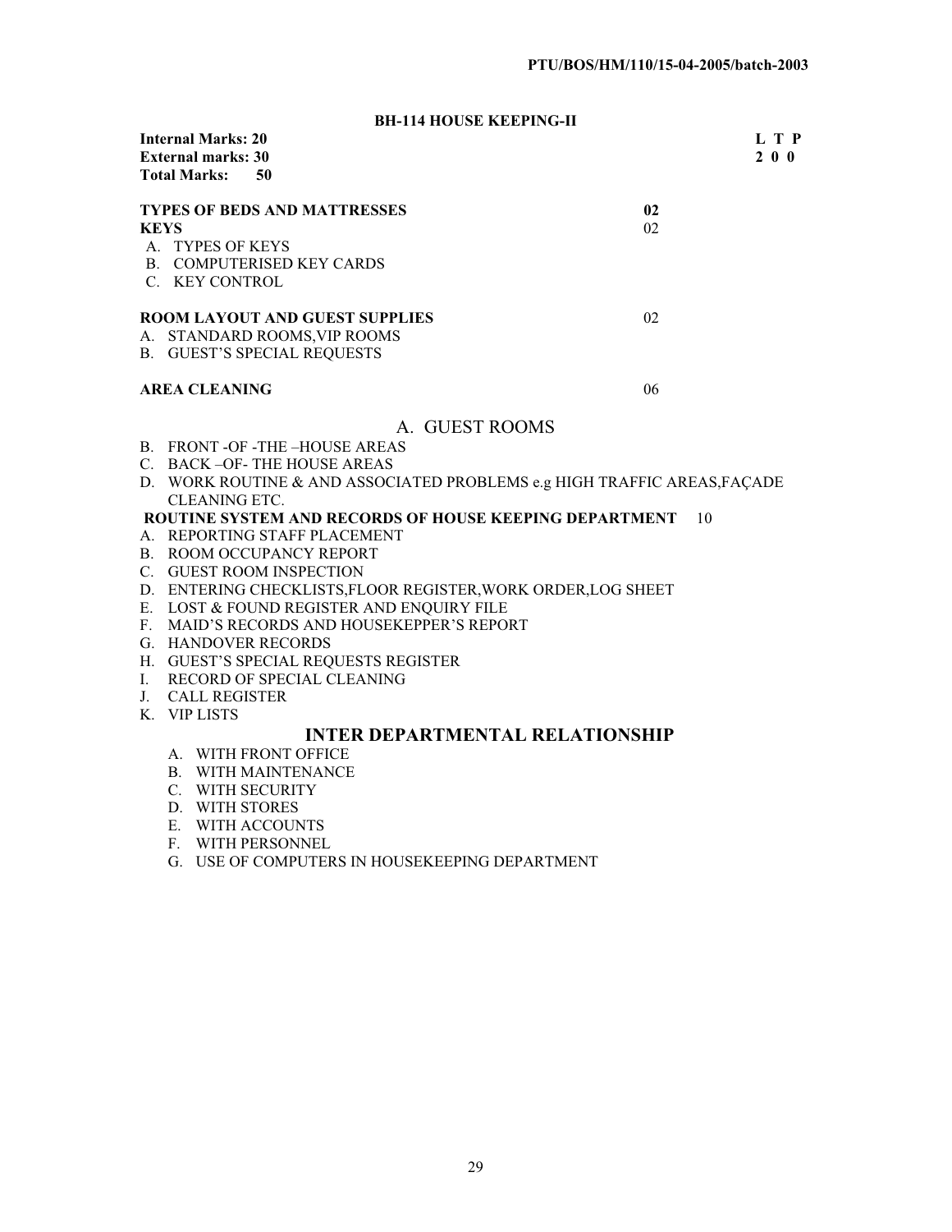## BH-114 HOUSE KEEPING-II

**Internal Marks: 20**
**External marks: 30**
**Total Marks: 50**

**L T P**
**2 0 0**

| | |
|---|---|
| **TYPES OF BEDS AND MATTRESSES** | **02** |
| **KEYS** | 02 |
| A. TYPES OF KEYS | |
| B. COMPUTERISED KEY CARDS | |
| C. KEY CONTROL | |
| **ROOM LAYOUT AND GUEST SUPPLIES** | 02 |
| A. STANDARD ROOMS,VIP ROOMS | |
| B. GUEST'S SPECIAL REQUESTS | |
| **AREA CLEANING** | 06 |

A. GUEST ROOMS

B. FRONT -OF -THE –HOUSE AREAS
C. BACK –OF- THE HOUSE AREAS
D. WORK ROUTINE & AND ASSOCIATED PROBLEMS e.g HIGH TRAFFIC AREAS,FAÇADE CLEANING ETC.

**ROUTINE SYSTEM AND RECORDS OF HOUSE KEEPING DEPARTMENT** 10

A. REPORTING STAFF PLACEMENT
B. ROOM OCCUPANCY REPORT
C. GUEST ROOM INSPECTION
D. ENTERING CHECKLISTS,FLOOR REGISTER,WORK ORDER,LOG SHEET
E. LOST & FOUND REGISTER AND ENQUIRY FILE
F. MAID'S RECORDS AND HOUSEKEPPER'S REPORT
G. HANDOVER RECORDS
H. GUEST'S SPECIAL REQUESTS REGISTER
I. RECORD OF SPECIAL CLEANING
J. CALL REGISTER
K. VIP LISTS

### INTER DEPARTMENTAL RELATIONSHIP

A. WITH FRONT OFFICE
B. WITH MAINTENANCE
C. WITH SECURITY
D. WITH STORES
E. WITH ACCOUNTS
F. WITH PERSONNEL
G. USE OF COMPUTERS IN HOUSEKEEPING DEPARTMENT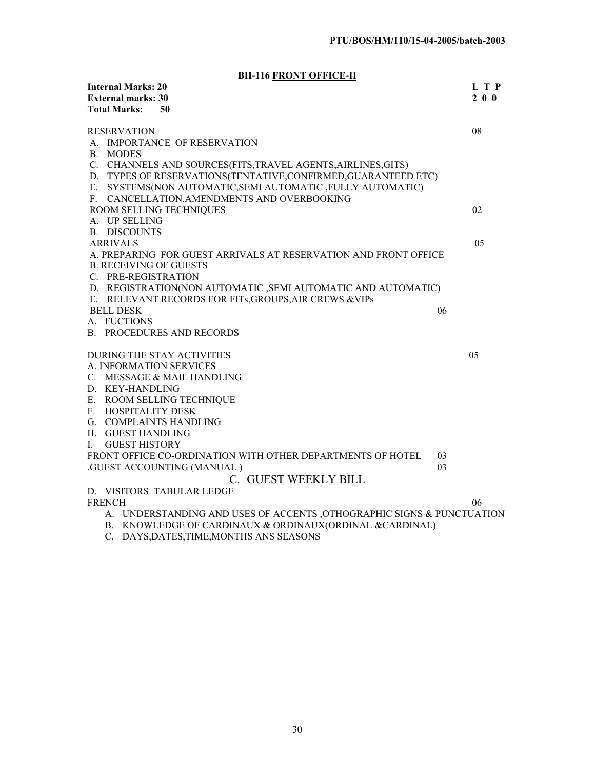**BH-116 FRONT OFFICE-II**

**Internal Marks: 20** **L T P**
**External marks: 30** **2 0 0**
**Total Marks: 50**

RESERVATION 08

A. IMPORTANCE OF RESERVATION
B. MODES
C. CHANNELS AND SOURCES(FITS,TRAVEL AGENTS,AIRLINES,GITS)
D. TYPES OF RESERVATIONS(TENTATIVE,CONFIRMED,GUARANTEED ETC)
E. SYSTEMS(NON AUTOMATIC,SEMI AUTOMATIC ,FULLY AUTOMATIC)
F. CANCELLATION,AMENDMENTS AND OVERBOOKING

ROOM SELLING TECHNIQUES 02

A. UP SELLING
B. DISCOUNTS

ARRIVALS 05

A. PREPARING FOR GUEST ARRIVALS AT RESERVATION AND FRONT OFFICE
B. RECEIVING OF GUESTS
C. PRE-REGISTRATION
D. REGISTRATION(NON AUTOMATIC ,SEMI AUTOMATIC AND AUTOMATIC)
E. RELEVANT RECORDS FOR FITs,GROUPS,AIR CREWS &VIPs

BELL DESK 06

A. FUCTIONS
B. PROCEDURES AND RECORDS

DURING THE STAY ACTIVITIES 05

A. INFORMATION SERVICES
C. MESSAGE & MAIL HANDLING
D. KEY-HANDLING
E. ROOM SELLING TECHNIQUE
F. HOSPITALITY DESK
G. COMPLAINTS HANDLING
H. GUEST HANDLING
I. GUEST HISTORY

FRONT OFFICE CO-ORDINATION WITH OTHER DEPARTMENTS OF HOTEL 03

.GUEST ACCOUNTING (MANUAL ) 03

C. GUEST WEEKLY BILL
D. VISITORS TABULAR LEDGE

FRENCH 06

A. UNDERSTANDING AND USES OF ACCENTS ,OTHOGRAPHIC SIGNS & PUNCTUATION
B. KNOWLEDGE OF CARDINAUX & ORDINAUX(ORDINAL &CARDINAL)
C. DAYS,DATES,TIME,MONTHS ANS SEASONS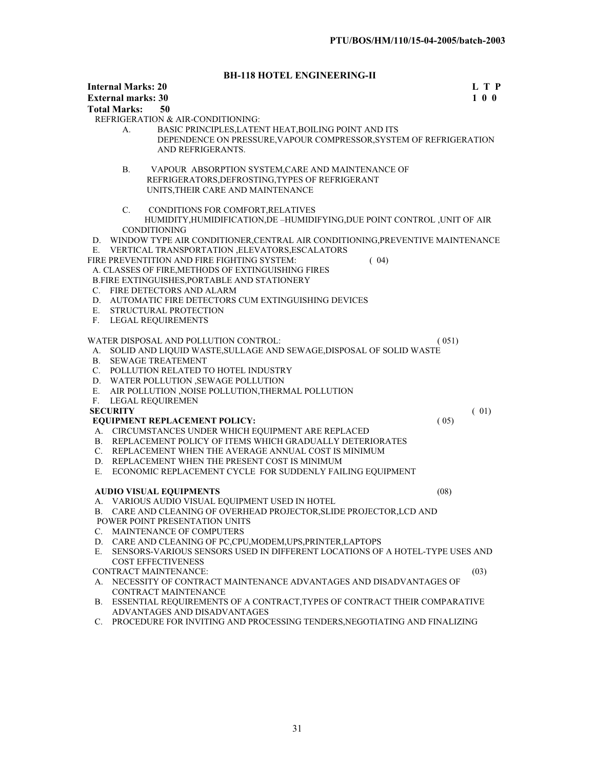## BH-118 HOTEL ENGINEERING-II

**Internal Marks: 20** **L T P**
**External marks: 30** **1 0 0**
**Total Marks: 50**

REFRIGERATION & AIR-CONDITIONING:

A. BASIC PRINCIPLES,LATENT HEAT,BOILING POINT AND ITS DEPENDENCE ON PRESSURE,VAPOUR COMPRESSOR,SYSTEM OF REFRIGERATION AND REFRIGERANTS.

B. VAPOUR ABSORPTION SYSTEM,CARE AND MAINTENANCE OF REFRIGERATORS,DEFROSTING,TYPES OF REFRIGERANT UNITS,THEIR CARE AND MAINTENANCE

C. CONDITIONS FOR COMFORT,RELATIVES HUMIDITY,HUMIDIFICATION,DE –HUMIDIFYING,DUE POINT CONTROL ,UNIT OF AIR CONDITIONING

D. WINDOW TYPE AIR CONDITIONER,CENTRAL AIR CONDITIONING,PREVENTIVE MAINTENANCE

E. VERTICAL TRANSPORTATION ,ELEVATORS,ESCALATORS

FIRE PREVENTITION AND FIRE FIGHTING SYSTEM: ( 04)

A. CLASSES OF FIRE,METHODS OF EXTINGUISHING FIRES

B.FIRE EXTINGUISHES,PORTABLE AND STATIONERY

C. FIRE DETECTORS AND ALARM

D. AUTOMATIC FIRE DETECTORS CUM EXTINGUISHING DEVICES

E. STRUCTURAL PROTECTION

F. LEGAL REQUIREMENTS

WATER DISPOSAL AND POLLUTION CONTROL: ( 051)

A. SOLID AND LIQUID WASTE,SULLAGE AND SEWAGE,DISPOSAL OF SOLID WASTE

B. SEWAGE TREATEMENT

C. POLLUTION RELATED TO HOTEL INDUSTRY

D. WATER POLLUTION ,SEWAGE POLLUTION

E. AIR POLLUTION ,NOISE POLLUTION,THERMAL POLLUTION

F. LEGAL REQUIREMEN

**SECURITY** ( 01)

**EQUIPMENT REPLACEMENT POLICY:** ( 05)

A. CIRCUMSTANCES UNDER WHICH EQUIPMENT ARE REPLACED

B. REPLACEMENT POLICY OF ITEMS WHICH GRADUALLY DETERIORATES

C. REPLACEMENT WHEN THE AVERAGE ANNUAL COST IS MINIMUM

D. REPLACEMENT WHEN THE PRESENT COST IS MINIMUM

E. ECONOMIC REPLACEMENT CYCLE FOR SUDDENLY FAILING EQUIPMENT

**AUDIO VISUAL EQUIPMENTS** (08)

A. VARIOUS AUDIO VISUAL EQUIPMENT USED IN HOTEL

B. CARE AND CLEANING OF OVERHEAD PROJECTOR,SLIDE PROJECTOR,LCD AND POWER POINT PRESENTATION UNITS

C. MAINTENANCE OF COMPUTERS

D. CARE AND CLEANING OF PC,CPU,MODEM,UPS,PRINTER,LAPTOPS

E. SENSORS-VARIOUS SENSORS USED IN DIFFERENT LOCATIONS OF A HOTEL-TYPE USES AND COST EFFECTIVENESS

CONTRACT MAINTENANCE: (03)

A. NECESSITY OF CONTRACT MAINTENANCE ADVANTAGES AND DISADVANTAGES OF CONTRACT MAINTENANCE

B. ESSENTIAL REQUIREMENTS OF A CONTRACT,TYPES OF CONTRACT THEIR COMPARATIVE ADVANTAGES AND DISADVANTAGES

C. PROCEDURE FOR INVITING AND PROCESSING TENDERS,NEGOTIATING AND FINALIZING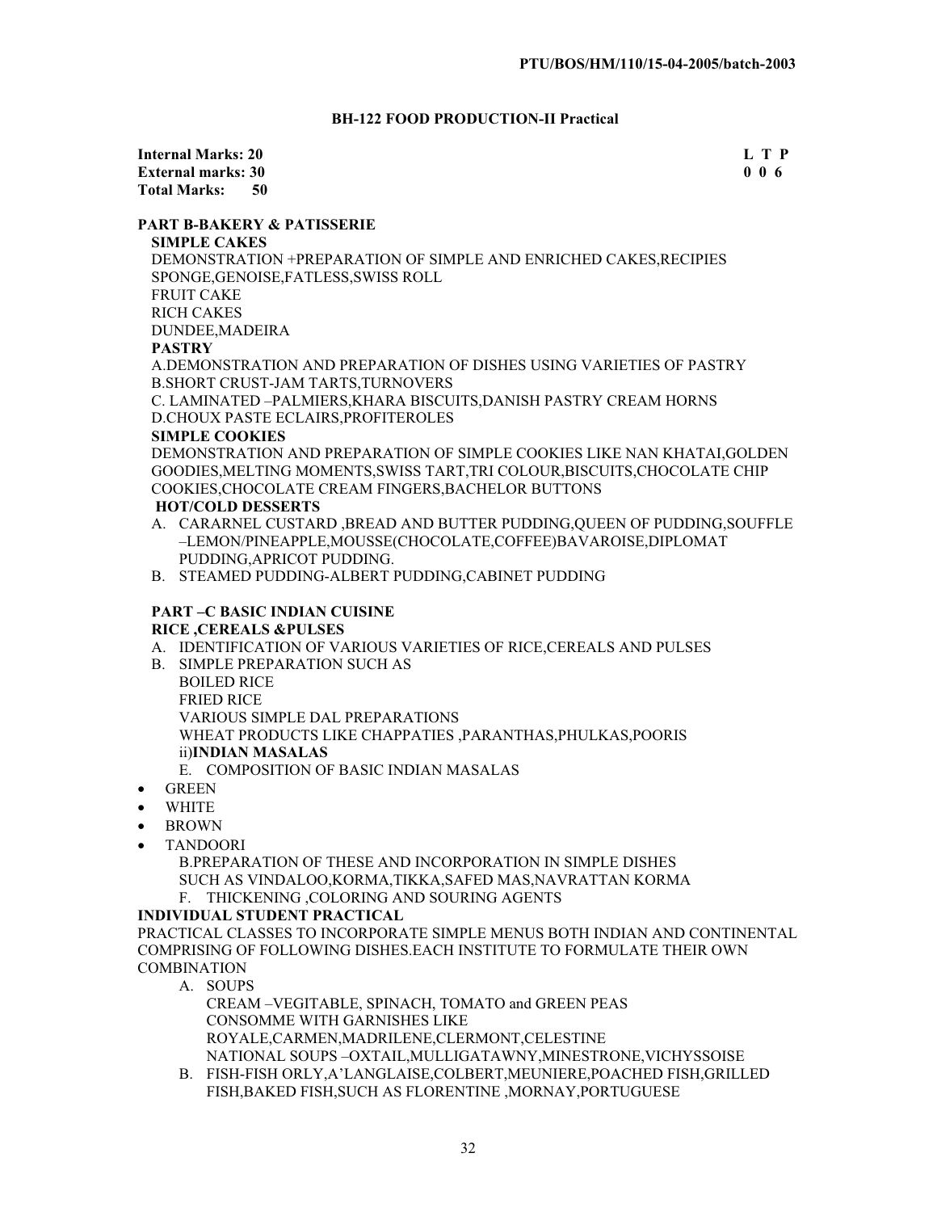## BH-122 FOOD PRODUCTION-II Practical

**Internal Marks: 20** **L T P**
**External marks: 30** **0 0 6**
**Total Marks: 50**

### PART B-BAKERY & PATISSERIE

**SIMPLE CAKES**

DEMONSTRATION +PREPARATION OF SIMPLE AND ENRICHED CAKES,RECIPIES
SPONGE,GENOISE,FATLESS,SWISS ROLL
FRUIT CAKE
RICH CAKES
DUNDEE,MADEIRA

**PASTRY**

A.DEMONSTRATION AND PREPARATION OF DISHES USING VARIETIES OF PASTRY
B.SHORT CRUST-JAM TARTS,TURNOVERS
C. LAMINATED –PALMIERS,KHARA BISCUITS,DANISH PASTRY CREAM HORNS
D.CHOUX PASTE ECLAIRS,PROFITEROLES

**SIMPLE COOKIES**

DEMONSTRATION AND PREPARATION OF SIMPLE COOKIES LIKE NAN KHATAI,GOLDEN GOODIES,MELTING MOMENTS,SWISS TART,TRI COLOUR,BISCUITS,CHOCOLATE CHIP COOKIES,CHOCOLATE CREAM FINGERS,BACHELOR BUTTONS

**HOT/COLD DESSERTS**

A. CARARNEL CUSTARD ,BREAD AND BUTTER PUDDING,QUEEN OF PUDDING,SOUFFLE –LEMON/PINEAPPLE,MOUSSE(CHOCOLATE,COFFEE)BAVAROISE,DIPLOMAT PUDDING,APRICOT PUDDING.
B. STEAMED PUDDING-ALBERT PUDDING,CABINET PUDDING

### PART –C BASIC INDIAN CUISINE

**RICE ,CEREALS &PULSES**

A. IDENTIFICATION OF VARIOUS VARIETIES OF RICE,CEREALS AND PULSES
B. SIMPLE PREPARATION SUCH AS
   BOILED RICE
   FRIED RICE
   VARIOUS SIMPLE DAL PREPARATIONS
   WHEAT PRODUCTS LIKE CHAPPATIES ,PARANTHAS,PHULKAS,POORIS

ii)**INDIAN MASALAS**

E. COMPOSITION OF BASIC INDIAN MASALAS

- GREEN
- WHITE
- BROWN
- TANDOORI

B.PREPARATION OF THESE AND INCORPORATION IN SIMPLE DISHES SUCH AS VINDALOO,KORMA,TIKKA,SAFED MAS,NAVRATTAN KORMA

F. THICKENING ,COLORING AND SOURING AGENTS

**INDIVIDUAL STUDENT PRACTICAL**

PRACTICAL CLASSES TO INCORPORATE SIMPLE MENUS BOTH INDIAN AND CONTINENTAL COMPRISING OF FOLLOWING DISHES.EACH INSTITUTE TO FORMULATE THEIR OWN COMBINATION

A. SOUPS
   CREAM –VEGITABLE, SPINACH, TOMATO and GREEN PEAS
   CONSOMME WITH GARNISHES LIKE
   ROYALE,CARMEN,MADRILENE,CLERMONT,CELESTINE
   NATIONAL SOUPS –OXTAIL,MULLIGATAWNY,MINESTRONE,VICHYSSOISE
B. FISH-FISH ORLY,A'LANGLAISE,COLBERT,MEUNIERE,POACHED FISH,GRILLED FISH,BAKED FISH,SUCH AS FLORENTINE ,MORNAY,PORTUGUESE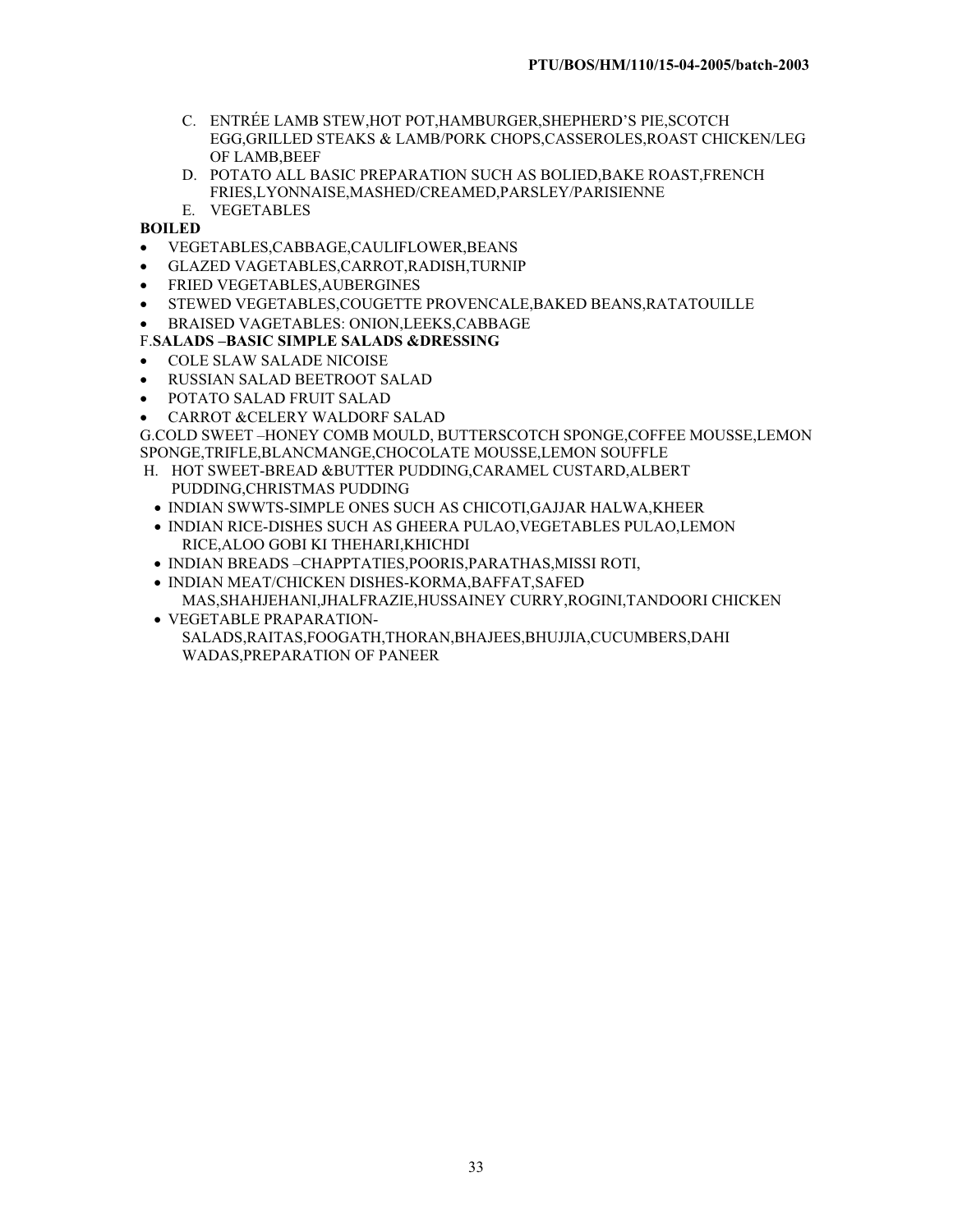C. ENTRÉE LAMB STEW,HOT POT,HAMBURGER,SHEPHERD'S PIE,SCOTCH EGG,GRILLED STEAKS & LAMB/PORK CHOPS,CASSEROLES,ROAST CHICKEN/LEG OF LAMB,BEEF

D. POTATO ALL BASIC PREPARATION SUCH AS BOLIED,BAKE ROAST,FRENCH FRIES,LYONNAISE,MASHED/CREAMED,PARSLEY/PARISIENNE

E. VEGETABLES

**BOILED**

- VEGETABLES,CABBAGE,CAULIFLOWER,BEANS
- GLAZED VAGETABLES,CARROT,RADISH,TURNIP
- FRIED VEGETABLES,AUBERGINES
- STEWED VEGETABLES,COUGETTE PROVENCALE,BAKED BEANS,RATATOUILLE
- BRAISED VAGETABLES: ONION,LEEKS,CABBAGE

F.**SALADS –BASIC SIMPLE SALADS &DRESSING**

- COLE SLAW SALADE NICOISE
- RUSSIAN SALAD BEETROOT SALAD
- POTATO SALAD FRUIT SALAD
- CARROT &CELERY WALDORF SALAD

G.COLD SWEET –HONEY COMB MOULD, BUTTERSCOTCH SPONGE,COFFEE MOUSSE,LEMON SPONGE,TRIFLE,BLANCMANGE,CHOCOLATE MOUSSE,LEMON SOUFFLE

H. HOT SWEET-BREAD &BUTTER PUDDING,CARAMEL CUSTARD,ALBERT PUDDING,CHRISTMAS PUDDING

- INDIAN SWWTS-SIMPLE ONES SUCH AS CHICOTI,GAJJAR HALWA,KHEER
- INDIAN RICE-DISHES SUCH AS GHEERA PULAO,VEGETABLES PULAO,LEMON RICE,ALOO GOBI KI THEHARI,KHICHDI
- INDIAN BREADS –CHAPPTATIES,POORIS,PARATHAS,MISSI ROTI,
- INDIAN MEAT/CHICKEN DISHES-KORMA,BAFFAT,SAFED MAS,SHAHJEHANI,JHALFRAZIE,HUSSAINEY CURRY,ROGINI,TANDOORI CHICKEN
- VEGETABLE PRAPARATION-SALADS,RAITAS,FOOGATH,THORAN,BHAJEES,BHUJJIA,CUCUMBERS,DAHI WADAS,PREPARATION OF PANEER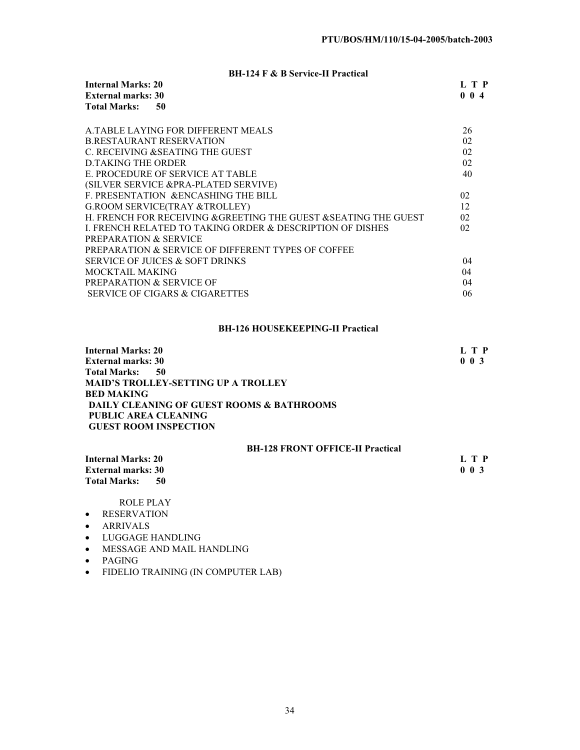## BH-124 F & B Service-II Practical

**Internal Marks: 20**
**External marks: 30**
**Total Marks: 50**

**L T P**
**0 0 4**

| | |
|---|---|
| A.TABLE LAYING FOR DIFFERENT MEALS | 26 |
| B.RESTAURANT RESERVATION | 02 |
| C. RECEIVING &SEATING THE GUEST | 02 |
| D.TAKING THE ORDER | 02 |
| E. PROCEDURE OF SERVICE AT TABLE (SILVER SERVICE &PRA-PLATED SERVIVE) | 40 |
| F. PRESENTATION &ENCASHING THE BILL | 02 |
| G.ROOM SERVICE(TRAY &TROLLEY) | 12 |
| H. FRENCH FOR RECEIVING &GREETING THE GUEST &SEATING THE GUEST | 02 |
| I. FRENCH RELATED TO TAKING ORDER & DESCRIPTION OF DISHES | 02 |
| PREPARATION & SERVICE | |
| PREPARATION & SERVICE OF DIFFERENT TYPES OF COFFEE | |
| SERVICE OF JUICES & SOFT DRINKS | 04 |
| MOCKTAIL MAKING | 04 |
| PREPARATION & SERVICE OF | 04 |
| SERVICE OF CIGARS & CIGARETTES | 06 |

## BH-126 HOUSEKEEPING-II Practical

**Internal Marks: 20**
**External marks: 30**
**Total Marks: 50**

**L T P**
**0 0 3**

**MAID'S TROLLEY-SETTING UP A TROLLEY**
**BED MAKING**
**DAILY CLEANING OF GUEST ROOMS & BATHROOMS**
**PUBLIC AREA CLEANING**
**GUEST ROOM INSPECTION**

## BH-128 FRONT OFFICE-II Practical

**Internal Marks: 20**
**External marks: 30**
**Total Marks: 50**

**L T P**
**0 0 3**

ROLE PLAY

- RESERVATION
- ARRIVALS
- LUGGAGE HANDLING
- MESSAGE AND MAIL HANDLING
- PAGING
- FIDELIO TRAINING (IN COMPUTER LAB)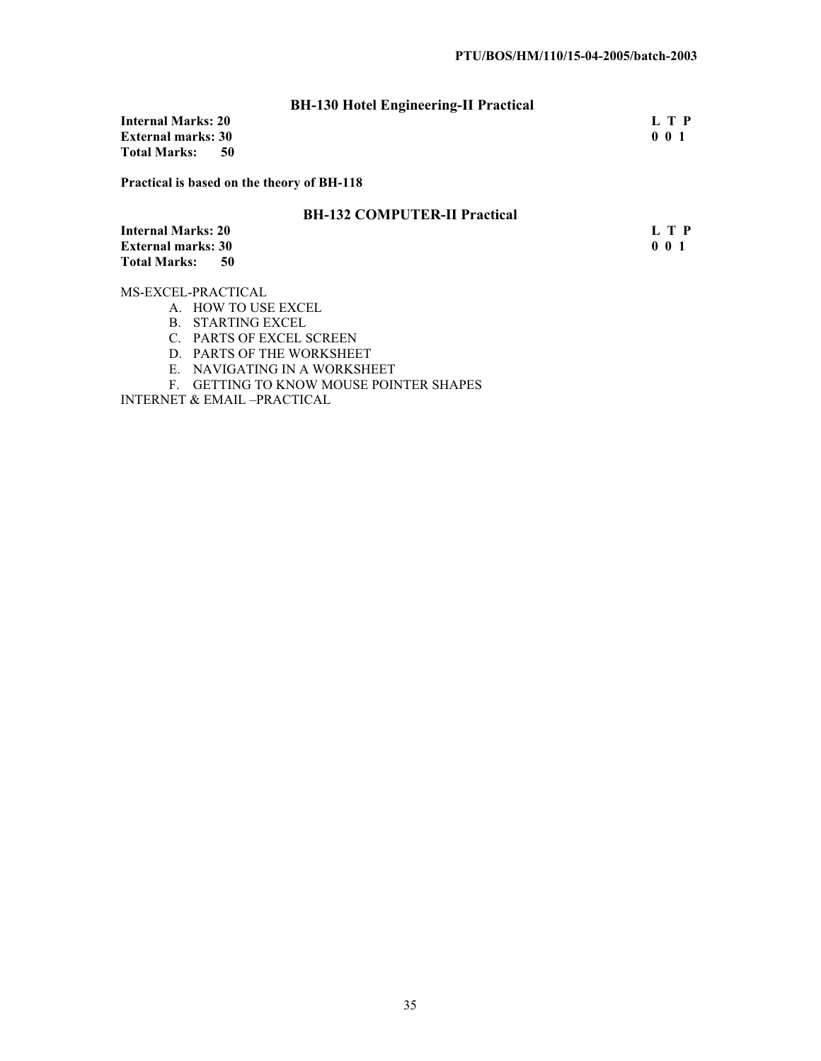## BH-130 Hotel Engineering-II Practical

**Internal Marks: 20** **L T P**
**External marks: 30** **0 0 1**
**Total Marks: 50**

**Practical is based on the theory of BH-118**

## BH-132 COMPUTER-II Practical

**Internal Marks: 20** **L T P**
**External marks: 30** **0 0 1**
**Total Marks: 50**

MS-EXCEL-PRACTICAL

A. HOW TO USE EXCEL
B. STARTING EXCEL
C. PARTS OF EXCEL SCREEN
D. PARTS OF THE WORKSHEET
E. NAVIGATING IN A WORKSHEET
F. GETTING TO KNOW MOUSE POINTER SHAPES

INTERNET & EMAIL –PRACTICAL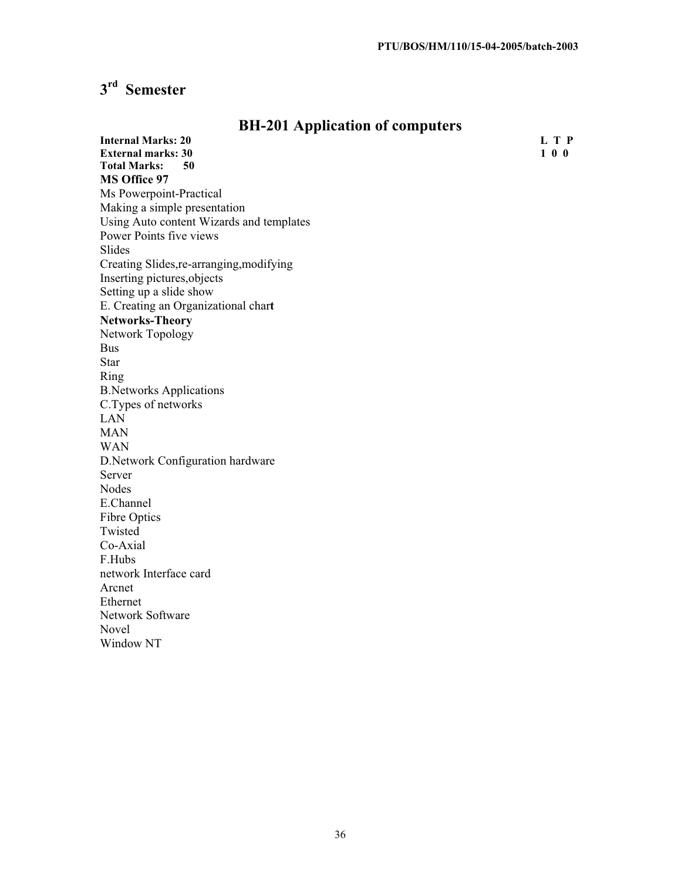# 3rd Semester

## BH-201 Application of computers

**Internal Marks: 20**
**External marks: 30**
**Total Marks: 50**

| L | T | P |
|---|---|---|
| 1 | 0 | 0 |

**MS Office 97**

Ms Powerpoint-Practical
Making a simple presentation
Using Auto content Wizards and templates
Power Points five views
Slides
Creating Slides,re-arranging,modifying
Inserting pictures,objects
Setting up a slide show
E. Creating an Organizational chart

**Networks-Theory**

Network Topology
Bus
Star
Ring
B.Networks Applications
C.Types of networks
LAN
MAN
WAN
D.Network Configuration hardware
Server
Nodes
E.Channel
Fibre Optics
Twisted
Co-Axial
F.Hubs
network Interface card
Arcnet
Ethernet
Network Software
Novel
Window NT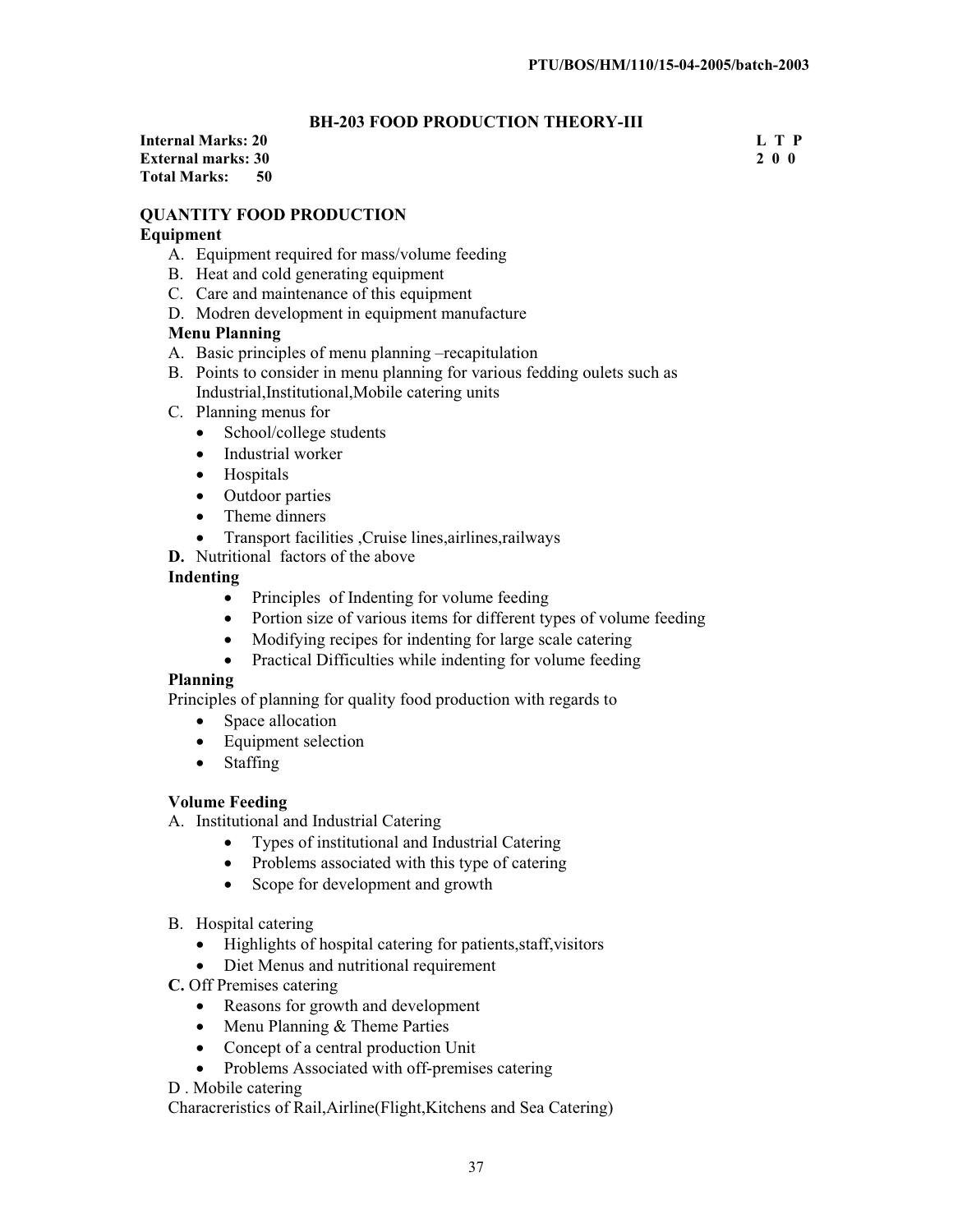## BH-203 FOOD PRODUCTION THEORY-III

**Internal Marks: 20**
**External marks: 30**
**Total Marks: 50**

**L T P**
**2 0 0**

### QUANTITY FOOD PRODUCTION

**Equipment**

A. Equipment required for mass/volume feeding
B. Heat and cold generating equipment
C. Care and maintenance of this equipment
D. Modren development in equipment manufacture

**Menu Planning**

A. Basic principles of menu planning –recapitulation
B. Points to consider in menu planning for various fedding oulets such as Industrial,Institutional,Mobile catering units
C. Planning menus for
   - School/college students
   - Industrial worker
   - Hospitals
   - Outdoor parties
   - Theme dinners
   - Transport facilities ,Cruise lines,airlines,railways

**D.** Nutritional factors of the above

**Indenting**

- Principles of Indenting for volume feeding
- Portion size of various items for different types of volume feeding
- Modifying recipes for indenting for large scale catering
- Practical Difficulties while indenting for volume feeding

**Planning**

Principles of planning for quality food production with regards to

- Space allocation
- Equipment selection
- Staffing

**Volume Feeding**

A. Institutional and Industrial Catering
   - Types of institutional and Industrial Catering
   - Problems associated with this type of catering
   - Scope for development and growth

B. Hospital catering
   - Highlights of hospital catering for patients,staff,visitors
   - Diet Menus and nutritional requirement

**C.** Off Premises catering
   - Reasons for growth and development
   - Menu Planning & Theme Parties
   - Concept of a central production Unit
   - Problems Associated with off-premises catering

D . Mobile catering

Characreristics of Rail,Airline(Flight,Kitchens and Sea Catering)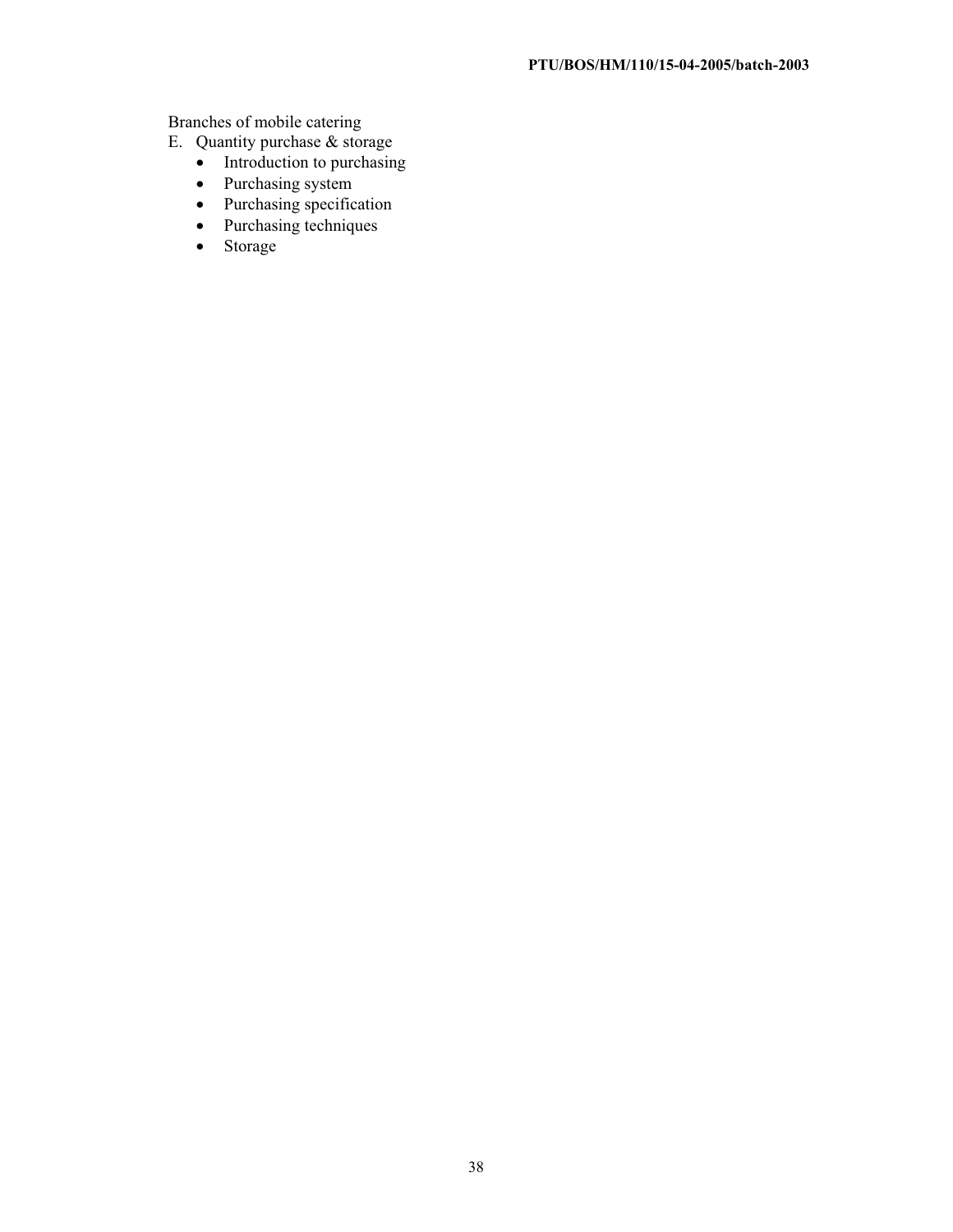Branches of mobile catering

E. Quantity purchase & storage
   - Introduction to purchasing
   - Purchasing system
   - Purchasing specification
   - Purchasing techniques
   - Storage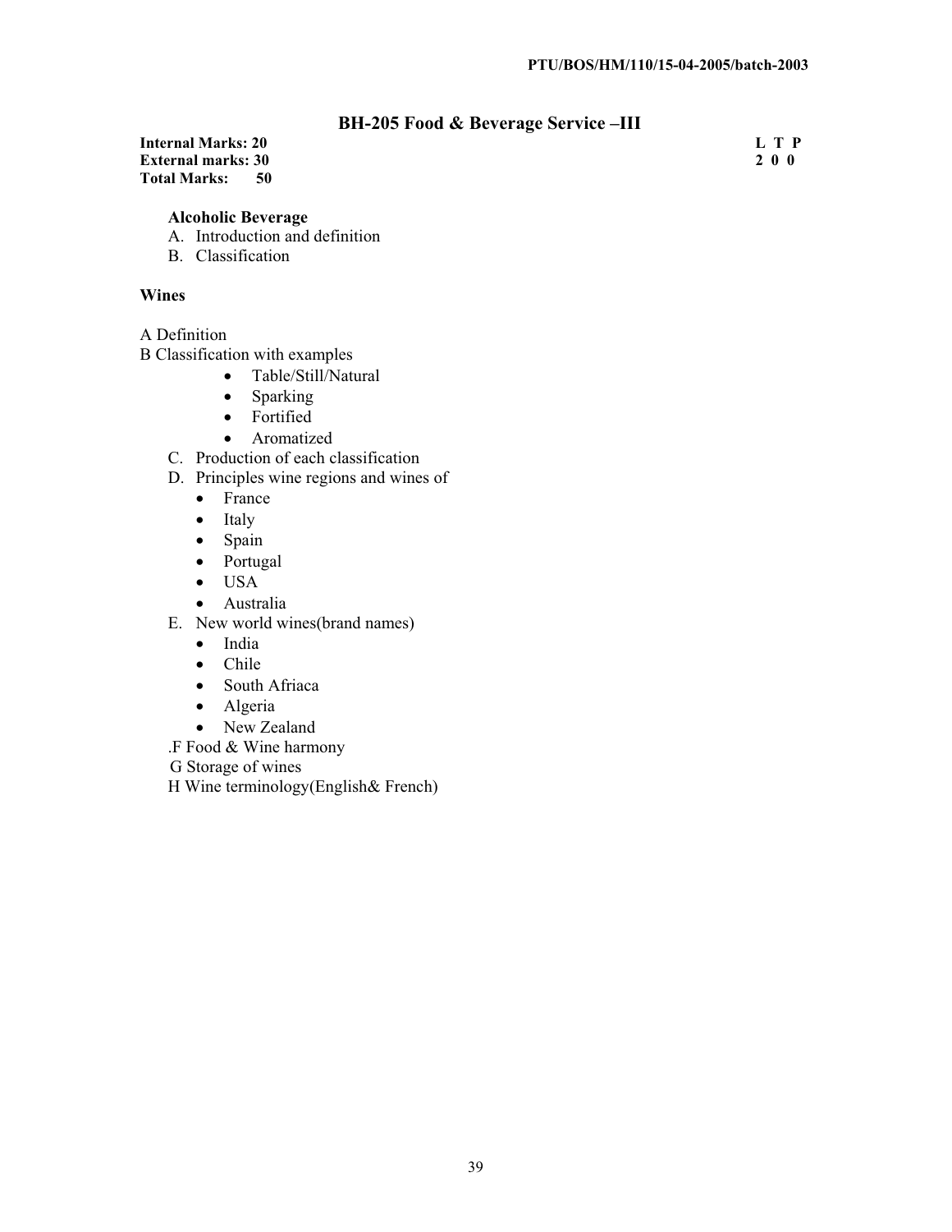# BH-205 Food & Beverage Service –III

**Internal Marks: 20** **L T P**
**External marks: 30** **2 0 0**
**Total Marks: 50**

**Alcoholic Beverage**

A. Introduction and definition
B. Classification

**Wines**

A Definition
B Classification with examples

- Table/Still/Natural
- Sparking
- Fortified
- Aromatized

C. Production of each classification
D. Principles wine regions and wines of
   - France
   - Italy
   - Spain
   - Portugal
   - USA
   - Australia

E. New world wines(brand names)
   - India
   - Chile
   - South Afriaca
   - Algeria
   - New Zealand

.F Food & Wine harmony
G Storage of wines
H Wine terminology(English& French)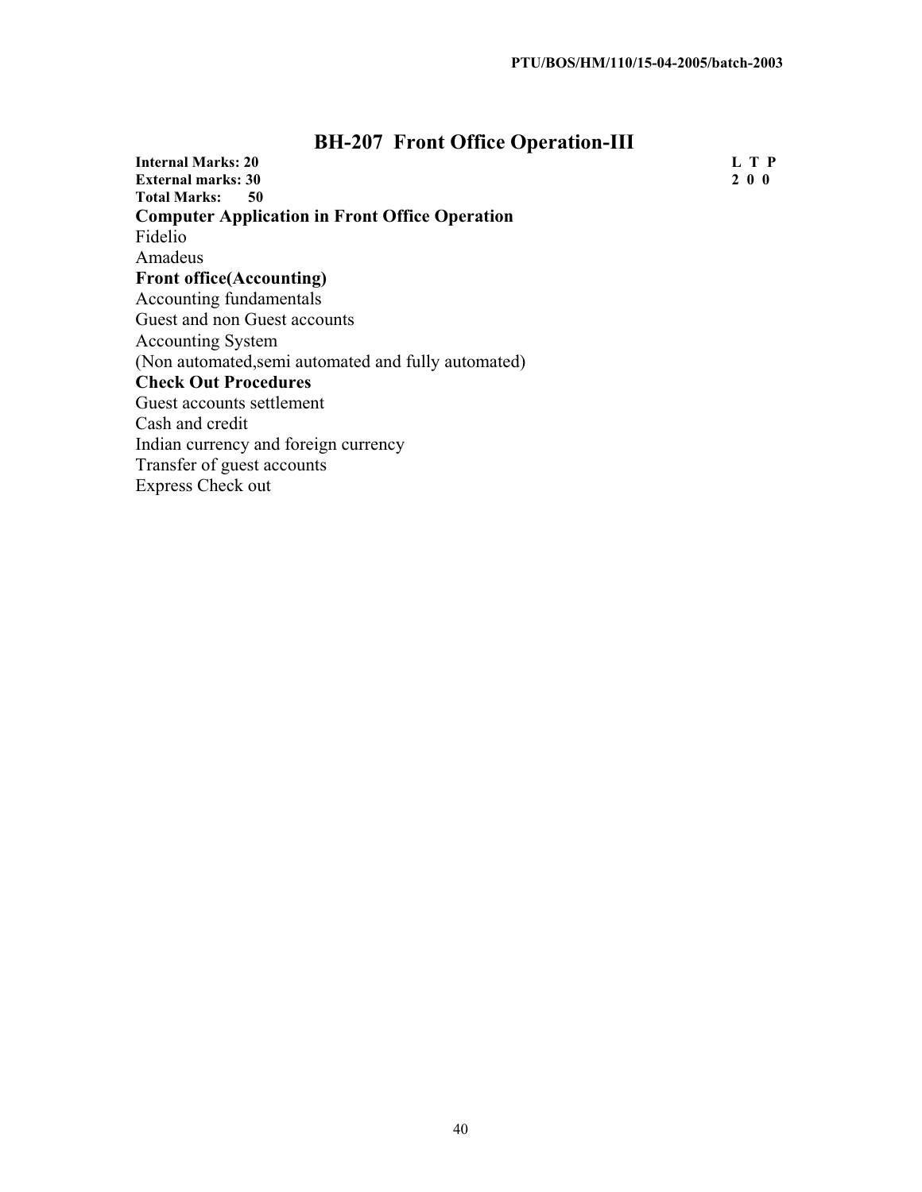# BH-207 Front Office Operation-III

**Internal Marks: 20**
**External marks: 30**
**Total Marks: 50**

| L | T | P |
|---|---|---|
| 2 | 0 | 0 |

**Computer Application in Front Office Operation**

Fidelio
Amadeus

**Front office(Accounting)**

Accounting fundamentals
Guest and non Guest accounts
Accounting System
(Non automated,semi automated and fully automated)

**Check Out Procedures**

Guest accounts settlement
Cash and credit
Indian currency and foreign currency
Transfer of guest accounts
Express Check out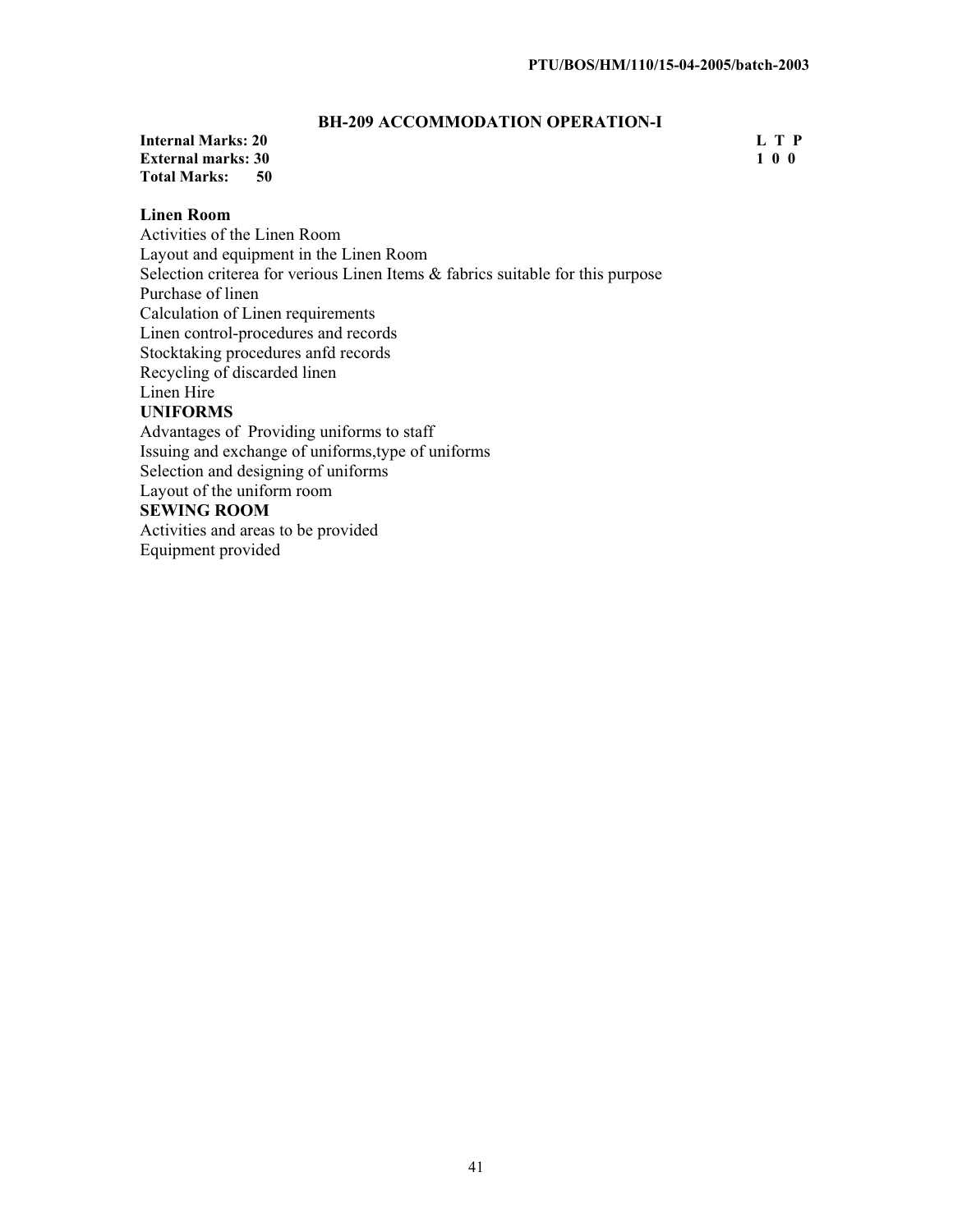## BH-209 ACCOMMODATION OPERATION-I

**Internal Marks: 20**
**External marks: 30**
**Total Marks: 50**

**L T P**
**1 0 0**

**Linen Room**

Activities of the Linen Room
Layout and equipment in the Linen Room
Selection criterea for verious Linen Items & fabrics suitable for this purpose
Purchase of linen
Calculation of Linen requirements
Linen control-procedures and records
Stocktaking procedures anfd records
Recycling of discarded linen
Linen Hire

**UNIFORMS**

Advantages of Providing uniforms to staff
Issuing and exchange of uniforms,type of uniforms
Selection and designing of uniforms
Layout of the uniform room

**SEWING ROOM**

Activities and areas to be provided
Equipment provided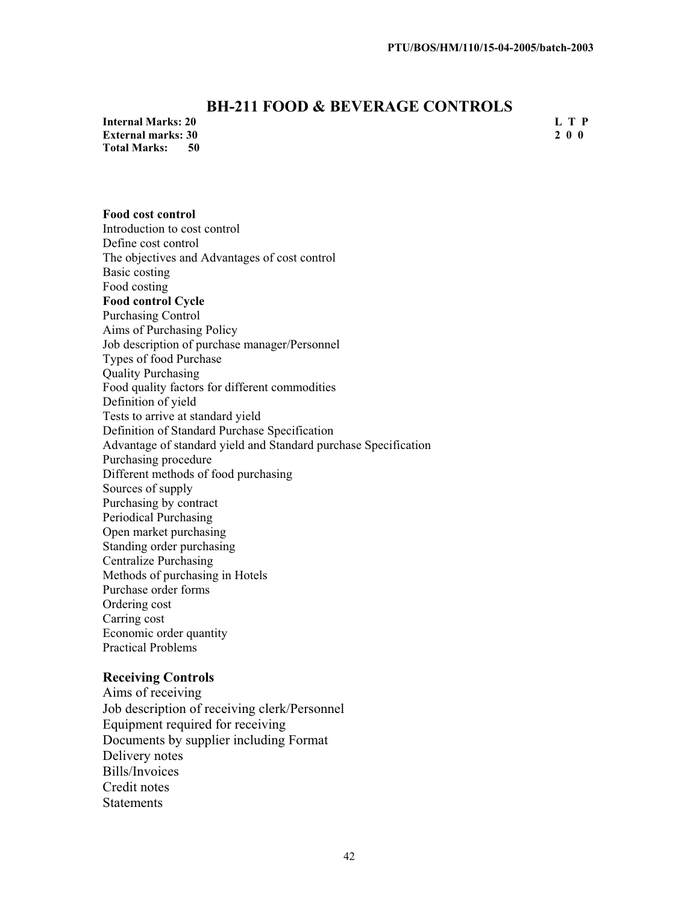# BH-211 FOOD & BEVERAGE CONTROLS

**Internal Marks: 20**
**External marks: 30**
**Total Marks: 50**

| L | T | P |
|---|---|---|
| 2 | 0 | 0 |

**Food cost control**
Introduction to cost control
Define cost control
The objectives and Advantages of cost control
Basic costing
Food costing

**Food control Cycle**
Purchasing Control
Aims of Purchasing Policy
Job description of purchase manager/Personnel
Types of food Purchase
Quality Purchasing
Food quality factors for different commodities
Definition of yield
Tests to arrive at standard yield
Definition of Standard Purchase Specification
Advantage of standard yield and Standard purchase Specification
Purchasing procedure
Different methods of food purchasing
Sources of supply
Purchasing by contract
Periodical Purchasing
Open market purchasing
Standing order purchasing
Centralize Purchasing
Methods of purchasing in Hotels
Purchase order forms
Ordering cost
Carring cost
Economic order quantity
Practical Problems

**Receiving Controls**
Aims of receiving
Job description of receiving clerk/Personnel
Equipment required for receiving
Documents by supplier including Format
Delivery notes
Bills/Invoices
Credit notes
Statements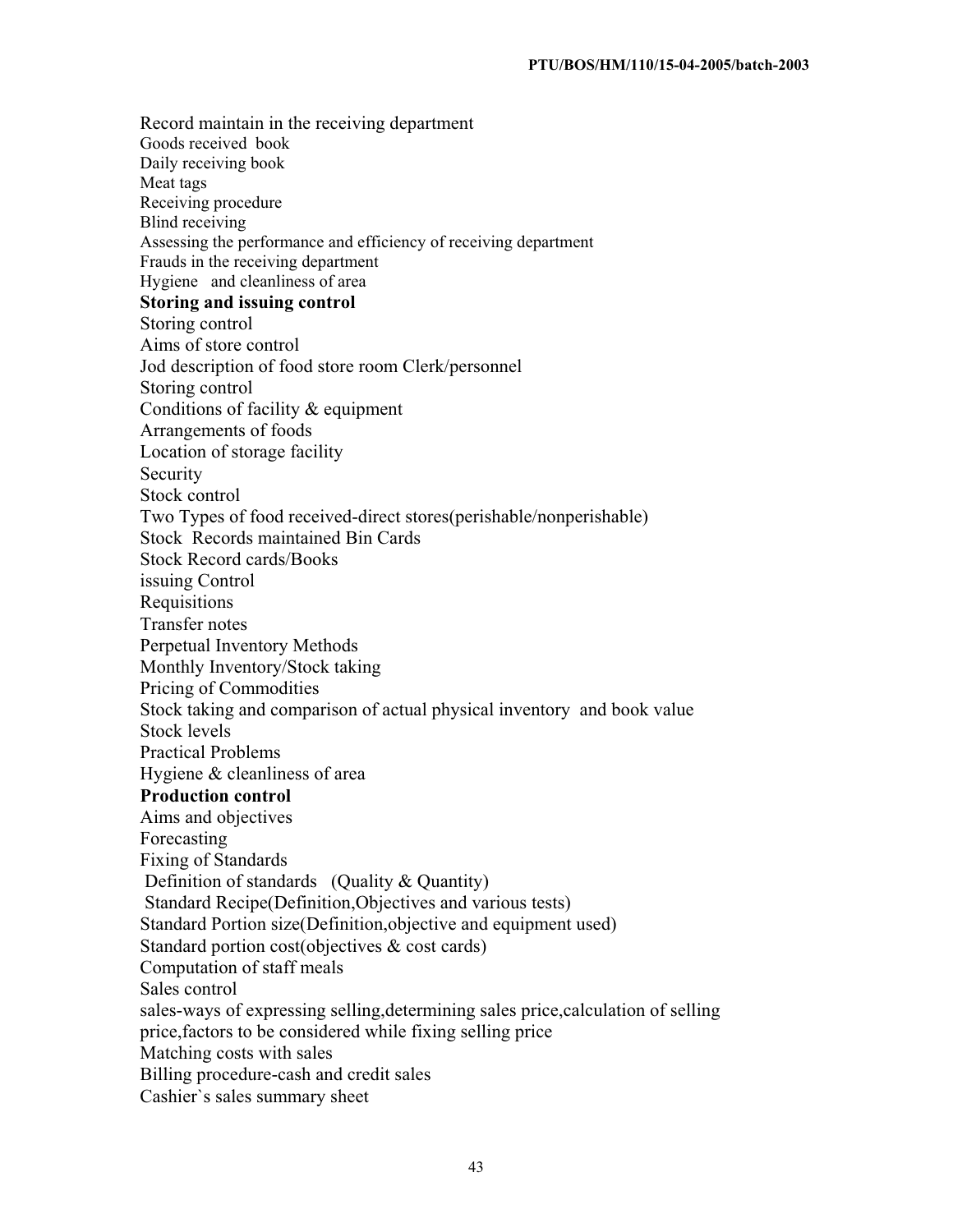Record maintain in the receiving department
Goods received book
Daily receiving book
Meat tags
Receiving procedure
Blind receiving
Assessing the performance and efficiency of receiving department
Frauds in the receiving department
Hygiene and cleanliness of area

**Storing and issuing control**

Storing control
Aims of store control
Jod description of food store room Clerk/personnel
Storing control
Conditions of facility & equipment
Arrangements of foods
Location of storage facility
Security
Stock control
Two Types of food received-direct stores(perishable/nonperishable)
Stock Records maintained Bin Cards
Stock Record cards/Books
issuing Control
Requisitions
Transfer notes
Perpetual Inventory Methods
Monthly Inventory/Stock taking
Pricing of Commodities
Stock taking and comparison of actual physical inventory and book value
Stock levels
Practical Problems
Hygiene & cleanliness of area

**Production control**

Aims and objectives
Forecasting
Fixing of Standards
Definition of standards (Quality & Quantity)
Standard Recipe(Definition,Objectives and various tests)
Standard Portion size(Definition,objective and equipment used)
Standard portion cost(objectives & cost cards)
Computation of staff meals
Sales control
sales-ways of expressing selling,determining sales price,calculation of selling price,factors to be considered while fixing selling price
Matching costs with sales
Billing procedure-cash and credit sales
Cashier`s sales summary sheet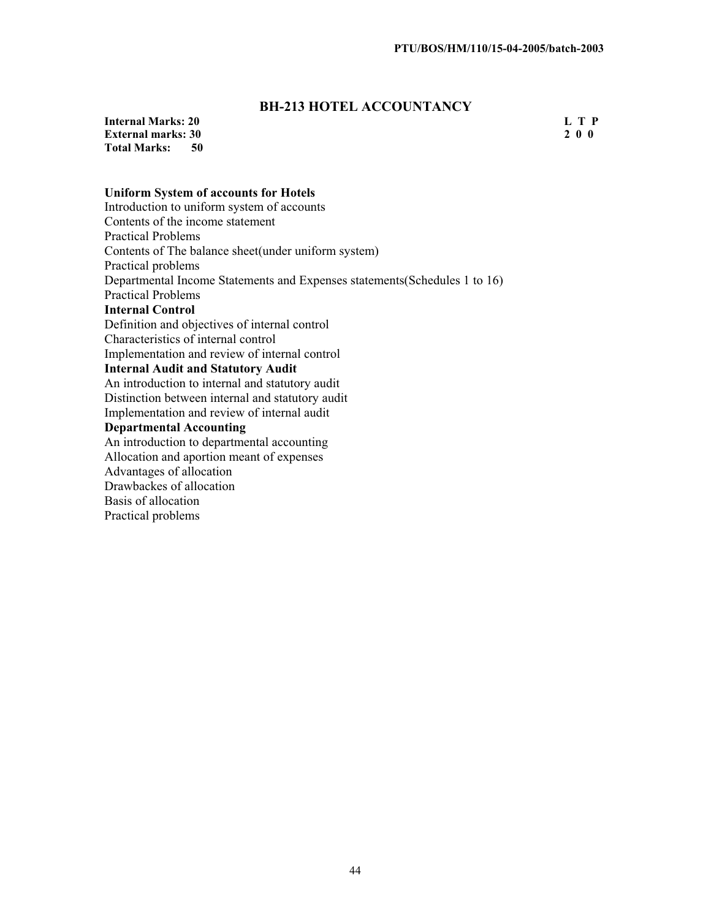## BH-213 HOTEL ACCOUNTANCY

**Internal Marks: 20**
**External marks: 30**
**Total Marks: 50**

| L | T | P |
|---|---|---|
| 2 | 0 | 0 |

**Uniform System of accounts for Hotels**

Introduction to uniform system of accounts
Contents of the income statement
Practical Problems
Contents of The balance sheet(under uniform system)
Practical problems
Departmental Income Statements and Expenses statements(Schedules 1 to 16)
Practical Problems

**Internal Control**

Definition and objectives of internal control
Characteristics of internal control
Implementation and review of internal control

**Internal Audit and Statutory Audit**

An introduction to internal and statutory audit
Distinction between internal and statutory audit
Implementation and review of internal audit

**Departmental Accounting**

An introduction to departmental accounting
Allocation and aportion meant of expenses
Advantages of allocation
Drawbackes of allocation
Basis of allocation
Practical problems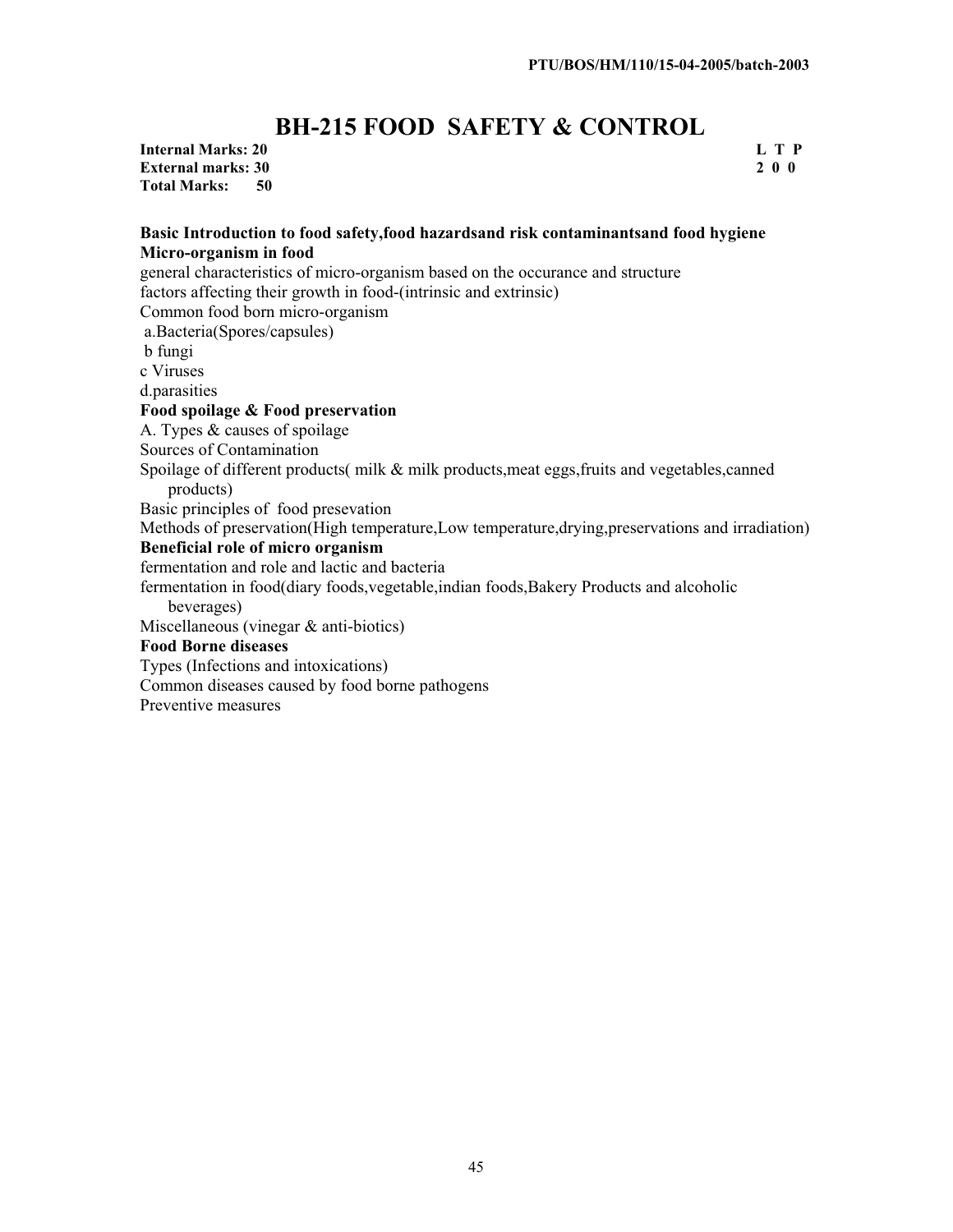# BH-215 FOOD SAFETY & CONTROL

**Internal Marks: 20**
**External marks: 30**
**Total Marks: 50**

| L | T | P |
|---|---|---|
| 2 | 0 | 0 |

**Basic Introduction to food safety,food hazardsand risk contaminantsand food hygiene**

**Micro-organism in food**

general characteristics of micro-organism based on the occurance and structure
factors affecting their growth in food-(intrinsic and extrinsic)
Common food born micro-organism
a.Bacteria(Spores/capsules)
b fungi
c Viruses
d.parasities

**Food spoilage & Food preservation**

A. Types & causes of spoilage
Sources of Contamination
Spoilage of different products( milk & milk products,meat eggs,fruits and vegetables,canned products)
Basic principles of food presevation
Methods of preservation(High temperature,Low temperature,drying,preservations and irradiation)

**Beneficial role of micro organism**

fermentation and role and lactic and bacteria
fermentation in food(diary foods,vegetable,indian foods,Bakery Products and alcoholic beverages)
Miscellaneous (vinegar & anti-biotics)

**Food Borne diseases**

Types (Infections and intoxications)
Common diseases caused by food borne pathogens
Preventive measures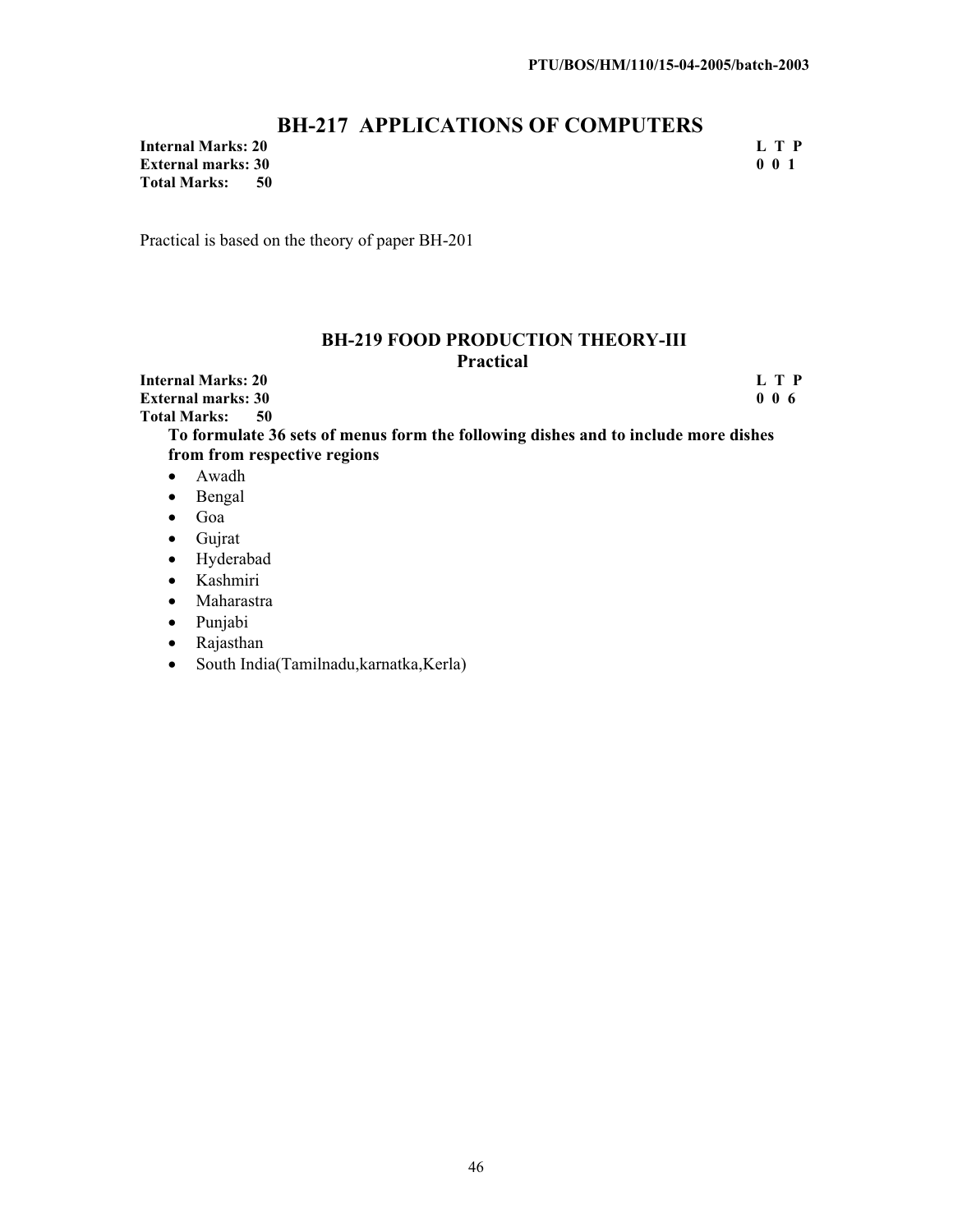## BH-217 APPLICATIONS OF COMPUTERS

**Internal Marks: 20** **L T P**
**External marks: 30** **0 0 1**
**Total Marks: 50**

Practical is based on the theory of paper BH-201

### BH-219 FOOD PRODUCTION THEORY-III
**Practical**

**Internal Marks: 20** **L T P**
**External marks: 30** **0 0 6**
**Total Marks: 50**

**To formulate 36 sets of menus form the following dishes and to include more dishes from from respective regions**

- Awadh
- Bengal
- Goa
- Gujrat
- Hyderabad
- Kashmiri
- Maharastra
- Punjabi
- Rajasthan
- South India(Tamilnadu,karnatka,Kerla)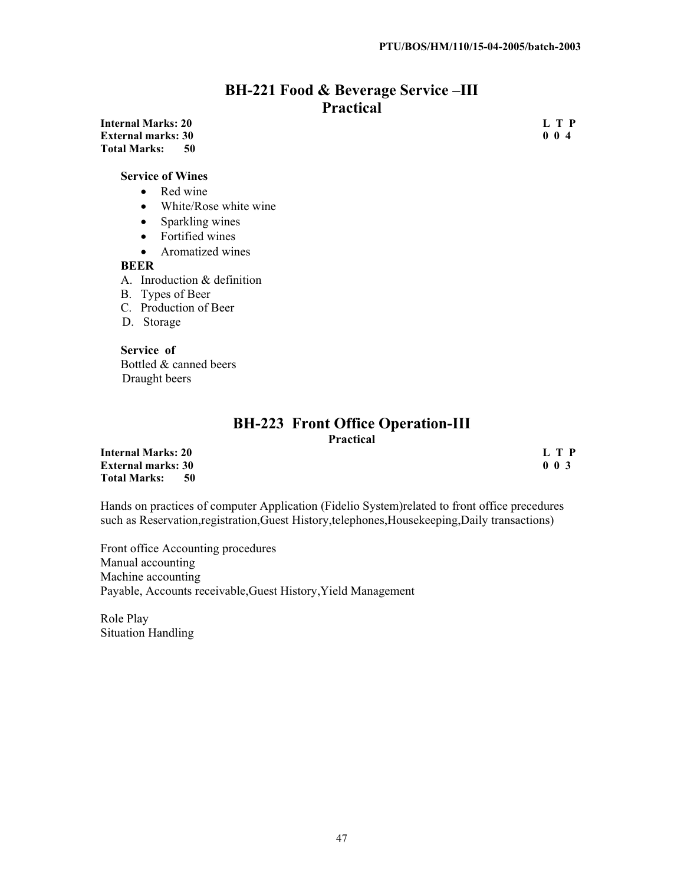## BH-221 Food & Beverage Service –III Practical

**Internal Marks: 20** **L T P**
**External marks: 30** **0 0 4**
**Total Marks: 50**

**Service of Wines**

- Red wine
- White/Rose white wine
- Sparkling wines
- Fortified wines
- Aromatized wines

**BEER**

A. Inroduction & definition
B. Types of Beer
C. Production of Beer
D. Storage

**Service of**

Bottled & canned beers
Draught beers

## BH-223 Front Office Operation-III

**Practical**

**Internal Marks: 20** **L T P**
**External marks: 30** **0 0 3**
**Total Marks: 50**

Hands on practices of computer Application (Fidelio System)related to front office precedures such as Reservation,registration,Guest History,telephones,Housekeeping,Daily transactions)

Front office Accounting procedures
Manual accounting
Machine accounting
Payable, Accounts receivable,Guest History,Yield Management

Role Play
Situation Handling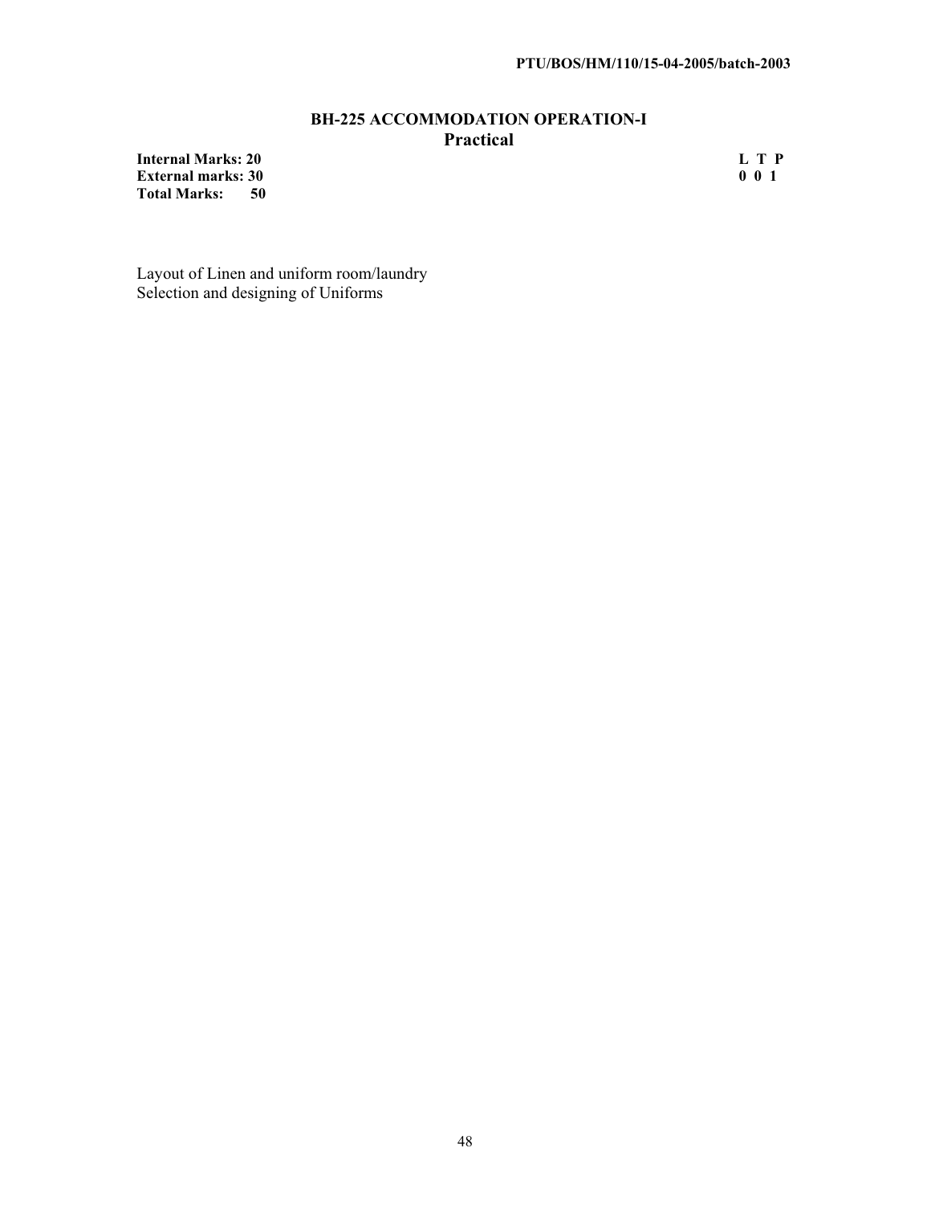## BH-225 ACCOMMODATION OPERATION-I
### Practical

| | |
|---|---|
| **Internal Marks: 20** | **L T P** |
| **External marks: 30** | **0 0 1** |
| **Total Marks: 50** | |

Layout of Linen and uniform room/laundry
Selection and designing of Uniforms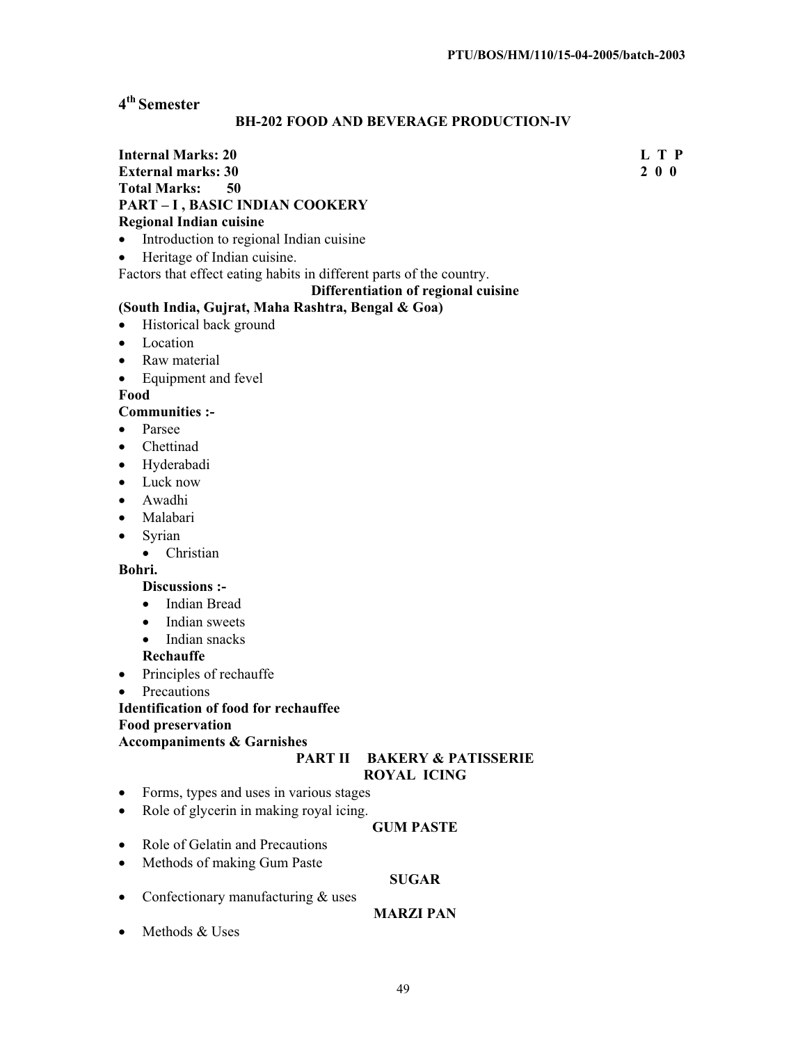## 4th Semester

### BH-202 FOOD AND BEVERAGE PRODUCTION-IV

**Internal Marks: 20** **L T P**
**External marks: 30** **2 0 0**
**Total Marks: 50**

**PART – I , BASIC INDIAN COOKERY**

**Regional Indian cuisine**

- Introduction to regional Indian cuisine
- Heritage of Indian cuisine.

Factors that effect eating habits in different parts of the country.

**Differentiation of regional cuisine**

**(South India, Gujrat, Maha Rashtra, Bengal & Goa)**

- Historical back ground
- Location
- Raw material
- Equipment and fevel

**Food**

**Communities :-**

- Parsee
- Chettinad
- Hyderabadi
- Luck now
- Awadhi
- Malabari
- Syrian
  - Christian

**Bohri.**

**Discussions :-**

- Indian Bread
- Indian sweets
- Indian snacks

**Rechauffe**

- Principles of rechauffe
- Precautions

**Identification of food for rechauffee**

**Food preservation**

**Accompaniments & Garnishes**

**PART II BAKERY & PATISSERIE**

**ROYAL ICING**

- Forms, types and uses in various stages
- Role of glycerin in making royal icing.

**GUM PASTE**

- Role of Gelatin and Precautions
- Methods of making Gum Paste

**SUGAR**

- Confectionary manufacturing & uses

**MARZI PAN**

- Methods & Uses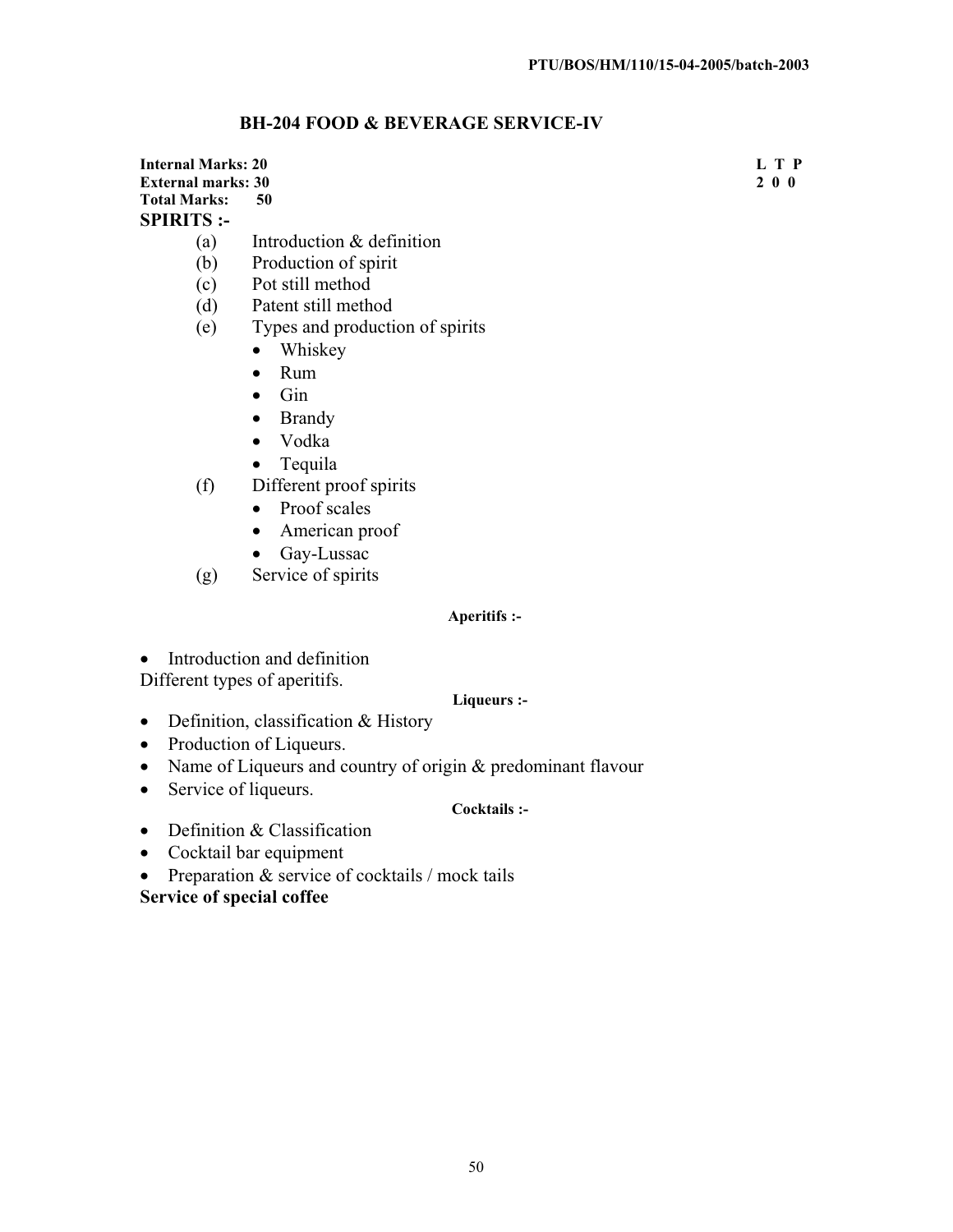## BH-204 FOOD & BEVERAGE SERVICE-IV

**Internal Marks: 20** **L T P**
**External marks: 30** **2 0 0**
**Total Marks: 50**

**SPIRITS :-**

- (a) Introduction & definition
- (b) Production of spirit
- (c) Pot still method
- (d) Patent still method
- (e) Types and production of spirits
  - Whiskey
  - Rum
  - Gin
  - Brandy
  - Vodka
  - Tequila
- (f) Different proof spirits
  - Proof scales
  - American proof
  - Gay-Lussac
- (g) Service of spirits

**Aperitifs :-**

- Introduction and definition

Different types of aperitifs.

**Liqueurs :-**

- Definition, classification & History
- Production of Liqueurs.
- Name of Liqueurs and country of origin & predominant flavour
- Service of liqueurs.

**Cocktails :-**

- Definition & Classification
- Cocktail bar equipment
- Preparation & service of cocktails / mock tails

**Service of special coffee**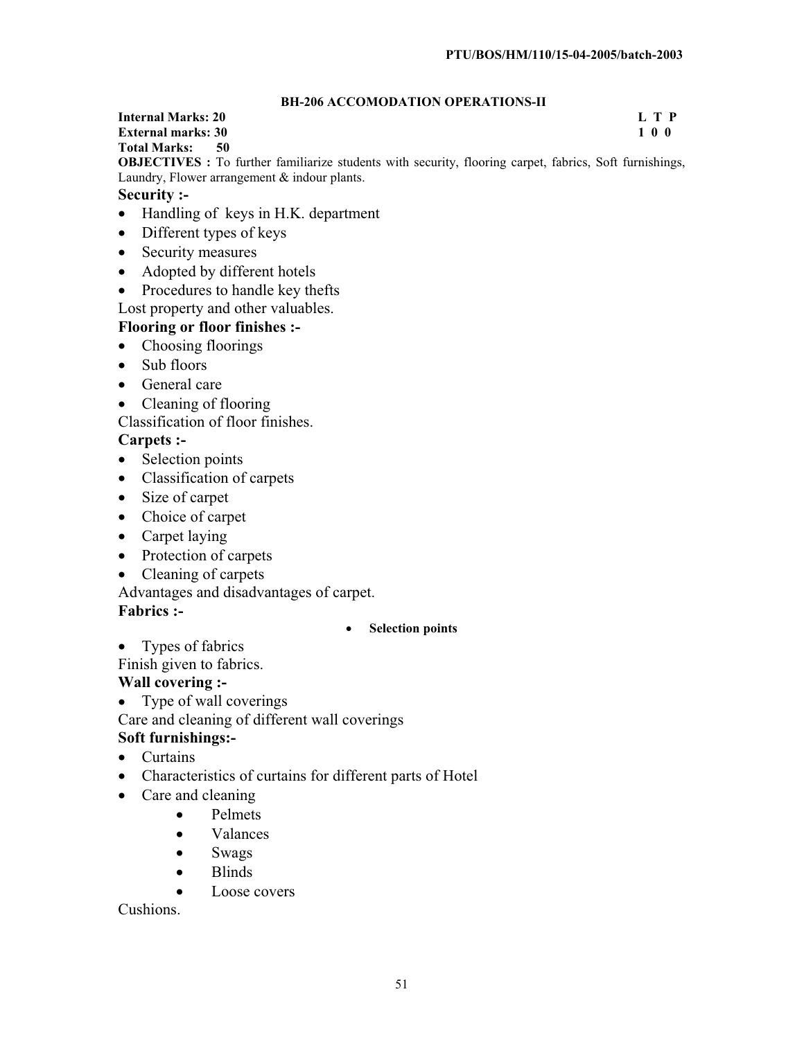### BH-206 ACCOMODATION OPERATIONS-II

**Internal Marks: 20**
**External marks: 30**
**Total Marks: 50**

| L | T | P |
|---|---|---|
| 1 | 0 | 0 |

**OBJECTIVES :** To further familiarize students with security, flooring carpet, fabrics, Soft furnishings, Laundry, Flower arrangement & indour plants.

**Security :-**

- Handling of keys in H.K. department
- Different types of keys
- Security measures
- Adopted by different hotels
- Procedures to handle key thefts

Lost property and other valuables.

**Flooring or floor finishes :-**

- Choosing floorings
- Sub floors
- General care
- Cleaning of flooring

Classification of floor finishes.

**Carpets :-**

- Selection points
- Classification of carpets
- Size of carpet
- Choice of carpet
- Carpet laying
- Protection of carpets
- Cleaning of carpets

Advantages and disadvantages of carpet.

**Fabrics :-**

- **Selection points**
- Types of fabrics

Finish given to fabrics.

**Wall covering :-**

- Type of wall coverings

Care and cleaning of different wall coverings

**Soft furnishings:-**

- Curtains
- Characteristics of curtains for different parts of Hotel
- Care and cleaning
    - Pelmets
    - Valances
    - Swags
    - Blinds
    - Loose covers

Cushions.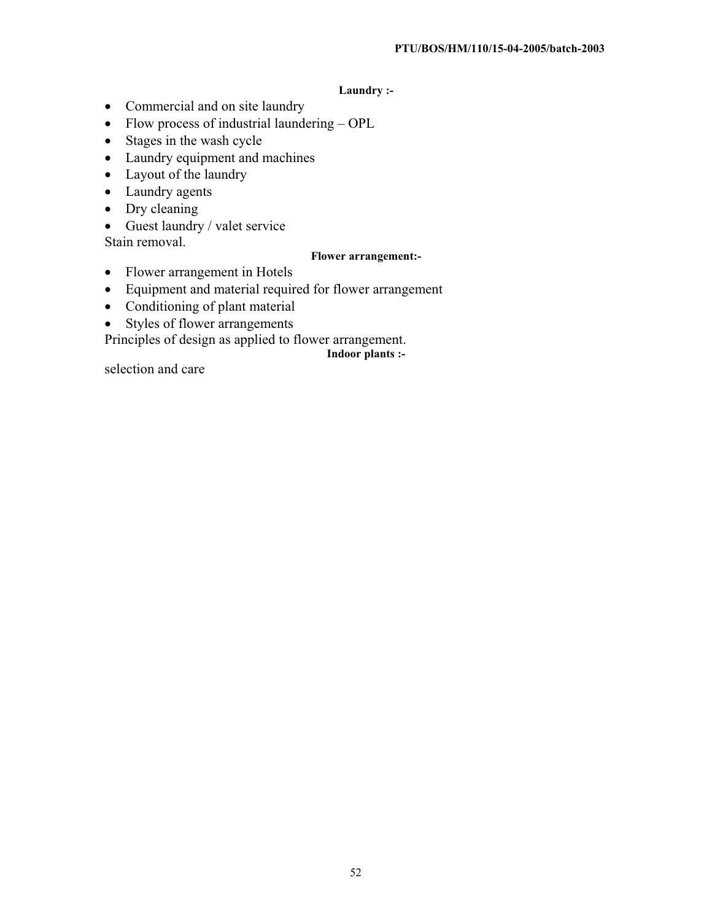**Laundry :-**

- Commercial and on site laundry
- Flow process of industrial laundering – OPL
- Stages in the wash cycle
- Laundry equipment and machines
- Layout of the laundry
- Laundry agents
- Dry cleaning
- Guest laundry / valet service

Stain removal.

**Flower arrangement:-**

- Flower arrangement in Hotels
- Equipment and material required for flower arrangement
- Conditioning of plant material
- Styles of flower arrangements

Principles of design as applied to flower arrangement.

**Indoor plants :-**

selection and care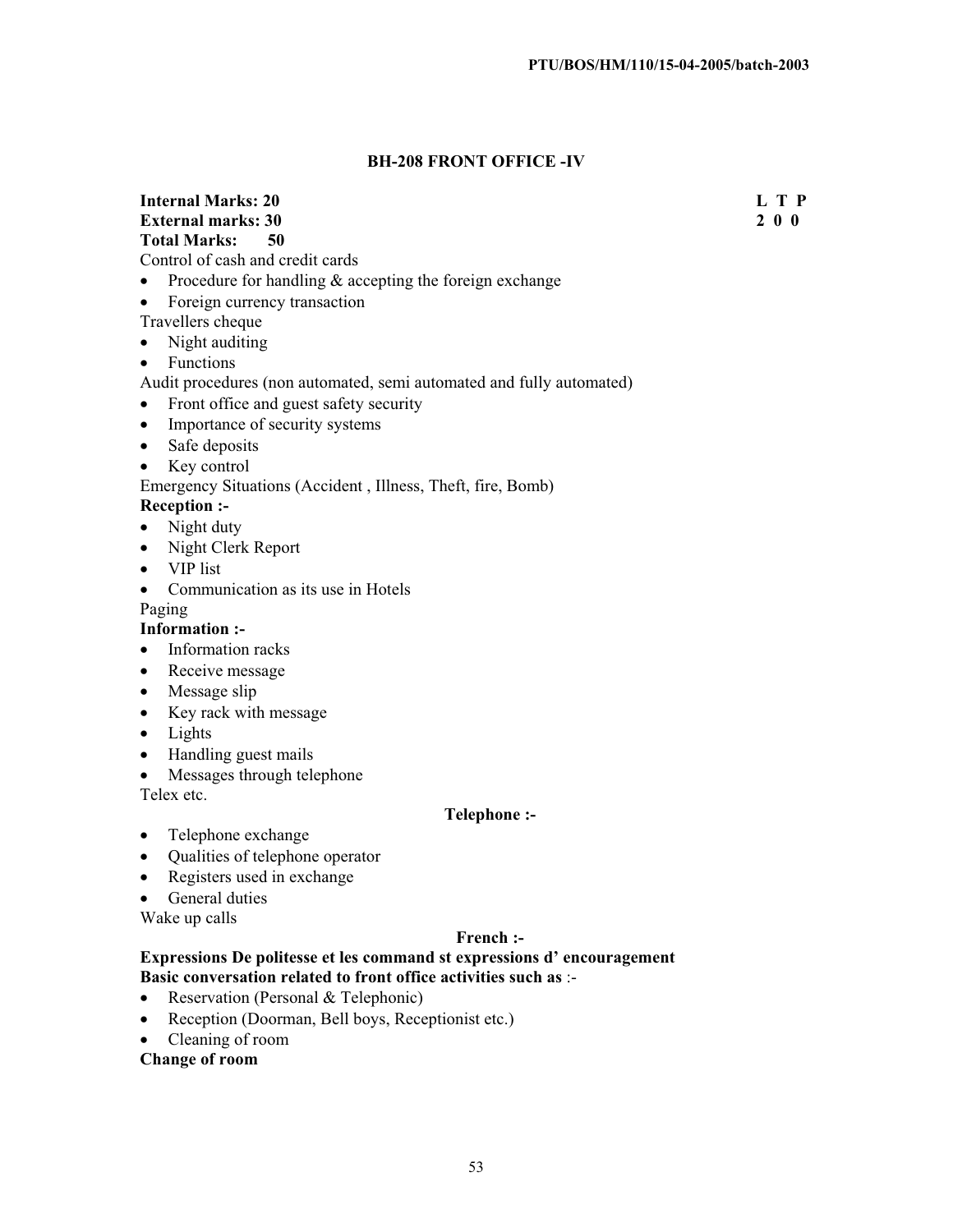## BH-208 FRONT OFFICE -IV

**Internal Marks: 20** **L T P**
**External marks: 30** **2 0 0**
**Total Marks: 50**

Control of cash and credit cards

- Procedure for handling & accepting the foreign exchange
- Foreign currency transaction

Travellers cheque

- Night auditing
- Functions

Audit procedures (non automated, semi automated and fully automated)

- Front office and guest safety security
- Importance of security systems
- Safe deposits
- Key control

Emergency Situations (Accident , Illness, Theft, fire, Bomb)

**Reception :-**

- Night duty
- Night Clerk Report
- VIP list
- Communication as its use in Hotels

Paging

**Information :-**

- Information racks
- Receive message
- Message slip
- Key rack with message
- Lights
- Handling guest mails
- Messages through telephone

Telex etc.

**Telephone :-**

- Telephone exchange
- Qualities of telephone operator
- Registers used in exchange
- General duties

Wake up calls

**French :-**

**Expressions De politesse et les command st expressions d' encouragement**
**Basic conversation related to front office activities such as** :-

- Reservation (Personal & Telephonic)
- Reception (Doorman, Bell boys, Receptionist etc.)
- Cleaning of room

**Change of room**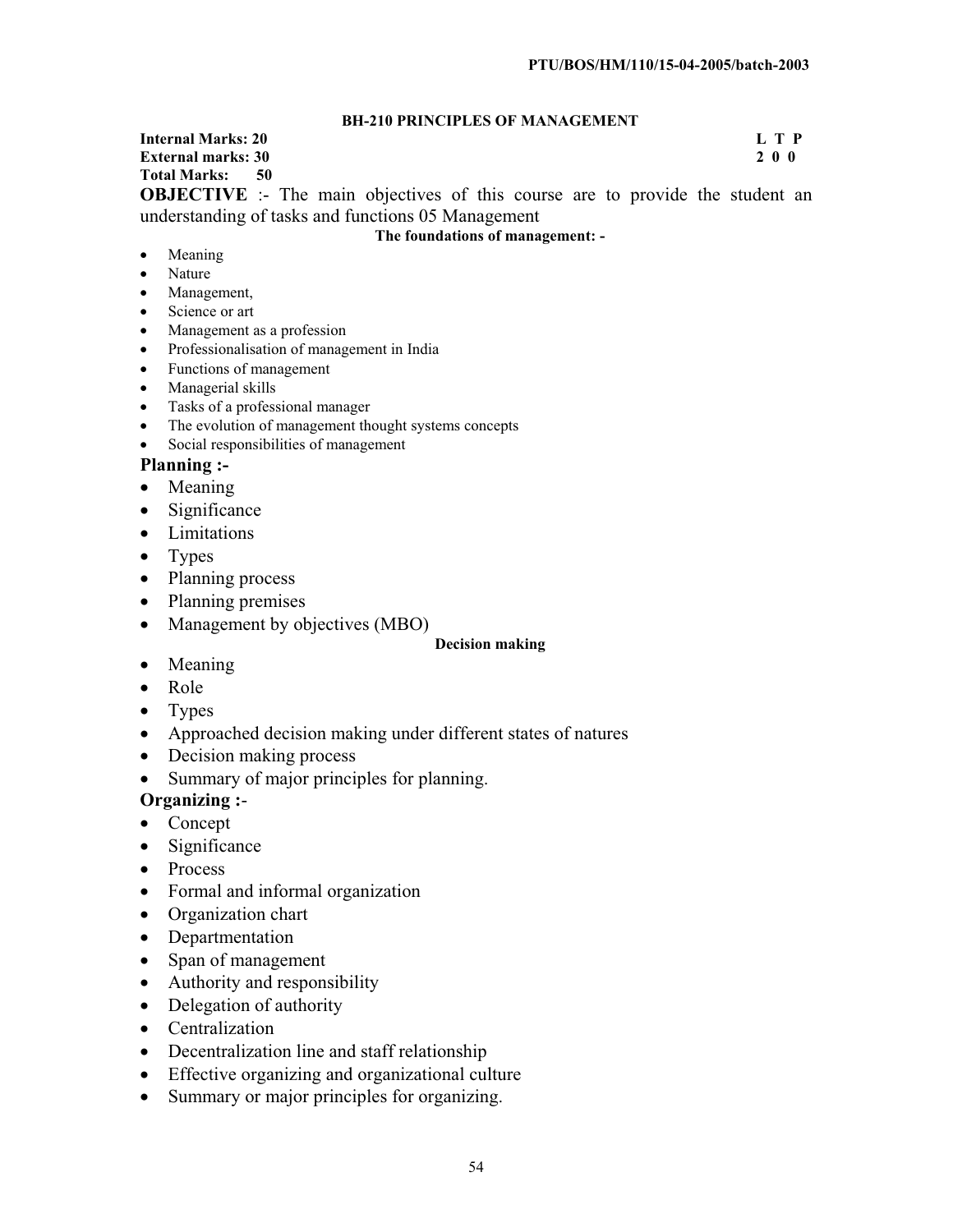## BH-210 PRINCIPLES OF MANAGEMENT

**Internal Marks: 20** **L T P**
**External marks: 30** **2 0 0**
**Total Marks: 50**

**OBJECTIVE** :- The main objectives of this course are to provide the student an understanding of tasks and functions 05 Management

**The foundations of management: -**

- Meaning
- Nature
- Management,
- Science or art
- Management as a profession
- Professionalisation of management in India
- Functions of management
- Managerial skills
- Tasks of a professional manager
- The evolution of management thought systems concepts
- Social responsibilities of management

**Planning :-**

- Meaning
- Significance
- Limitations
- Types
- Planning process
- Planning premises
- Management by objectives (MBO)

**Decision making**

- Meaning
- Role
- Types
- Approached decision making under different states of natures
- Decision making process
- Summary of major principles for planning.

**Organizing :-**

- Concept
- Significance
- Process
- Formal and informal organization
- Organization chart
- Departmentation
- Span of management
- Authority and responsibility
- Delegation of authority
- Centralization
- Decentralization line and staff relationship
- Effective organizing and organizational culture
- Summary or major principles for organizing.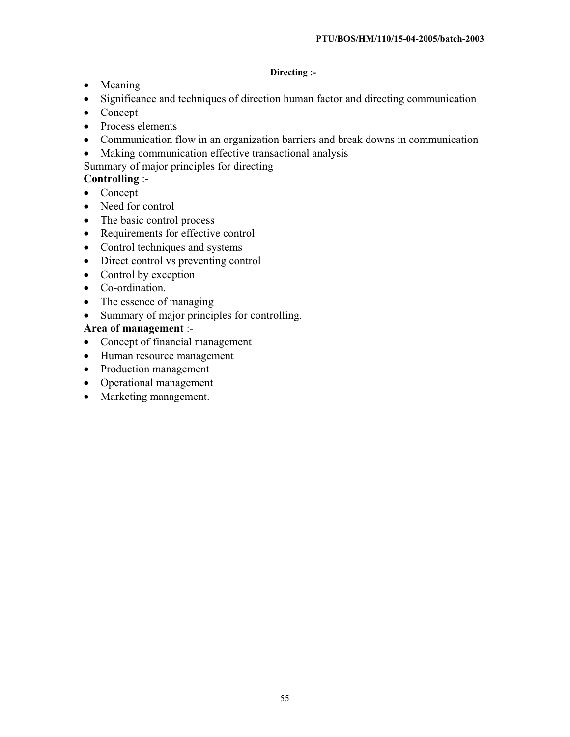**Directing :-**

- Meaning
- Significance and techniques of direction human factor and directing communication
- Concept
- Process elements
- Communication flow in an organization barriers and break downs in communication
- Making communication effective transactional analysis

Summary of major principles for directing

**Controlling** :-

- Concept
- Need for control
- The basic control process
- Requirements for effective control
- Control techniques and systems
- Direct control vs preventing control
- Control by exception
- Co-ordination.
- The essence of managing
- Summary of major principles for controlling.

**Area of management** :-

- Concept of financial management
- Human resource management
- Production management
- Operational management
- Marketing management.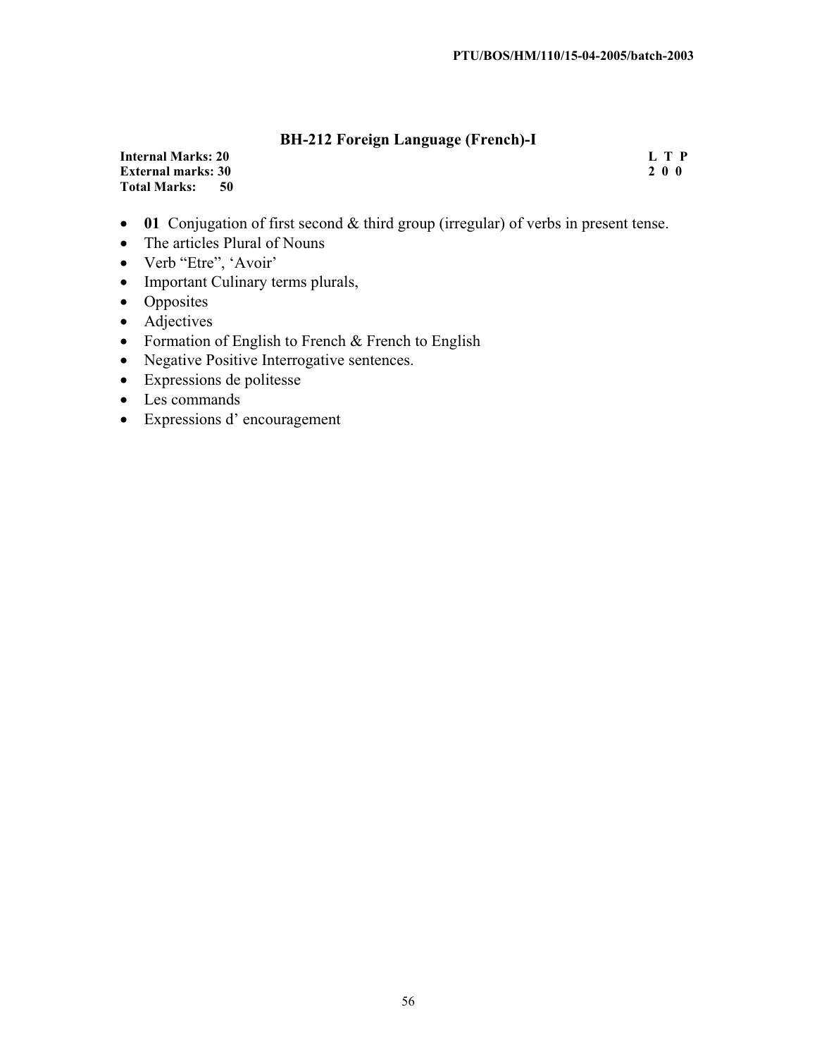## BH-212 Foreign Language (French)-I

**Internal Marks: 20** **L T P**
**External marks: 30** **2 0 0**
**Total Marks: 50**

- **01** Conjugation of first second & third group (irregular) of verbs in present tense.
- The articles Plural of Nouns
- Verb “Etre”, ‘Avoir’
- Important Culinary terms plurals,
- Opposites
- Adjectives
- Formation of English to French & French to English
- Negative Positive Interrogative sentences.
- Expressions de politesse
- Les commands
- Expressions d’ encouragement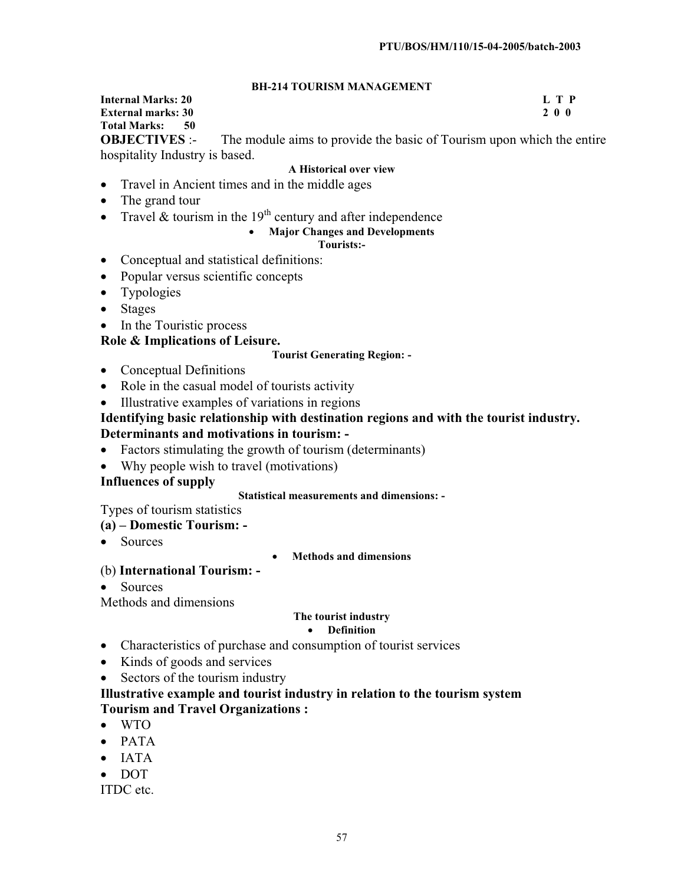PTU/BOS/HM/110/15-04-2005/batch-2003

### BH-214 TOURISM MANAGEMENT

**Internal Marks: 20** **L T P**
**External marks: 30** **2 0 0**
**Total Marks: 50**

**OBJECTIVES** :- The module aims to provide the basic of Tourism upon which the entire hospitality Industry is based.

**A Historical over view**

- Travel in Ancient times and in the middle ages
- The grand tour
- Travel & tourism in the 19th century and after independence
- **Major Changes and Developments**

**Tourists:-**

- Conceptual and statistical definitions:
- Popular versus scientific concepts
- Typologies
- Stages
- In the Touristic process

**Role & Implications of Leisure.**

**Tourist Generating Region: -**

- Conceptual Definitions
- Role in the casual model of tourists activity
- Illustrative examples of variations in regions

**Identifying basic relationship with destination regions and with the tourist industry.**

**Determinants and motivations in tourism: -**

- Factors stimulating the growth of tourism (determinants)
- Why people wish to travel (motivations)

**Influences of supply**

**Statistical measurements and dimensions: -**

Types of tourism statistics

**(a) – Domestic Tourism: -**

- Sources
- **Methods and dimensions**

(b) **International Tourism: -**

- Sources

Methods and dimensions

**The tourist industry**

- **Definition**
- Characteristics of purchase and consumption of tourist services
- Kinds of goods and services
- Sectors of the tourism industry

**Illustrative example and tourist industry in relation to the tourism system**

**Tourism and Travel Organizations :**

- WTO
- PATA
- IATA
- DOT

ITDC etc.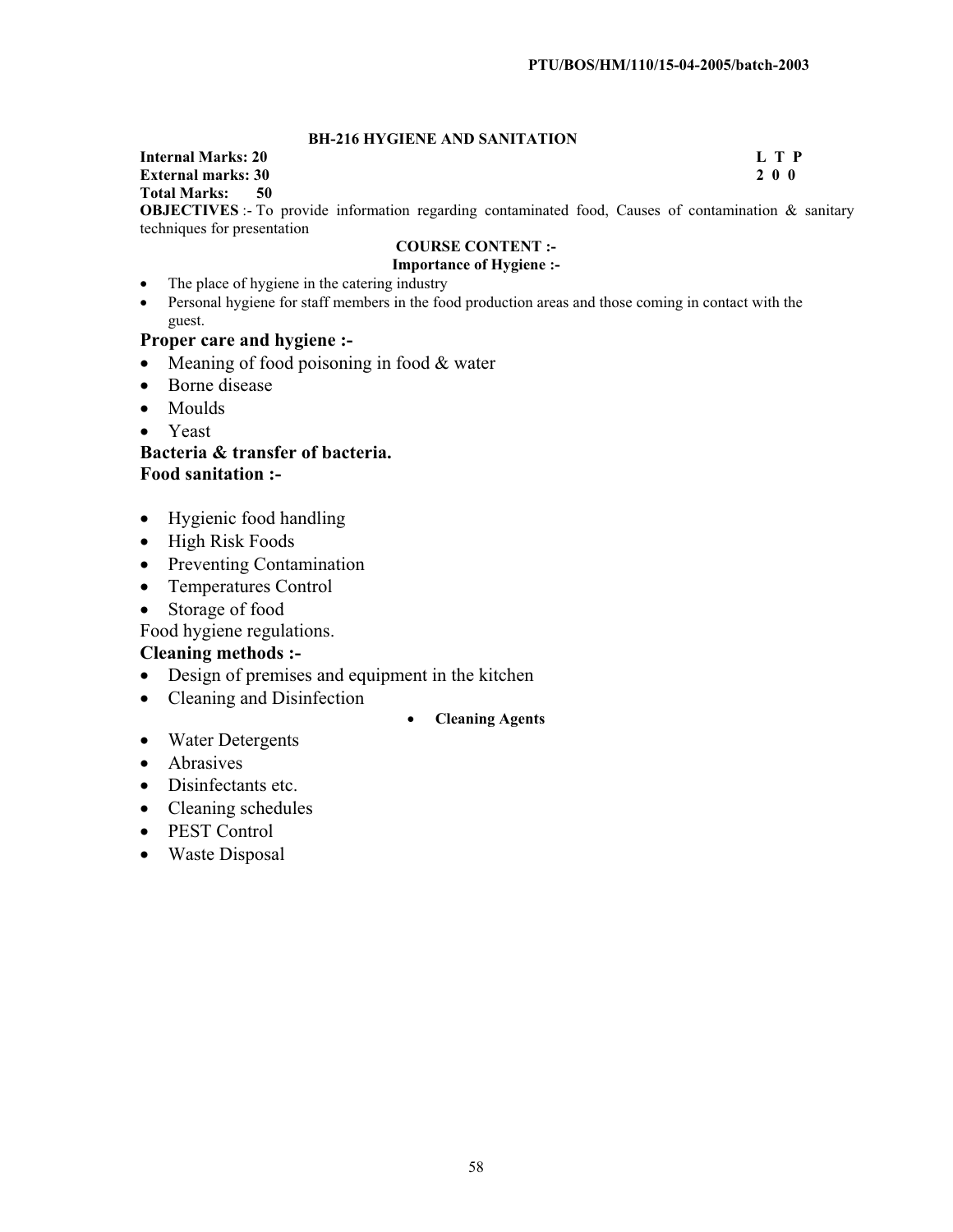## BH-216 HYGIENE AND SANITATION

**Internal Marks: 20** **L T P**
**External marks: 30** **2 0 0**
**Total Marks: 50**

**OBJECTIVES** :- To provide information regarding contaminated food, Causes of contamination & sanitary techniques for presentation

**COURSE CONTENT :-**

**Importance of Hygiene :-**

- The place of hygiene in the catering industry
- Personal hygiene for staff members in the food production areas and those coming in contact with the guest.

### Proper care and hygiene :-

- Meaning of food poisoning in food & water
- Borne disease
- Moulds
- Yeast

### Bacteria & transfer of bacteria.

### Food sanitation :-

- Hygienic food handling
- High Risk Foods
- Preventing Contamination
- Temperatures Control
- Storage of food

Food hygiene regulations.

### Cleaning methods :-

- Design of premises and equipment in the kitchen
- Cleaning and Disinfection
- **Cleaning Agents**
- Water Detergents
- Abrasives
- Disinfectants etc.
- Cleaning schedules
- PEST Control
- Waste Disposal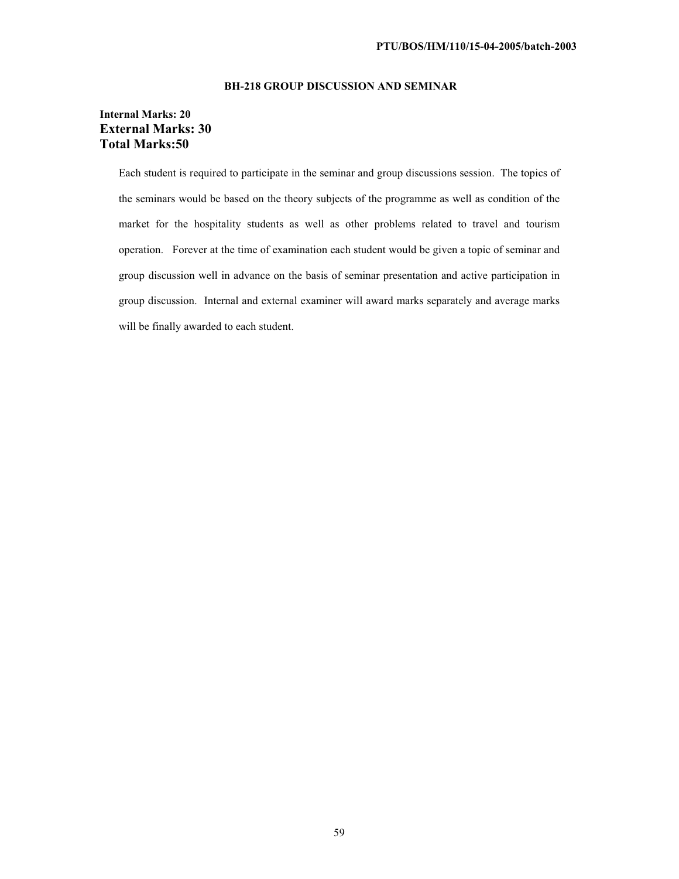## BH-218 GROUP DISCUSSION AND SEMINAR

**Internal Marks: 20**
**External Marks: 30**
**Total Marks:50**

Each student is required to participate in the seminar and group discussions session. The topics of the seminars would be based on the theory subjects of the programme as well as condition of the market for the hospitality students as well as other problems related to travel and tourism operation. Forever at the time of examination each student would be given a topic of seminar and group discussion well in advance on the basis of seminar presentation and active participation in group discussion. Internal and external examiner will award marks separately and average marks will be finally awarded to each student.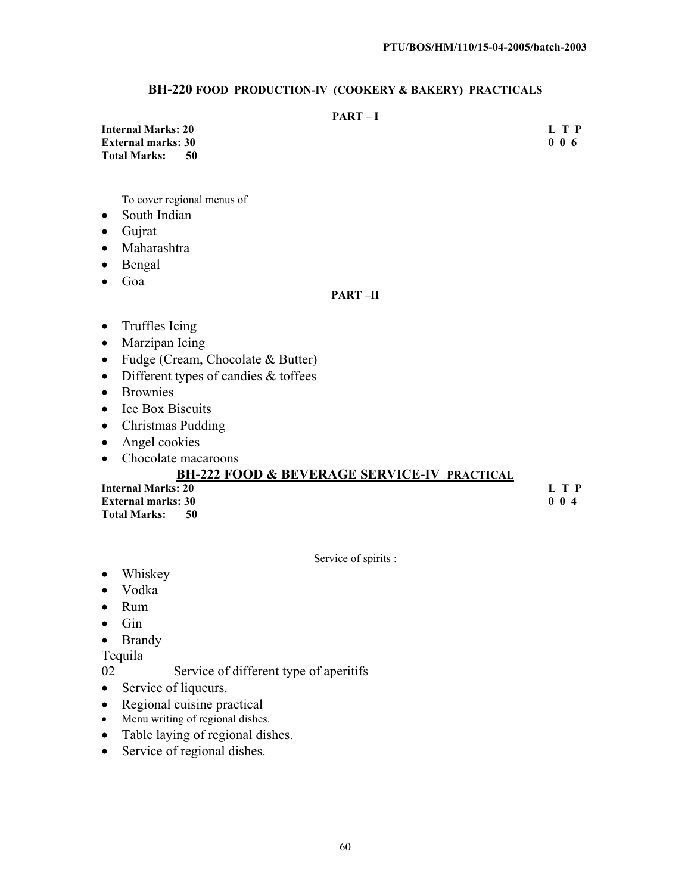## BH-220 FOOD PRODUCTION-IV (COOKERY & BAKERY) PRACTICALS

**PART – I**

**Internal Marks: 20**
**External marks: 30**
**Total Marks: 50**

**L T P**
**0 0 6**

To cover regional menus of

- South Indian
- Gujrat
- Maharashtra
- Bengal
- Goa

**PART –II**

- Truffles Icing
- Marzipan Icing
- Fudge (Cream, Chocolate & Butter)
- Different types of candies & toffees
- Brownies
- Ice Box Biscuits
- Christmas Pudding
- Angel cookies
- Chocolate macaroons

## BH-222 FOOD & BEVERAGE SERVICE-IV PRACTICAL

**Internal Marks: 20**
**External marks: 30**
**Total Marks: 50**

**L T P**
**0 0 4**

Service of spirits :

- Whiskey
- Vodka
- Rum
- Gin
- Brandy

Tequila

02 Service of different type of aperitifs

- Service of liqueurs.
- Regional cuisine practical
- Menu writing of regional dishes.
- Table laying of regional dishes.
- Service of regional dishes.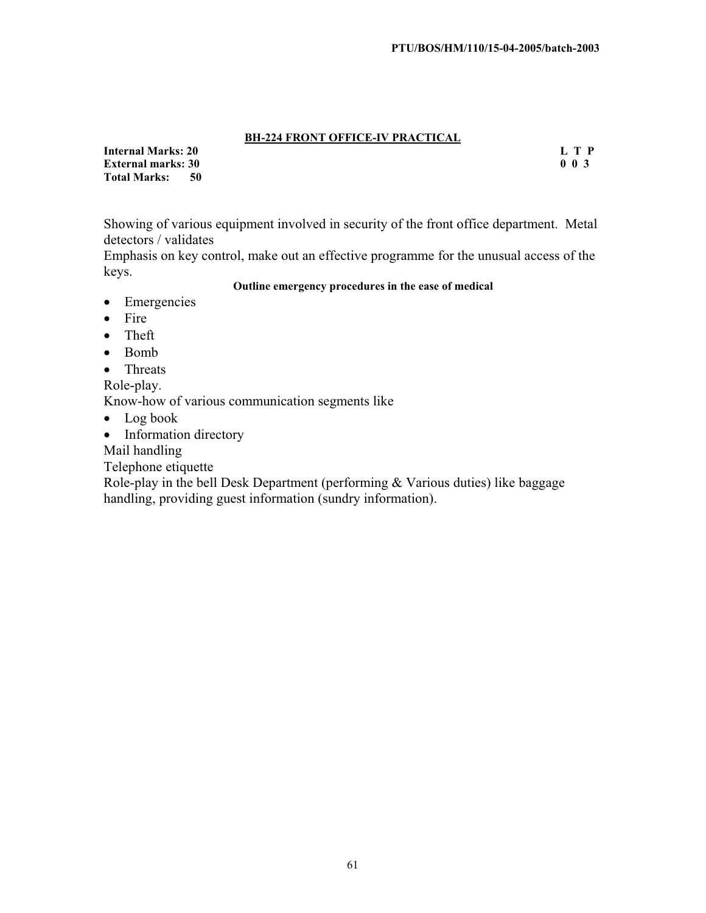## BH-224 FRONT OFFICE-IV PRACTICAL

**Internal Marks: 20** **L T P**
**External marks: 30** **0 0 3**
**Total Marks: 50**

Showing of various equipment involved in security of the front office department. Metal detectors / validates

Emphasis on key control, make out an effective programme for the unusual access of the keys.

**Outline emergency procedures in the ease of medical**

- Emergencies
- Fire
- Theft
- Bomb
- Threats

Role-play.

Know-how of various communication segments like

- Log book
- Information directory

Mail handling

Telephone etiquette

Role-play in the bell Desk Department (performing & Various duties) like baggage handling, providing guest information (sundry information).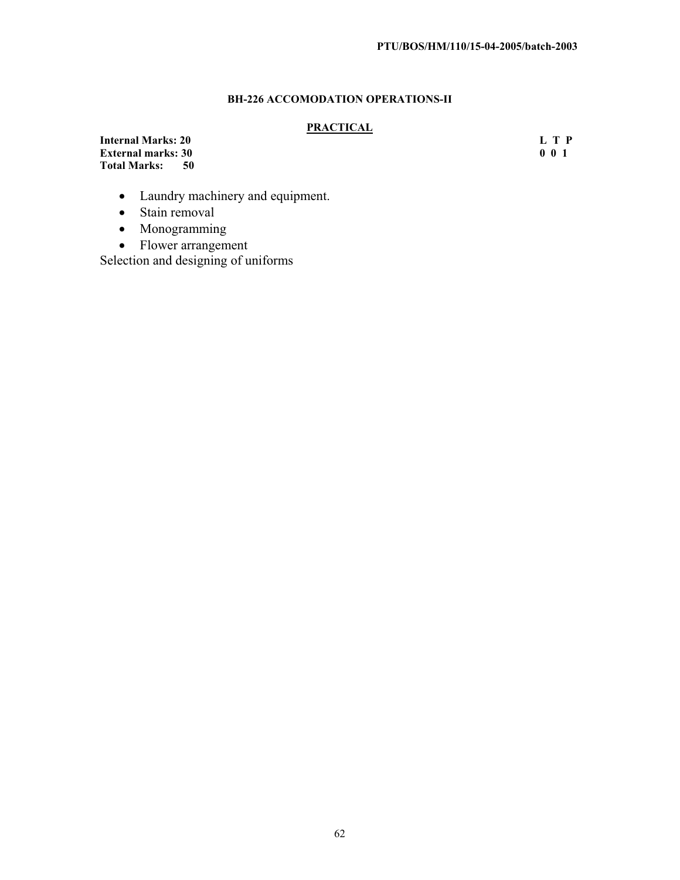## BH-226 ACCOMODATION OPERATIONS-II

### PRACTICAL

**Internal Marks: 20** **L T P**
**External marks: 30** **0 0 1**
**Total Marks: 50**

- Laundry machinery and equipment.
- Stain removal
- Monogramming
- Flower arrangement

Selection and designing of uniforms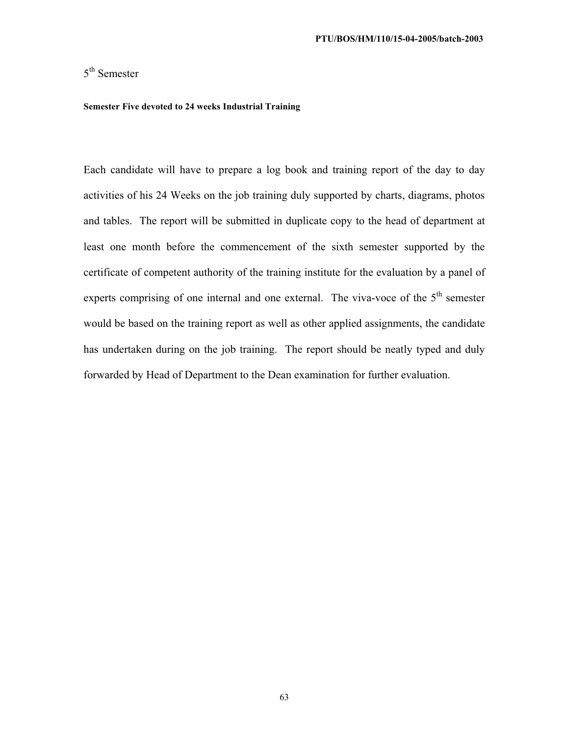# 5th Semester

**Semester Five devoted to 24 weeks Industrial Training**

Each candidate will have to prepare a log book and training report of the day to day activities of his 24 Weeks on the job training duly supported by charts, diagrams, photos and tables. The report will be submitted in duplicate copy to the head of department at least one month before the commencement of the sixth semester supported by the certificate of competent authority of the training institute for the evaluation by a panel of experts comprising of one internal and one external. The viva-voce of the 5th semester would be based on the training report as well as other applied assignments, the candidate has undertaken during on the job training. The report should be neatly typed and duly forwarded by Head of Department to the Dean examination for further evaluation.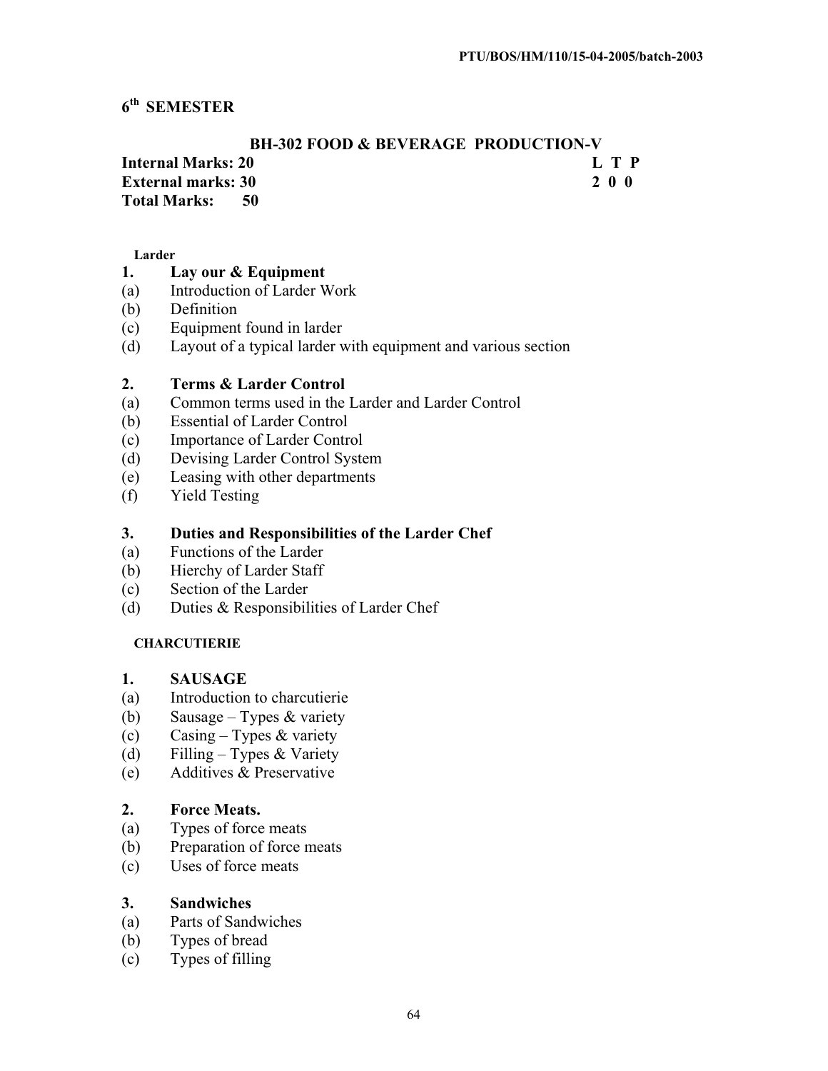## 6th SEMESTER

### BH-302 FOOD & BEVERAGE PRODUCTION-V

**Internal Marks: 20** — **L T P**
**External marks: 30** — **2 0 0**
**Total Marks: 50**

**Larder**

**1. Lay our & Equipment**

(a) Introduction of Larder Work
(b) Definition
(c) Equipment found in larder
(d) Layout of a typical larder with equipment and various section

**2. Terms & Larder Control**

(a) Common terms used in the Larder and Larder Control
(b) Essential of Larder Control
(c) Importance of Larder Control
(d) Devising Larder Control System
(e) Leasing with other departments
(f) Yield Testing

**3. Duties and Responsibilities of the Larder Chef**

(a) Functions of the Larder
(b) Hierchy of Larder Staff
(c) Section of the Larder
(d) Duties & Responsibilities of Larder Chef

**CHARCUTIERIE**

**1. SAUSAGE**

(a) Introduction to charcutierie
(b) Sausage – Types & variety
(c) Casing – Types & variety
(d) Filling – Types & Variety
(e) Additives & Preservative

**2. Force Meats.**

(a) Types of force meats
(b) Preparation of force meats
(c) Uses of force meats

**3. Sandwiches**

(a) Parts of Sandwiches
(b) Types of bread
(c) Types of filling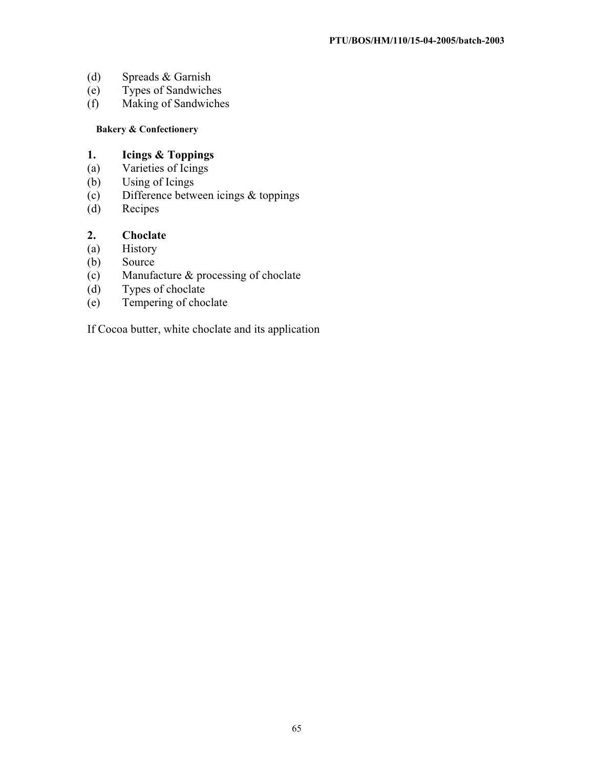(d) Spreads & Garnish
(e) Types of Sandwiches
(f) Making of Sandwiches

**Bakery & Confectionery**

**1. Icings & Toppings**

(a) Varieties of Icings
(b) Using of Icings
(c) Difference between icings & toppings
(d) Recipes

**2. Choclate**

(a) History
(b) Source
(c) Manufacture & processing of choclate
(d) Types of choclate
(e) Tempering of choclate

If Cocoa butter, white choclate and its application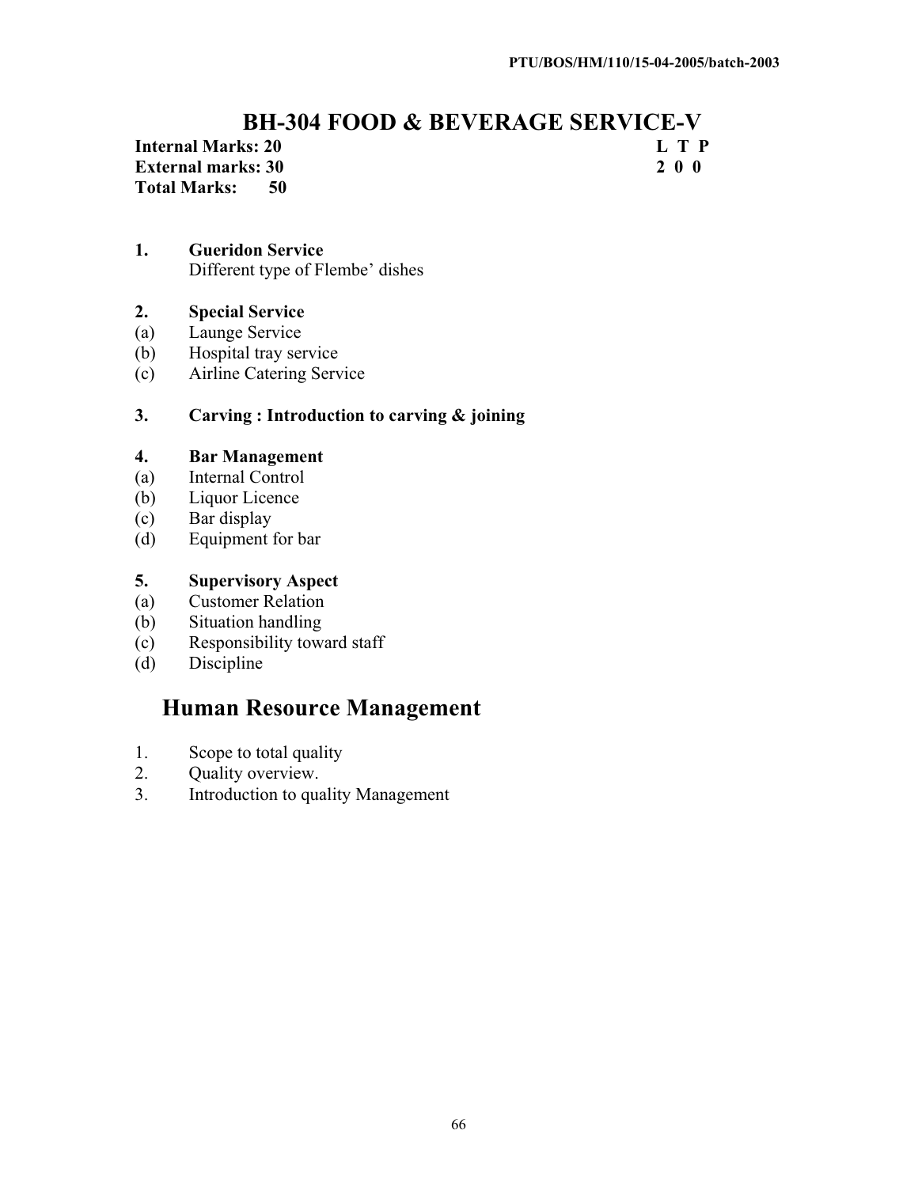# BH-304 FOOD & BEVERAGE SERVICE-V

**Internal Marks: 20** **L T P**
**External marks: 30** **2 0 0**
**Total Marks: 50**

**1. Gueridon Service**
Different type of Flembe' dishes

**2. Special Service**
(a) Launge Service
(b) Hospital tray service
(c) Airline Catering Service

**3. Carving : Introduction to carving & joining**

**4. Bar Management**
(a) Internal Control
(b) Liquor Licence
(c) Bar display
(d) Equipment for bar

**5. Supervisory Aspect**
(a) Customer Relation
(b) Situation handling
(c) Responsibility toward staff
(d) Discipline

## Human Resource Management

1. Scope to total quality
2. Quality overview.
3. Introduction to quality Management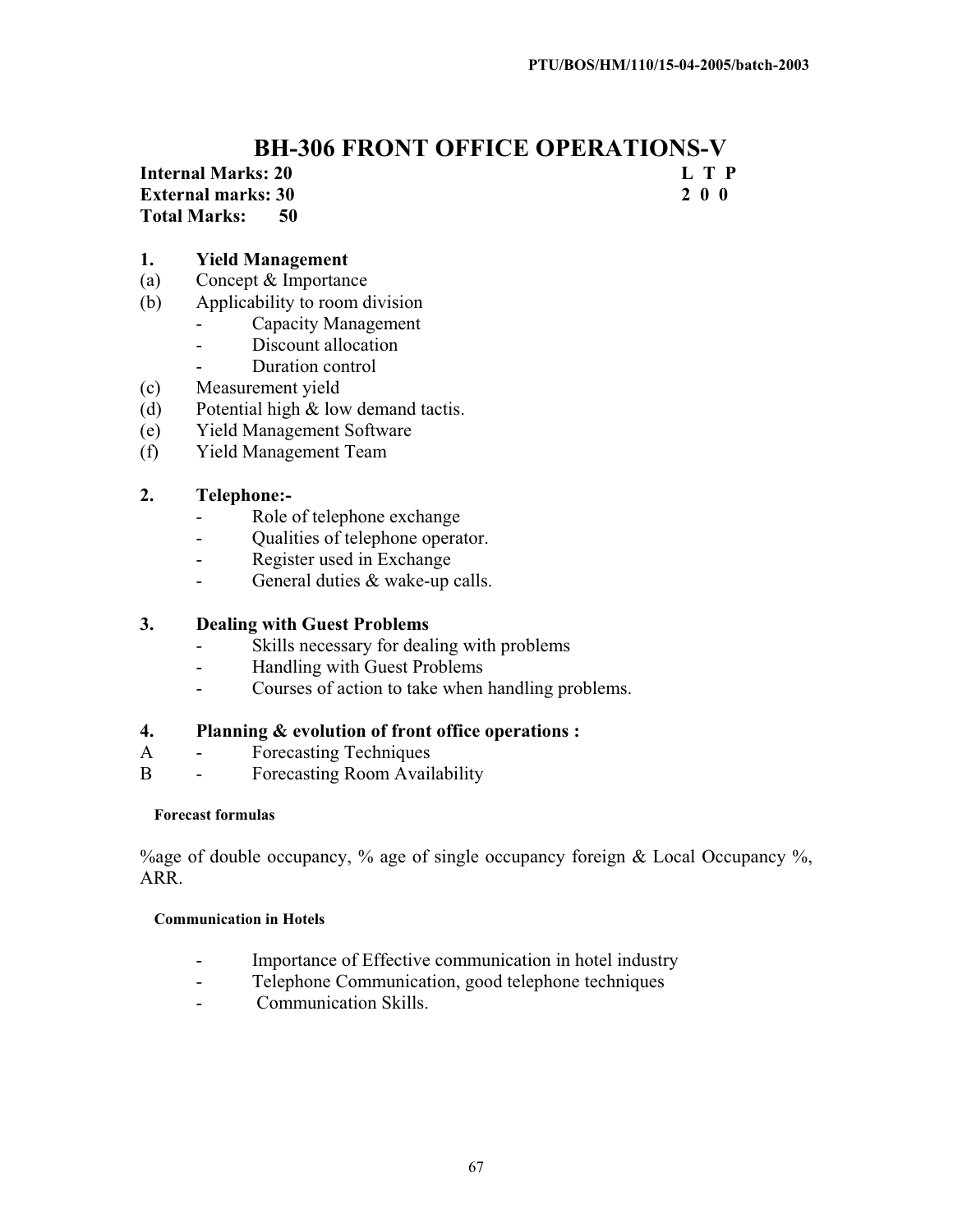# BH-306 FRONT OFFICE OPERATIONS-V

**Internal Marks: 20** **L T P**
**External marks: 30** **2 0 0**
**Total Marks: 50**

**1. Yield Management**

(a) Concept & Importance
(b) Applicability to room division
- Capacity Management
- Discount allocation
- Duration control

(c) Measurement yield
(d) Potential high & low demand tactis.
(e) Yield Management Software
(f) Yield Management Team

**2. Telephone:-**

- Role of telephone exchange
- Qualities of telephone operator.
- Register used in Exchange
- General duties & wake-up calls.

**3. Dealing with Guest Problems**

- Skills necessary for dealing with problems
- Handling with Guest Problems
- Courses of action to take when handling problems.

**4. Planning & evolution of front office operations :**

A - Forecasting Techniques
B - Forecasting Room Availability

**Forecast formulas**

%age of double occupancy, % age of single occupancy foreign & Local Occupancy %, ARR.

**Communication in Hotels**

- Importance of Effective communication in hotel industry
- Telephone Communication, good telephone techniques
- Communication Skills.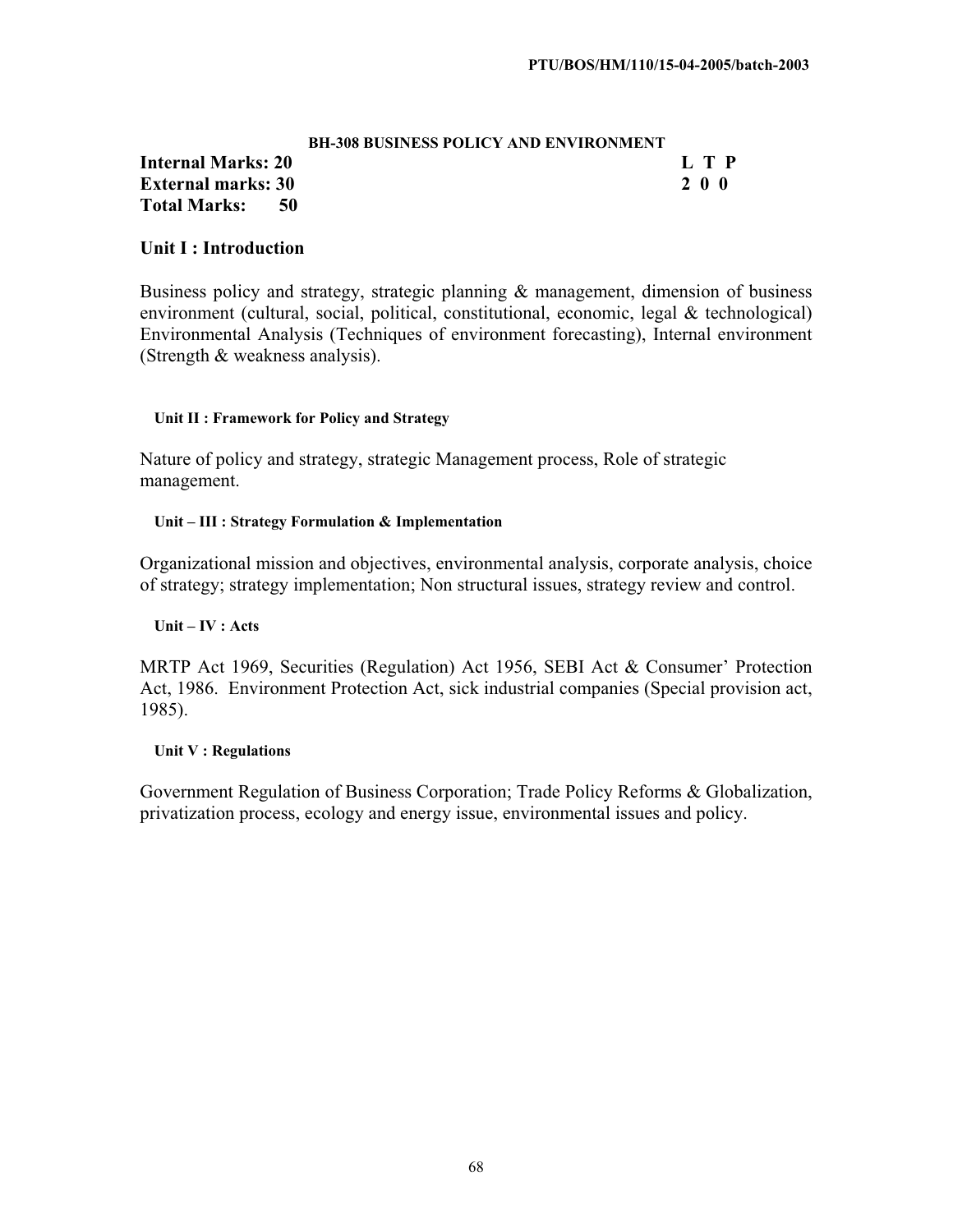## BH-308 BUSINESS POLICY AND ENVIRONMENT

| | L T P |
|---|---|
| **Internal Marks: 20** | **L T P** |
| **External marks: 30** | **2 0 0** |
| **Total Marks: 50** | |

### Unit I : Introduction

Business policy and strategy, strategic planning & management, dimension of business environment (cultural, social, political, constitutional, economic, legal & technological) Environmental Analysis (Techniques of environment forecasting), Internal environment (Strength & weakness analysis).

### Unit II : Framework for Policy and Strategy

Nature of policy and strategy, strategic Management process, Role of strategic management.

### Unit – III : Strategy Formulation & Implementation

Organizational mission and objectives, environmental analysis, corporate analysis, choice of strategy; strategy implementation; Non structural issues, strategy review and control.

### Unit – IV : Acts

MRTP Act 1969, Securities (Regulation) Act 1956, SEBI Act & Consumer' Protection Act, 1986. Environment Protection Act, sick industrial companies (Special provision act, 1985).

### Unit V : Regulations

Government Regulation of Business Corporation; Trade Policy Reforms & Globalization, privatization process, ecology and energy issue, environmental issues and policy.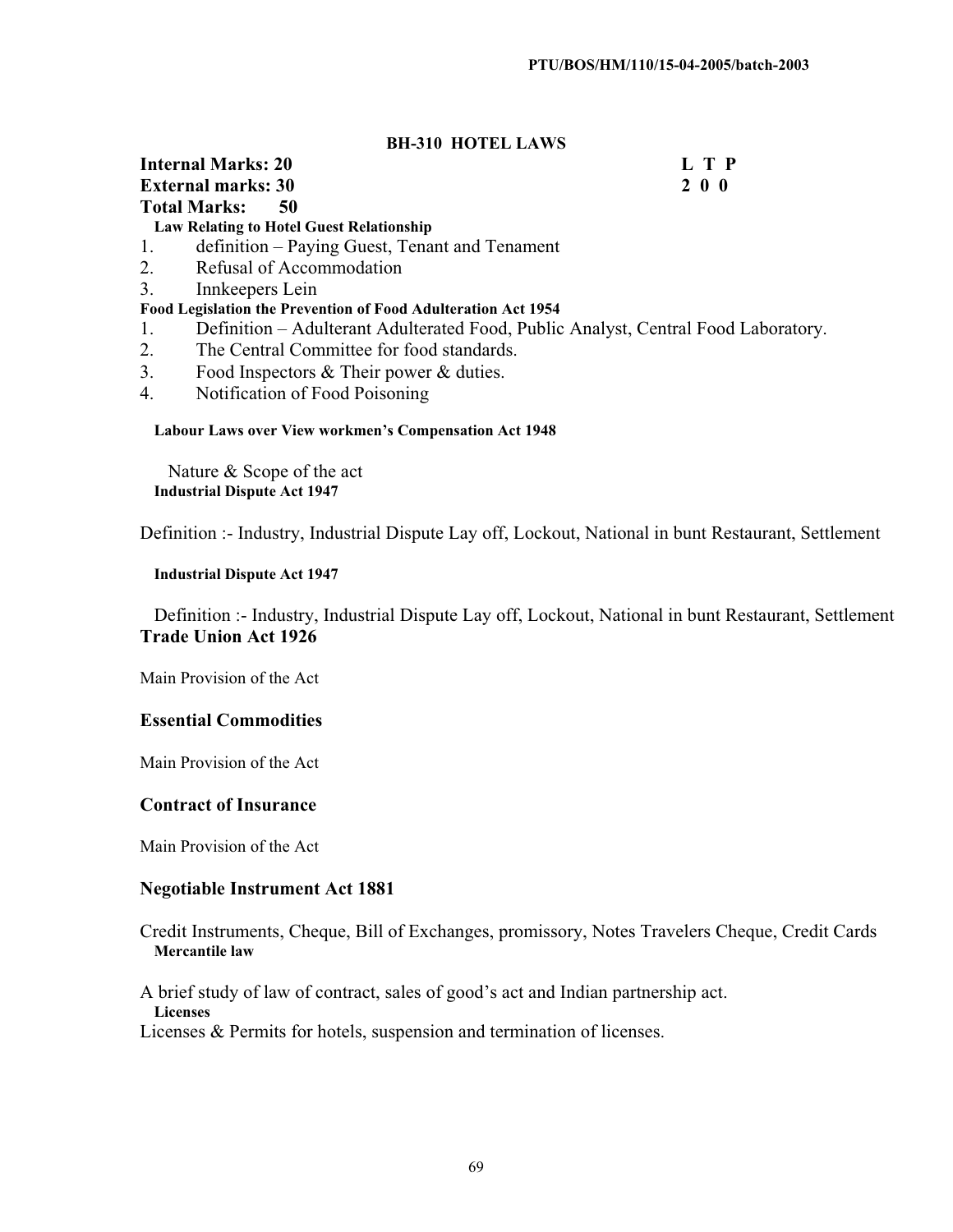PTU/BOS/HM/110/15-04-2005/batch-2003

## BH-310 HOTEL LAWS

**Internal Marks: 20** **L T P**
**External marks: 30** **2 0 0**
**Total Marks: 50**

**Law Relating to Hotel Guest Relationship**

1. definition – Paying Guest, Tenant and Tenament
2. Refusal of Accommodation
3. Innkeepers Lein

**Food Legislation the Prevention of Food Adulteration Act 1954**

1. Definition – Adulterant Adulterated Food, Public Analyst, Central Food Laboratory.
2. The Central Committee for food standards.
3. Food Inspectors & Their power & duties.
4. Notification of Food Poisoning

**Labour Laws over View workmen's Compensation Act 1948**

Nature & Scope of the act

**Industrial Dispute Act 1947**

Definition :- Industry, Industrial Dispute Lay off, Lockout, National in bunt Restaurant, Settlement

**Industrial Dispute Act 1947**

Definition :- Industry, Industrial Dispute Lay off, Lockout, National in bunt Restaurant, Settlement

**Trade Union Act 1926**

Main Provision of the Act

**Essential Commodities**

Main Provision of the Act

**Contract of Insurance**

Main Provision of the Act

**Negotiable Instrument Act 1881**

Credit Instruments, Cheque, Bill of Exchanges, promissory, Notes Travelers Cheque, Credit Cards

**Mercantile law**

A brief study of law of contract, sales of good's act and Indian partnership act.

**Licenses**

Licenses & Permits for hotels, suspension and termination of licenses.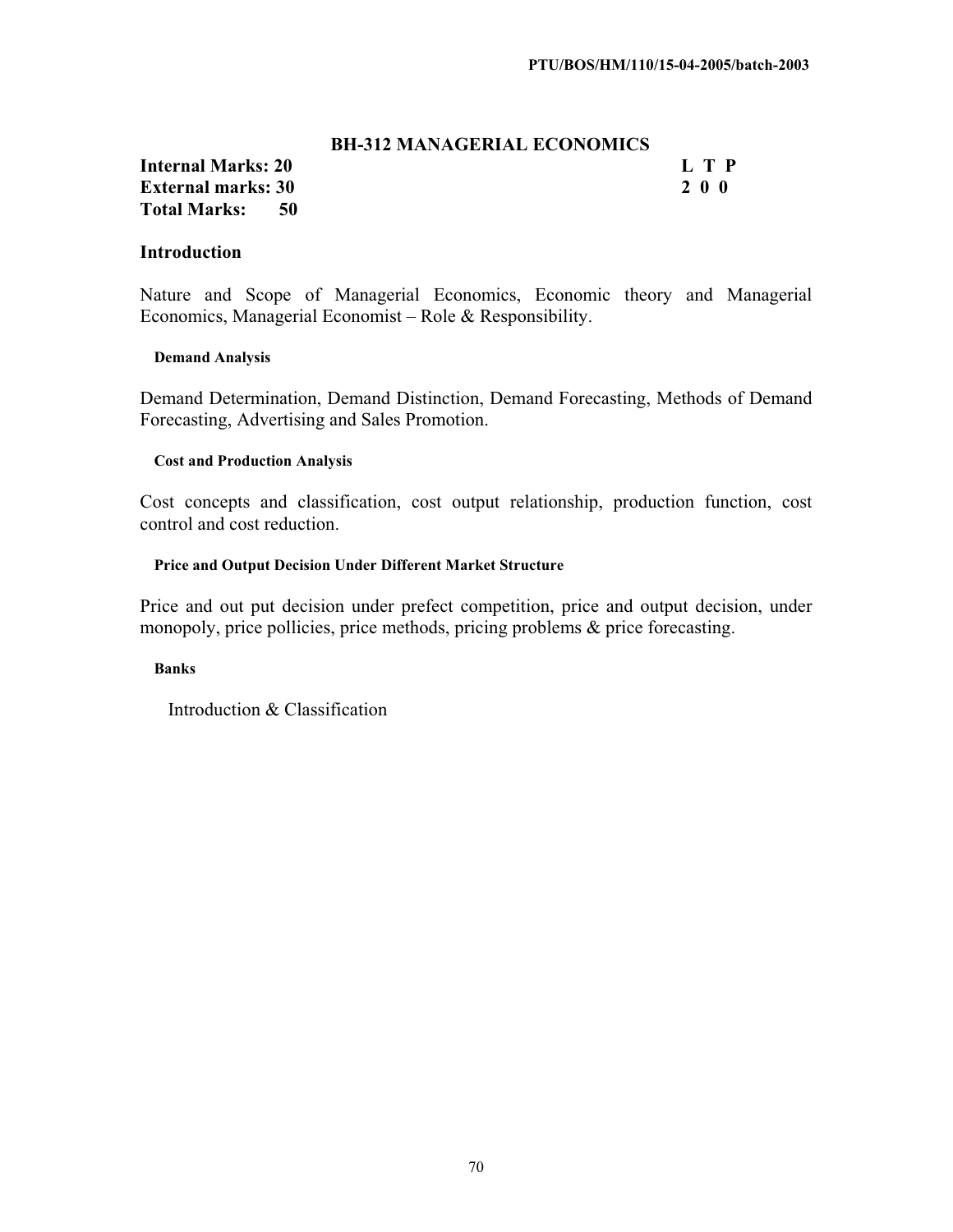## BH-312 MANAGERIAL ECONOMICS

| | |
|---|---|
| **Internal Marks: 20** | **L T P** |
| **External marks: 30** | **2 0 0** |
| **Total Marks: 50** | |

### Introduction

Nature and Scope of Managerial Economics, Economic theory and Managerial Economics, Managerial Economist – Role & Responsibility.

#### Demand Analysis

Demand Determination, Demand Distinction, Demand Forecasting, Methods of Demand Forecasting, Advertising and Sales Promotion.

#### Cost and Production Analysis

Cost concepts and classification, cost output relationship, production function, cost control and cost reduction.

#### Price and Output Decision Under Different Market Structure

Price and out put decision under prefect competition, price and output decision, under monopoly, price pollicies, price methods, pricing problems & price forecasting.

#### Banks

Introduction & Classification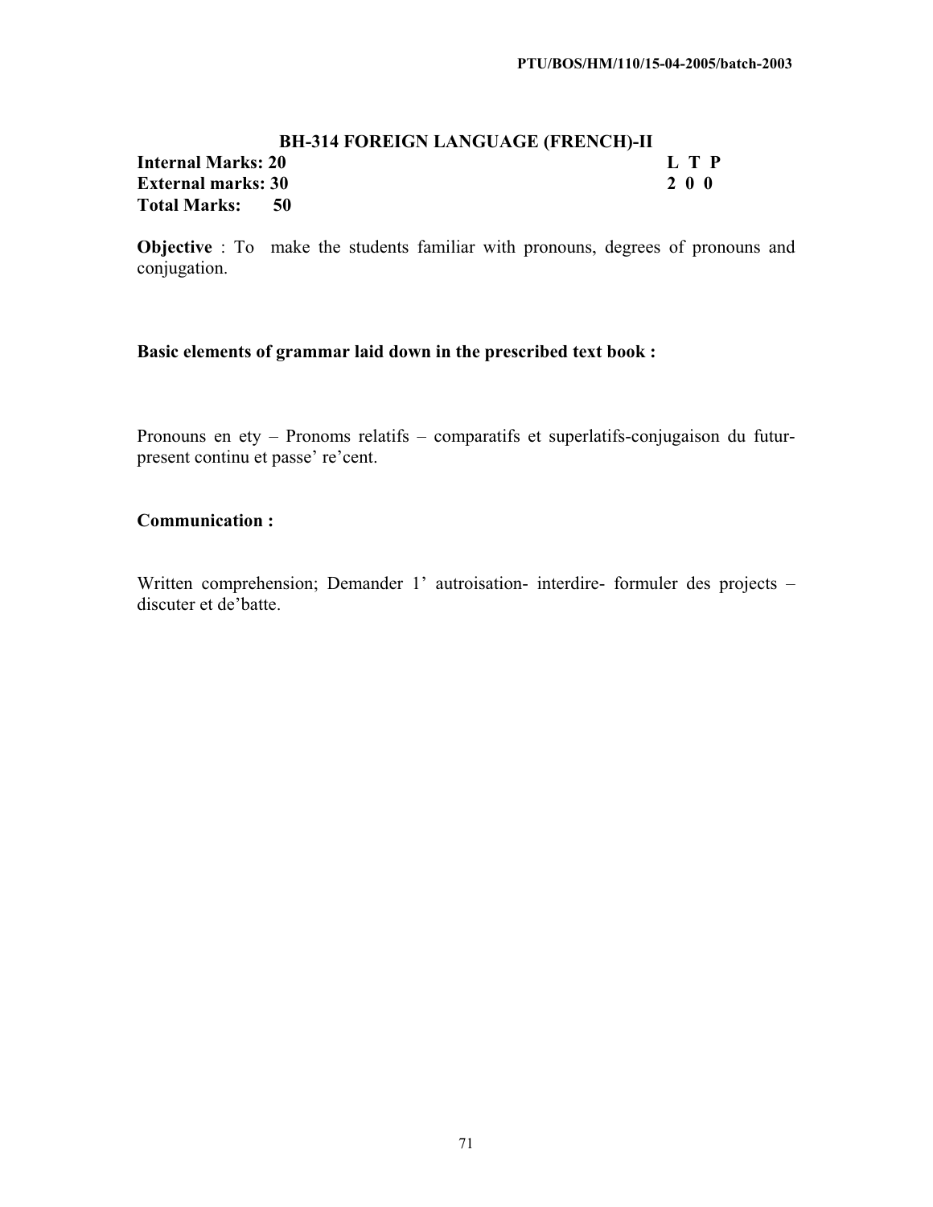## BH-314 FOREIGN LANGUAGE (FRENCH)-II

**Internal Marks: 20** **L T P**
**External marks: 30** **2 0 0**
**Total Marks: 50**

**Objective** : To make the students familiar with pronouns, degrees of pronouns and conjugation.

**Basic elements of grammar laid down in the prescribed text book :**

Pronouns en ety – Pronoms relatifs – comparatifs et superlatifs-conjugaison du futur-present continu et passe' re'cent.

**Communication :**

Written comprehension; Demander 1' autroisation- interdire- formuler des projects – discuter et de'batte.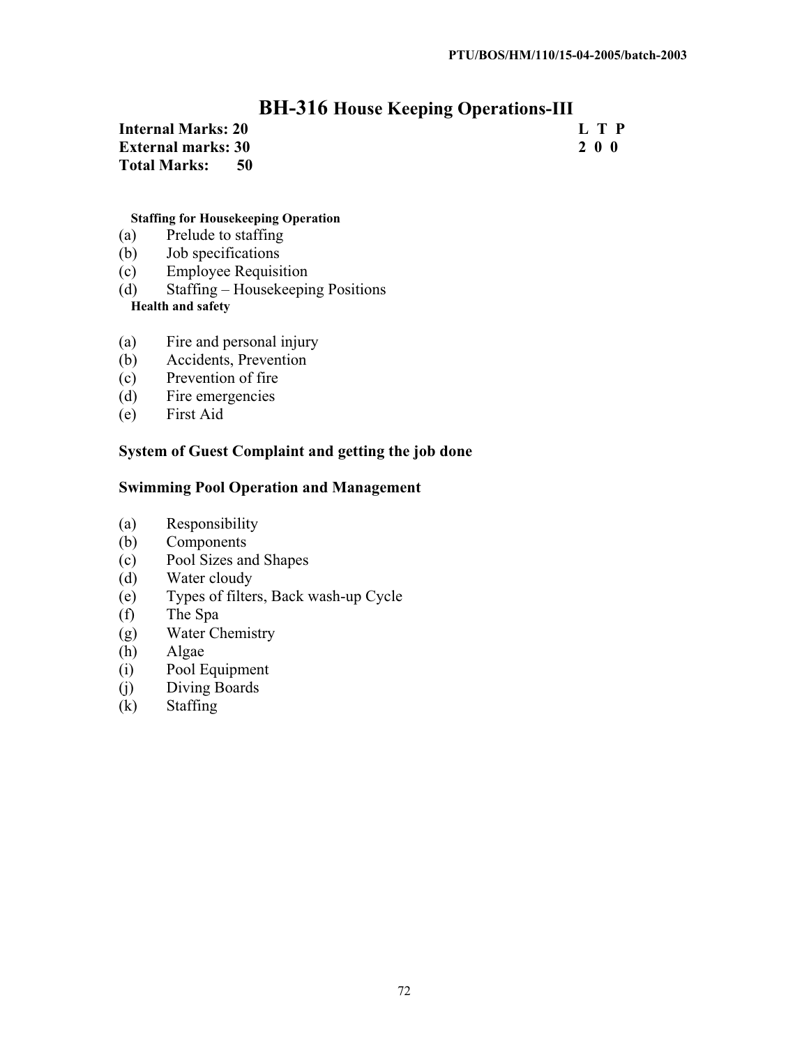# BH-316 House Keeping Operations-III

**Internal Marks: 20**
**External marks: 30**
**Total Marks: 50**

| L | T | P |
|---|---|---|
| 2 | 0 | 0 |

**Staffing for Housekeeping Operation**

(a) Prelude to staffing
(b) Job specifications
(c) Employee Requisition
(d) Staffing – Housekeeping Positions

**Health and safety**

(a) Fire and personal injury
(b) Accidents, Prevention
(c) Prevention of fire
(d) Fire emergencies
(e) First Aid

**System of Guest Complaint and getting the job done**

**Swimming Pool Operation and Management**

(a) Responsibility
(b) Components
(c) Pool Sizes and Shapes
(d) Water cloudy
(e) Types of filters, Back wash-up Cycle
(f) The Spa
(g) Water Chemistry
(h) Algae
(i) Pool Equipment
(j) Diving Boards
(k) Staffing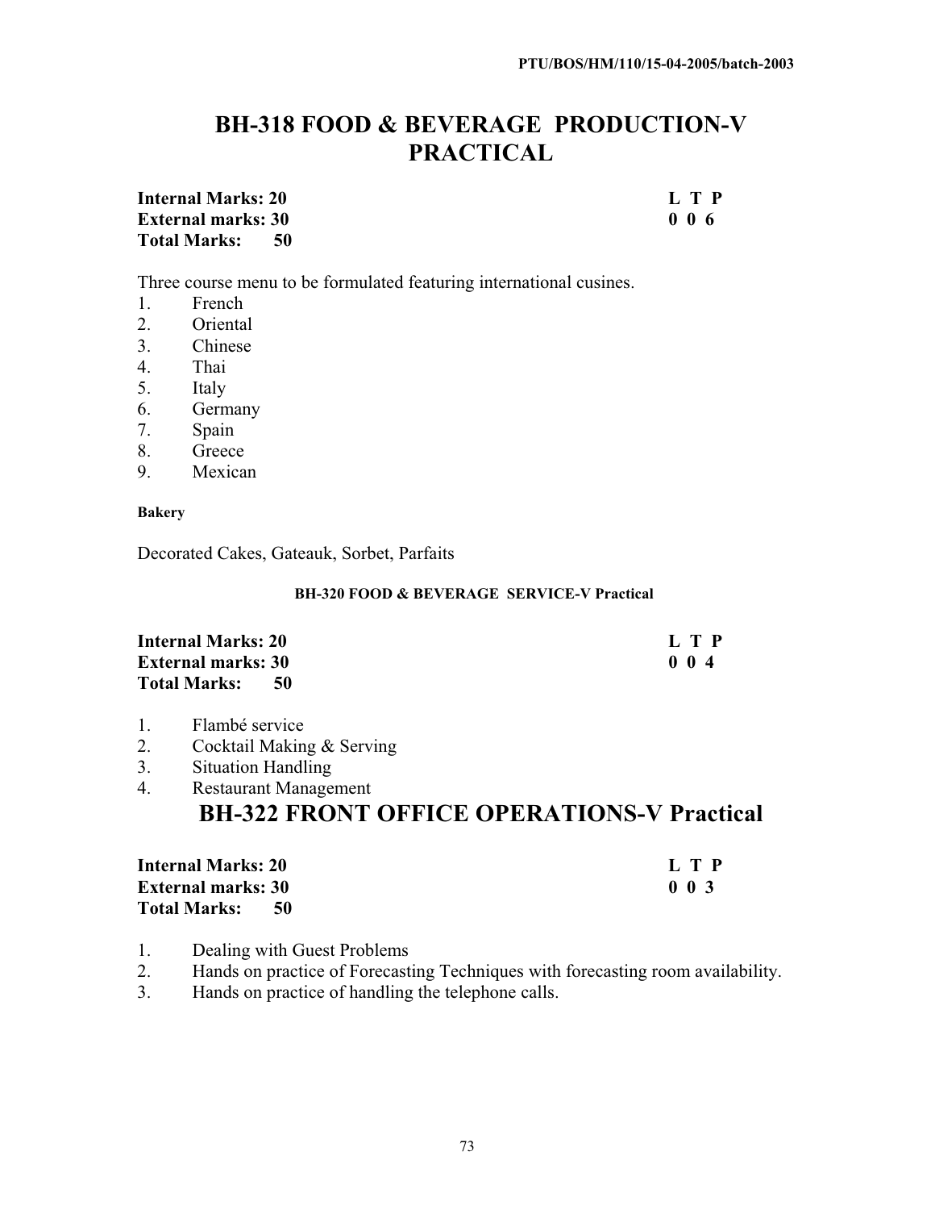# BH-318 FOOD & BEVERAGE PRODUCTION-V PRACTICAL

| | L T P |
|---|---|
| **Internal Marks: 20** | **L T P** |
| **External marks: 30** | **0 0 6** |
| **Total Marks: 50** | |

Three course menu to be formulated featuring international cusines.

1. French
2. Oriental
3. Chinese
4. Thai
5. Italy
6. Germany
7. Spain
8. Greece
9. Mexican

**Bakery**

Decorated Cakes, Gateauk, Sorbet, Parfaits

#### BH-320 FOOD & BEVERAGE SERVICE-V Practical

| | L T P |
|---|---|
| **Internal Marks: 20** | **L T P** |
| **External marks: 30** | **0 0 4** |
| **Total Marks: 50** | |

1. Flambé service
2. Cocktail Making & Serving
3. Situation Handling
4. Restaurant Management

## BH-322 FRONT OFFICE OPERATIONS-V Practical

| | L T P |
|---|---|
| **Internal Marks: 20** | **L T P** |
| **External marks: 30** | **0 0 3** |
| **Total Marks: 50** | |

1. Dealing with Guest Problems
2. Hands on practice of Forecasting Techniques with forecasting room availability.
3. Hands on practice of handling the telephone calls.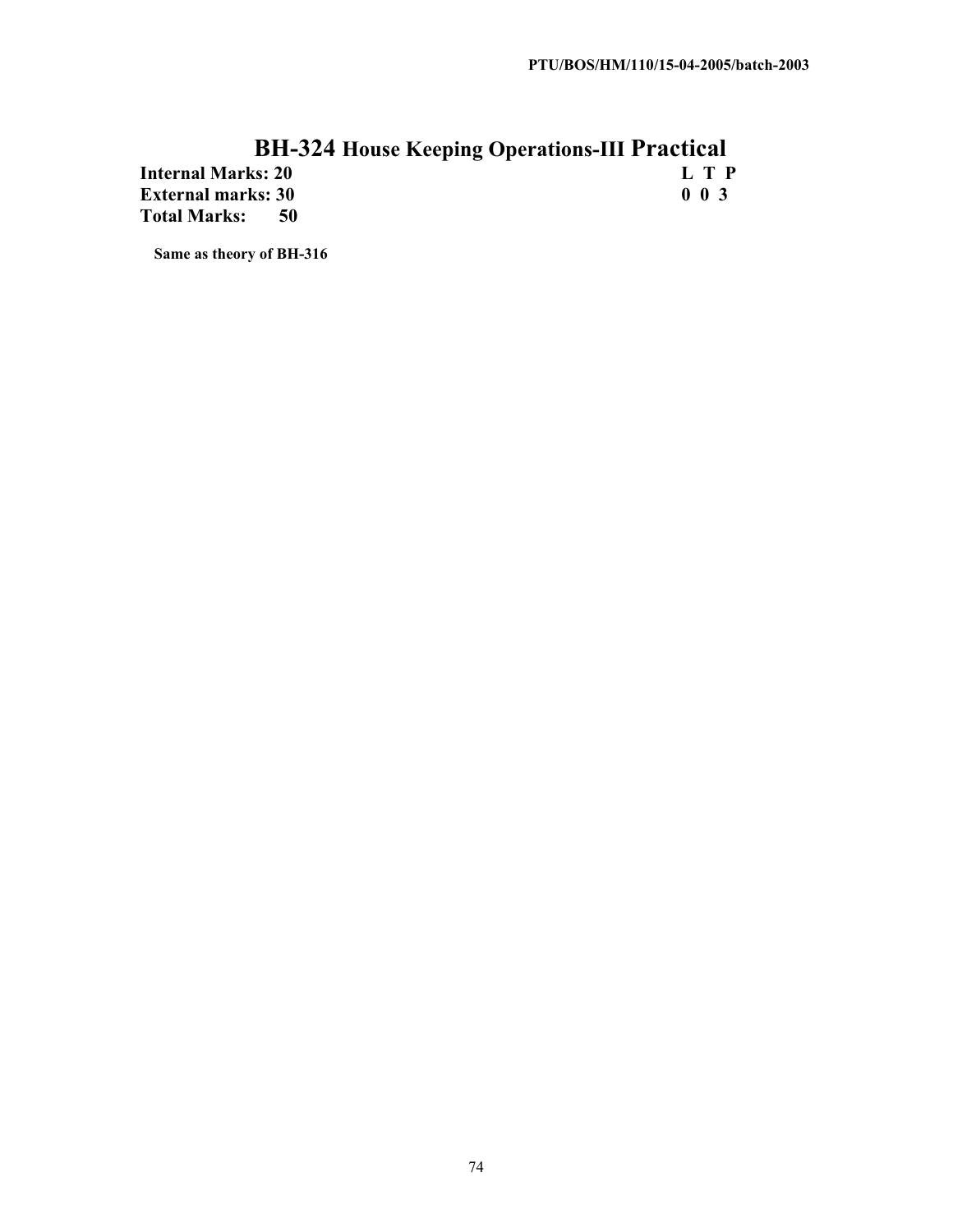# BH-324 House Keeping Operations-III Practical

**Internal Marks: 20** **L T P**
**External marks: 30** **0 0 3**
**Total Marks: 50**

**Same as theory of BH-316**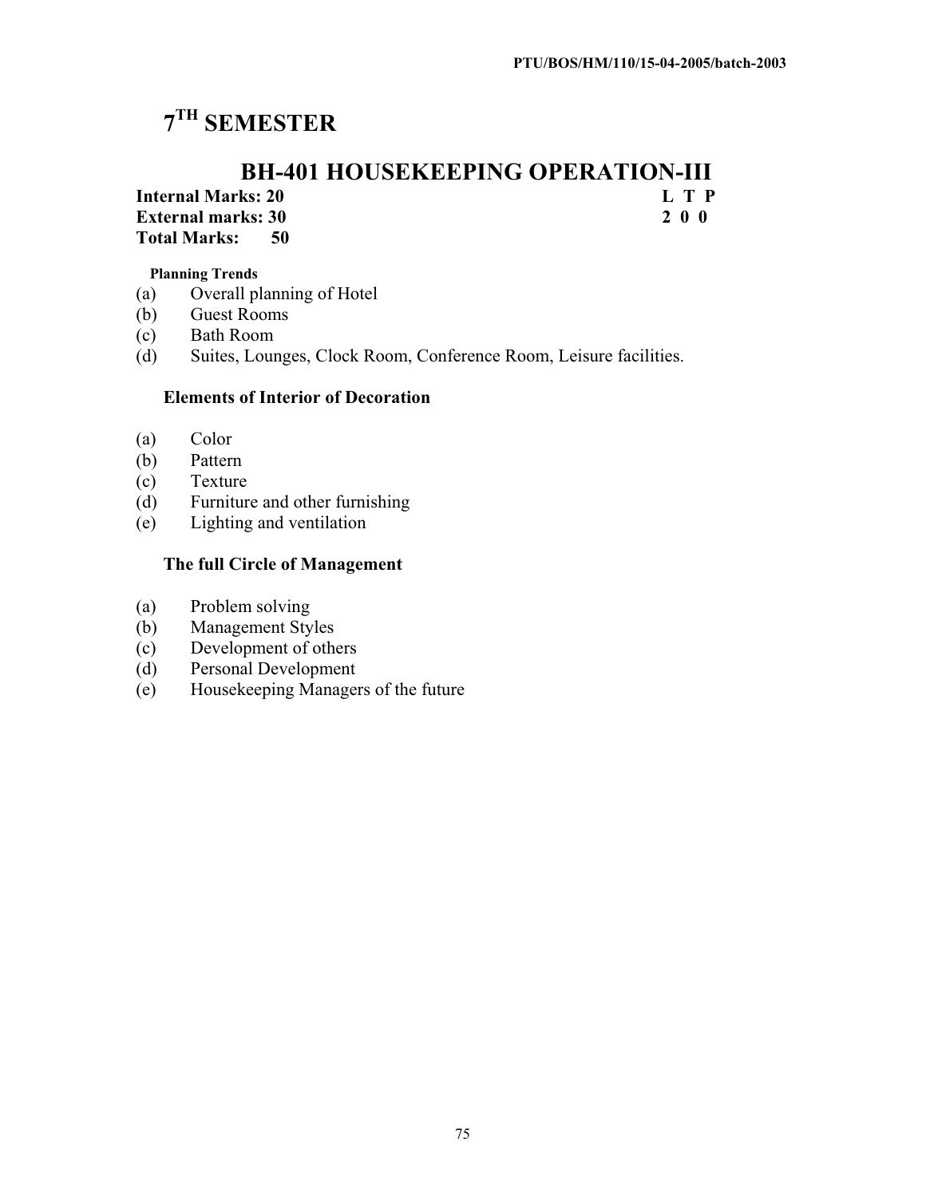# 7TH SEMESTER

## BH-401 HOUSEKEEPING OPERATION-III

**Internal Marks: 20**
**External marks: 30**
**Total Marks: 50**

| L | T | P |
|---|---|---|
| 2 | 0 | 0 |

**Planning Trends**

(a) Overall planning of Hotel
(b) Guest Rooms
(c) Bath Room
(d) Suites, Lounges, Clock Room, Conference Room, Leisure facilities.

**Elements of Interior of Decoration**

(a) Color
(b) Pattern
(c) Texture
(d) Furniture and other furnishing
(e) Lighting and ventilation

**The full Circle of Management**

(a) Problem solving
(b) Management Styles
(c) Development of others
(d) Personal Development
(e) Housekeeping Managers of the future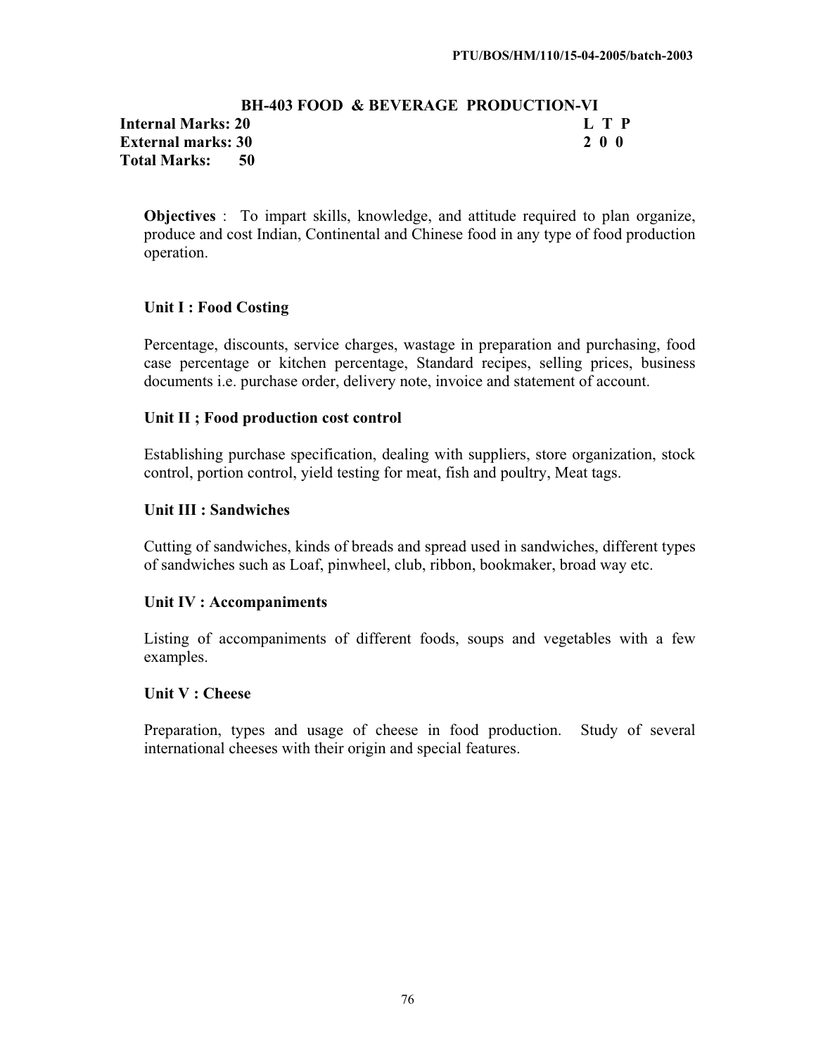## BH-403 FOOD & BEVERAGE PRODUCTION-VI

**Internal Marks: 20** **L T P**
**External marks: 30** **2 0 0**
**Total Marks: 50**

**Objectives** : To impart skills, knowledge, and attitude required to plan organize, produce and cost Indian, Continental and Chinese food in any type of food production operation.

### Unit I : Food Costing

Percentage, discounts, service charges, wastage in preparation and purchasing, food case percentage or kitchen percentage, Standard recipes, selling prices, business documents i.e. purchase order, delivery note, invoice and statement of account.

### Unit II ; Food production cost control

Establishing purchase specification, dealing with suppliers, store organization, stock control, portion control, yield testing for meat, fish and poultry, Meat tags.

### Unit III : Sandwiches

Cutting of sandwiches, kinds of breads and spread used in sandwiches, different types of sandwiches such as Loaf, pinwheel, club, ribbon, bookmaker, broad way etc.

### Unit IV : Accompaniments

Listing of accompaniments of different foods, soups and vegetables with a few examples.

### Unit V : Cheese

Preparation, types and usage of cheese in food production. Study of several international cheeses with their origin and special features.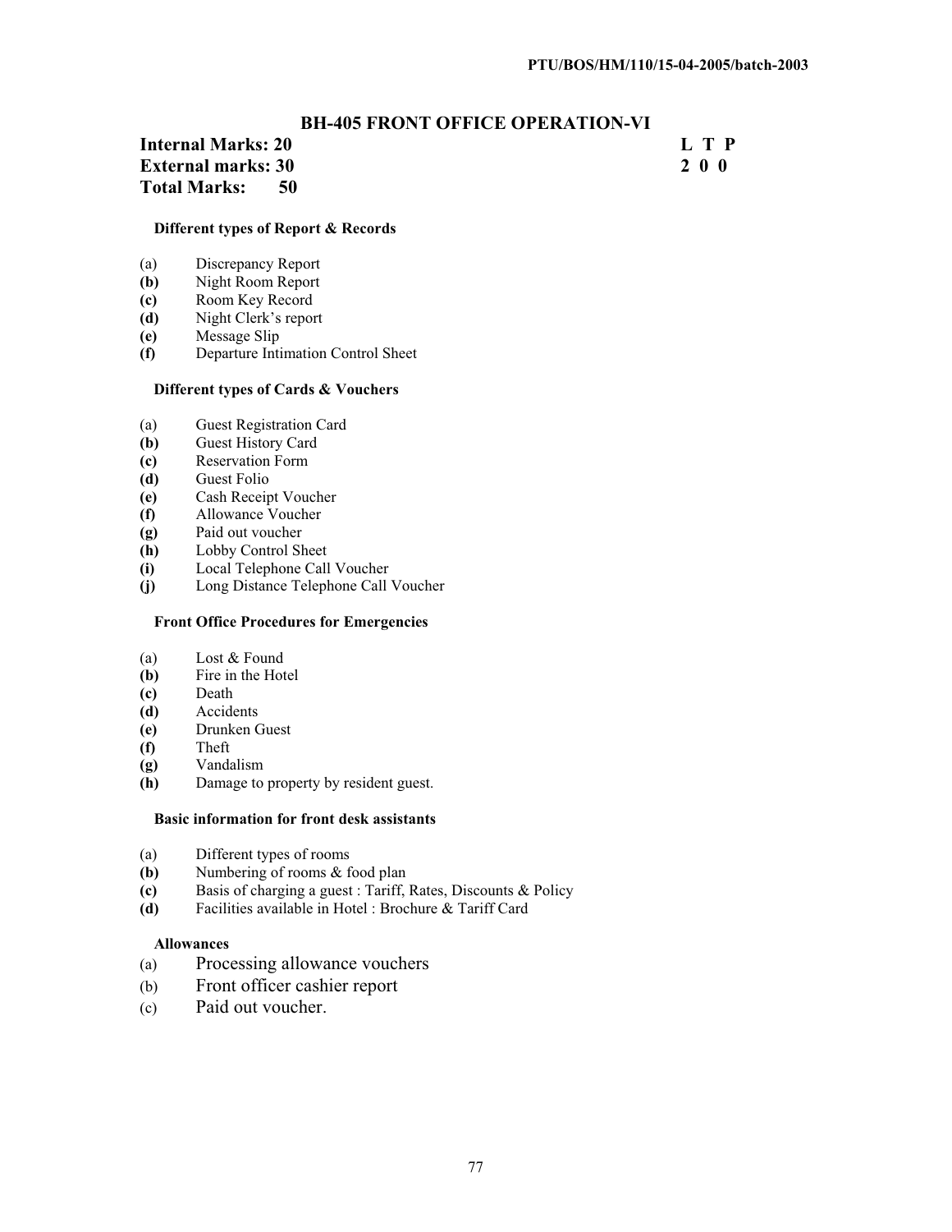PTU/BOS/HM/110/15-04-2005/batch-2003

## BH-405 FRONT OFFICE OPERATION-VI

**Internal Marks: 20** **L T P**
**External marks: 30** **2 0 0**
**Total Marks: 50**

### Different types of Report & Records

(a) Discrepancy Report
**(b)** Night Room Report
**(c)** Room Key Record
**(d)** Night Clerk's report
**(e)** Message Slip
**(f)** Departure Intimation Control Sheet

### Different types of Cards & Vouchers

(a) Guest Registration Card
**(b)** Guest History Card
**(c)** Reservation Form
**(d)** Guest Folio
**(e)** Cash Receipt Voucher
**(f)** Allowance Voucher
**(g)** Paid out voucher
**(h)** Lobby Control Sheet
**(i)** Local Telephone Call Voucher
**(j)** Long Distance Telephone Call Voucher

### Front Office Procedures for Emergencies

(a) Lost & Found
**(b)** Fire in the Hotel
**(c)** Death
**(d)** Accidents
**(e)** Drunken Guest
**(f)** Theft
**(g)** Vandalism
**(h)** Damage to property by resident guest.

### Basic information for front desk assistants

(a) Different types of rooms
**(b)** Numbering of rooms & food plan
**(c)** Basis of charging a guest : Tariff, Rates, Discounts & Policy
**(d)** Facilities available in Hotel : Brochure & Tariff Card

### Allowances

(a) Processing allowance vouchers
(b) Front officer cashier report
(c) Paid out voucher.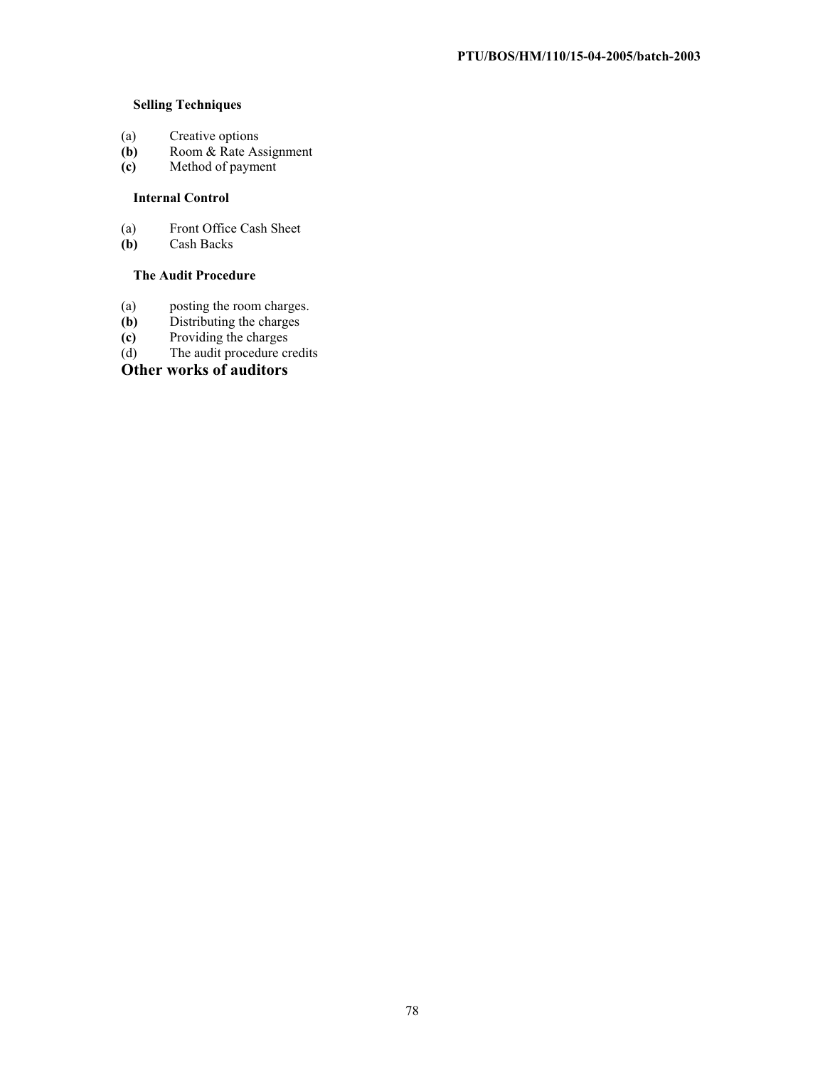**Selling Techniques**

(a) Creative options
**(b)** Room & Rate Assignment
**(c)** Method of payment

**Internal Control**

(a) Front Office Cash Sheet
**(b)** Cash Backs

**The Audit Procedure**

(a) posting the room charges.
**(b)** Distributing the charges
**(c)** Providing the charges
(d) The audit procedure credits

**Other works of auditors**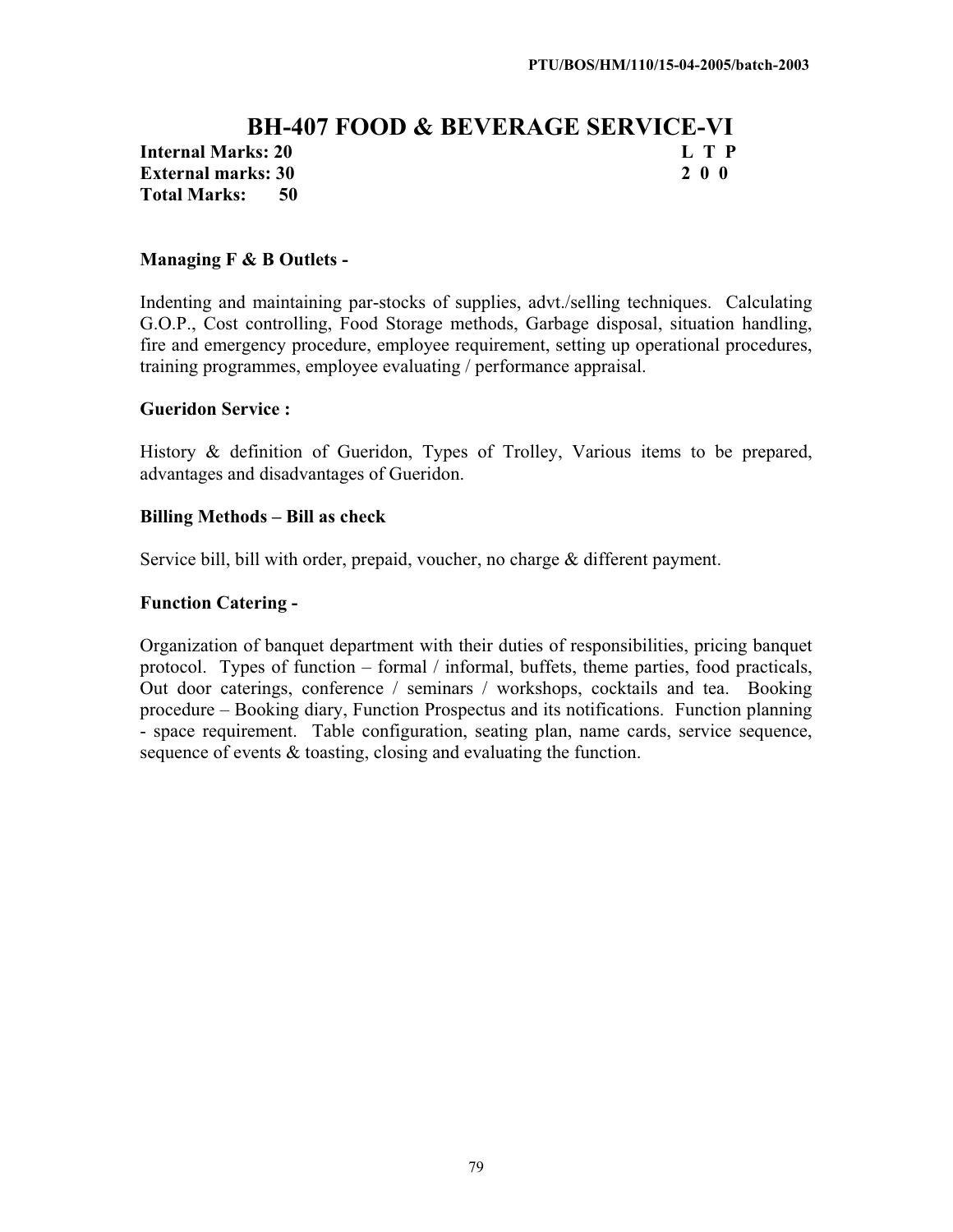# BH-407 FOOD & BEVERAGE SERVICE-VI

**Internal Marks: 20**
**External marks: 30**
**Total Marks: 50**

| L | T | P |
|---|---|---|
| 2 | 0 | 0 |

### Managing F & B Outlets -

Indenting and maintaining par-stocks of supplies, advt./selling techniques. Calculating G.O.P., Cost controlling, Food Storage methods, Garbage disposal, situation handling, fire and emergency procedure, employee requirement, setting up operational procedures, training programmes, employee evaluating / performance appraisal.

### Gueridon Service :

History & definition of Gueridon, Types of Trolley, Various items to be prepared, advantages and disadvantages of Gueridon.

### Billing Methods – Bill as check

Service bill, bill with order, prepaid, voucher, no charge & different payment.

### Function Catering -

Organization of banquet department with their duties of responsibilities, pricing banquet protocol. Types of function – formal / informal, buffets, theme parties, food practicals, Out door caterings, conference / seminars / workshops, cocktails and tea. Booking procedure – Booking diary, Function Prospectus and its notifications. Function planning - space requirement. Table configuration, seating plan, name cards, service sequence, sequence of events & toasting, closing and evaluating the function.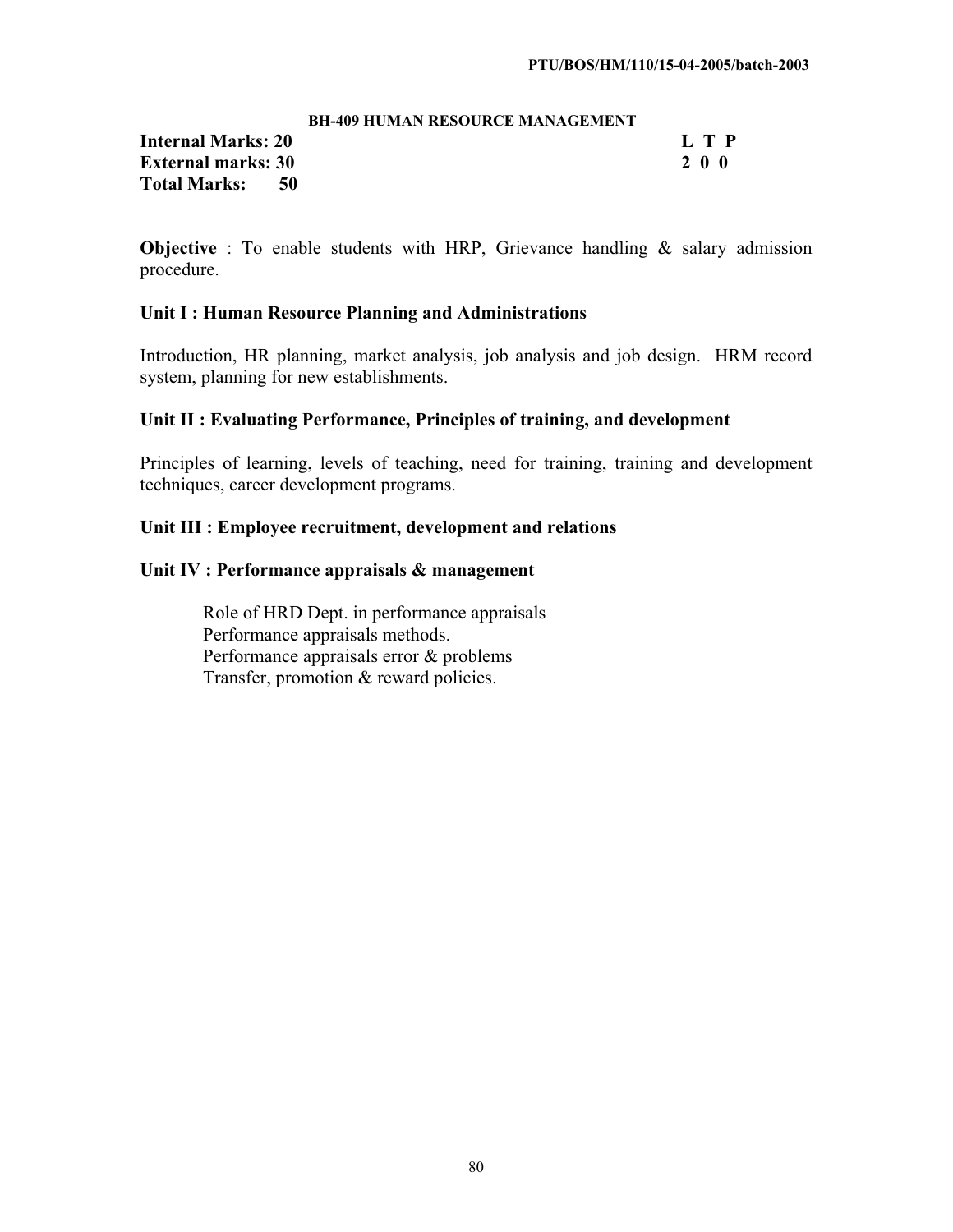## BH-409 HUMAN RESOURCE MANAGEMENT

**Internal Marks: 20** **L T P**
**External marks: 30** **2 0 0**
**Total Marks: 50**

**Objective** : To enable students with HRP, Grievance handling & salary admission procedure.

### Unit I : Human Resource Planning and Administrations

Introduction, HR planning, market analysis, job analysis and job design. HRM record system, planning for new establishments.

### Unit II : Evaluating Performance, Principles of training, and development

Principles of learning, levels of teaching, need for training, training and development techniques, career development programs.

### Unit III : Employee recruitment, development and relations

### Unit IV : Performance appraisals & management

Role of HRD Dept. in performance appraisals
Performance appraisals methods.
Performance appraisals error & problems
Transfer, promotion & reward policies.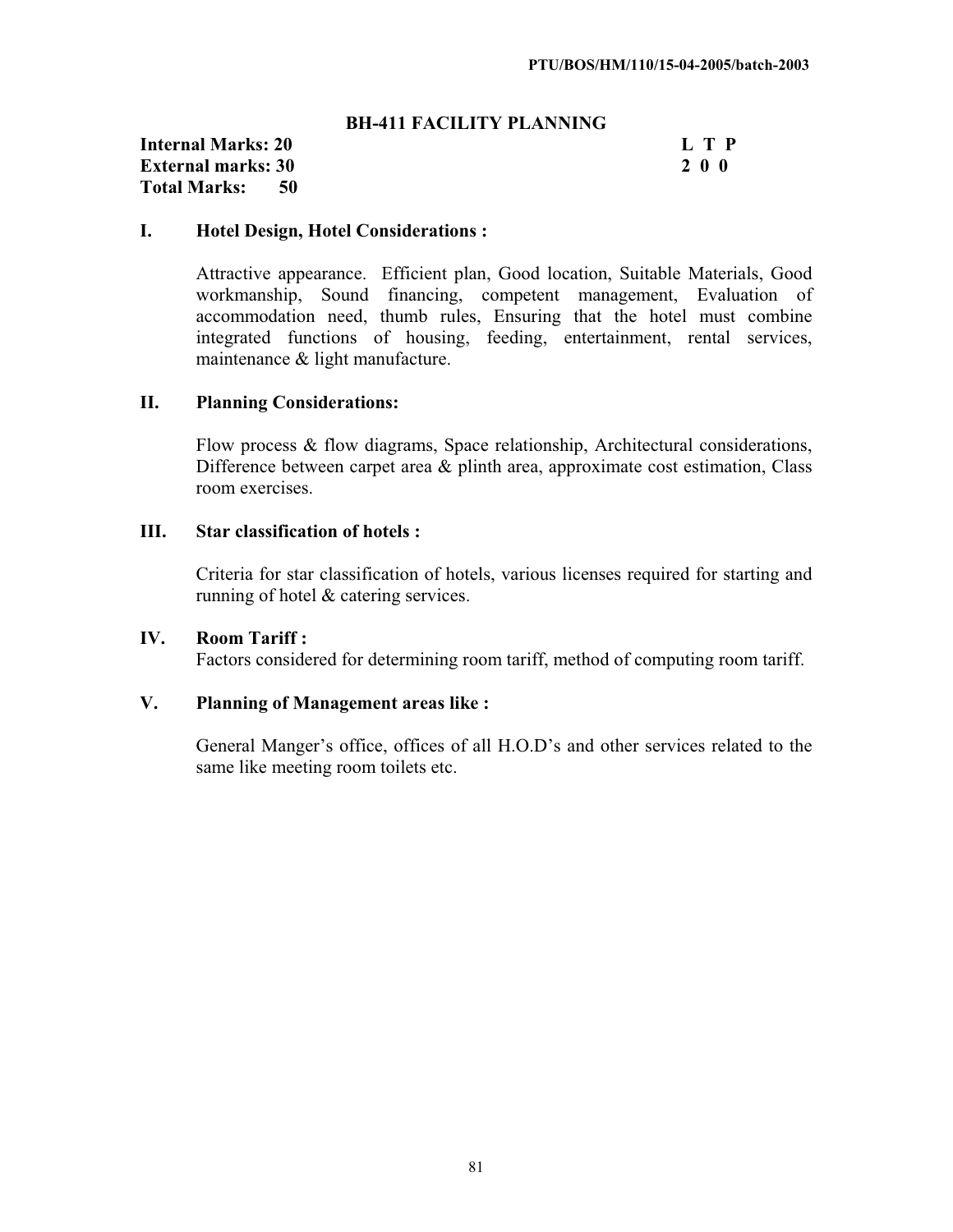## BH-411 FACILITY PLANNING

**Internal Marks: 20** **L T P**
**External marks: 30** **2 0 0**
**Total Marks: 50**

### I. Hotel Design, Hotel Considerations :

Attractive appearance. Efficient plan, Good location, Suitable Materials, Good workmanship, Sound financing, competent management, Evaluation of accommodation need, thumb rules, Ensuring that the hotel must combine integrated functions of housing, feeding, entertainment, rental services, maintenance & light manufacture.

### II. Planning Considerations:

Flow process & flow diagrams, Space relationship, Architectural considerations, Difference between carpet area & plinth area, approximate cost estimation, Class room exercises.

### III. Star classification of hotels :

Criteria for star classification of hotels, various licenses required for starting and running of hotel & catering services.

### IV. Room Tariff :

Factors considered for determining room tariff, method of computing room tariff.

### V. Planning of Management areas like :

General Manger's office, offices of all H.O.D's and other services related to the same like meeting room toilets etc.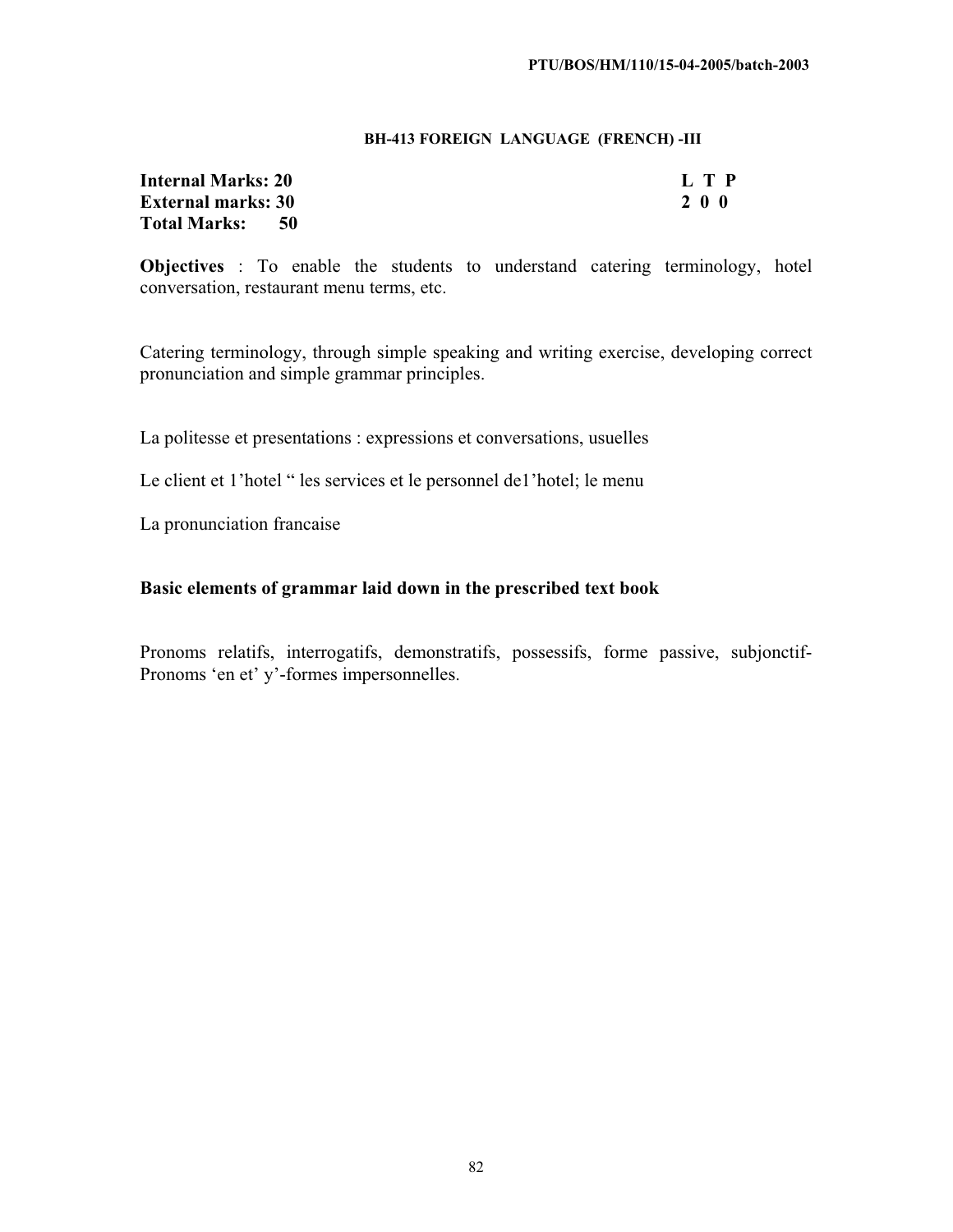### BH-413 FOREIGN LANGUAGE (FRENCH) -III

**Internal Marks: 20**
**External marks: 30**
**Total Marks: 50**

**L T P**
**2 0 0**

**Objectives** : To enable the students to understand catering terminology, hotel conversation, restaurant menu terms, etc.

Catering terminology, through simple speaking and writing exercise, developing correct pronunciation and simple grammar principles.

La politesse et presentations : expressions et conversations, usuelles

Le client et 1'hotel " les services et le personnel de1'hotel; le menu

La pronunciation francaise

**Basic elements of grammar laid down in the prescribed text book**

Pronoms relatifs, interrogatifs, demonstratifs, possessifs, forme passive, subjonctif-Pronoms 'en et' y'-formes impersonnelles.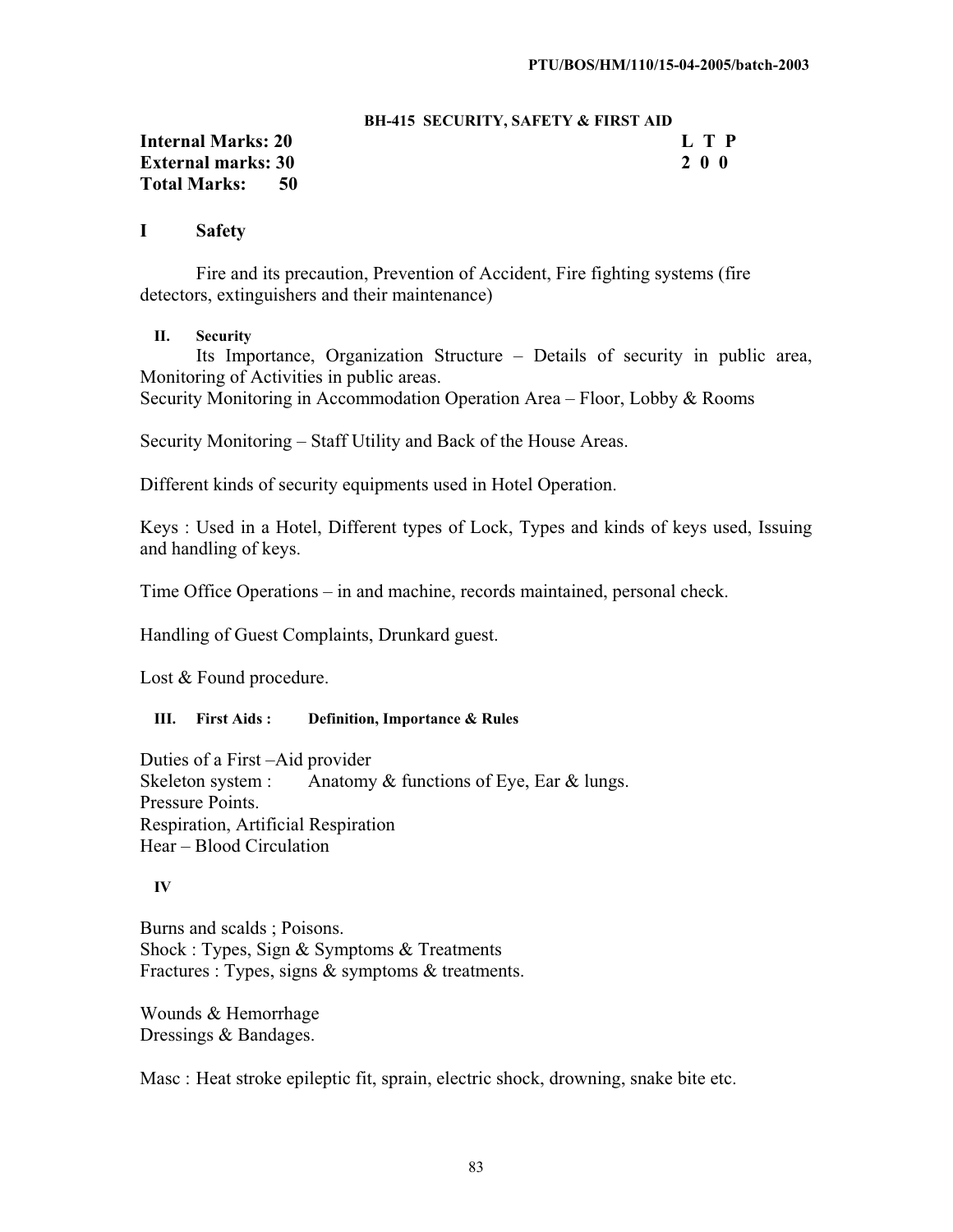## BH-415 SECURITY, SAFETY & FIRST AID

**Internal Marks: 20**
**External marks: 30**
**Total Marks: 50**

| L | T | P |
|---|---|---|
| 2 | 0 | 0 |

## I Safety

Fire and its precaution, Prevention of Accident, Fire fighting systems (fire detectors, extinguishers and their maintenance)

### II. Security

Its Importance, Organization Structure – Details of security in public area, Monitoring of Activities in public areas.
Security Monitoring in Accommodation Operation Area – Floor, Lobby & Rooms

Security Monitoring – Staff Utility and Back of the House Areas.

Different kinds of security equipments used in Hotel Operation.

Keys : Used in a Hotel, Different types of Lock, Types and kinds of keys used, Issuing and handling of keys.

Time Office Operations – in and machine, records maintained, personal check.

Handling of Guest Complaints, Drunkard guest.

Lost & Found procedure.

### III. First Aids : Definition, Importance & Rules

Duties of a First –Aid provider
Skeleton system : Anatomy & functions of Eye, Ear & lungs.
Pressure Points.
Respiration, Artificial Respiration
Hear – Blood Circulation

### IV

Burns and scalds ; Poisons.
Shock : Types, Sign & Symptoms & Treatments
Fractures : Types, signs & symptoms & treatments.

Wounds & Hemorrhage
Dressings & Bandages.

Masc : Heat stroke epileptic fit, sprain, electric shock, drowning, snake bite etc.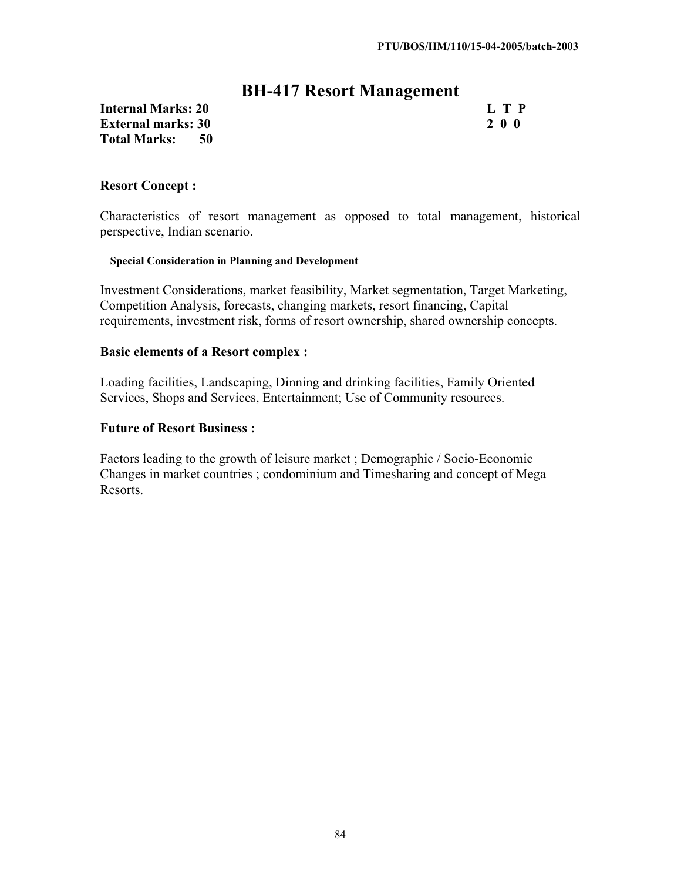# BH-417 Resort Management

**Internal Marks: 20**
**External marks: 30**
**Total Marks: 50**

| L | T | P |
|---|---|---|
| 2 | 0 | 0 |

### Resort Concept :

Characteristics of resort management as opposed to total management, historical perspective, Indian scenario.

**Special Consideration in Planning and Development**

Investment Considerations, market feasibility, Market segmentation, Target Marketing, Competition Analysis, forecasts, changing markets, resort financing, Capital requirements, investment risk, forms of resort ownership, shared ownership concepts.

### Basic elements of a Resort complex :

Loading facilities, Landscaping, Dinning and drinking facilities, Family Oriented Services, Shops and Services, Entertainment; Use of Community resources.

### Future of Resort Business :

Factors leading to the growth of leisure market ; Demographic / Socio-Economic Changes in market countries ; condominium and Timesharing and concept of Mega Resorts.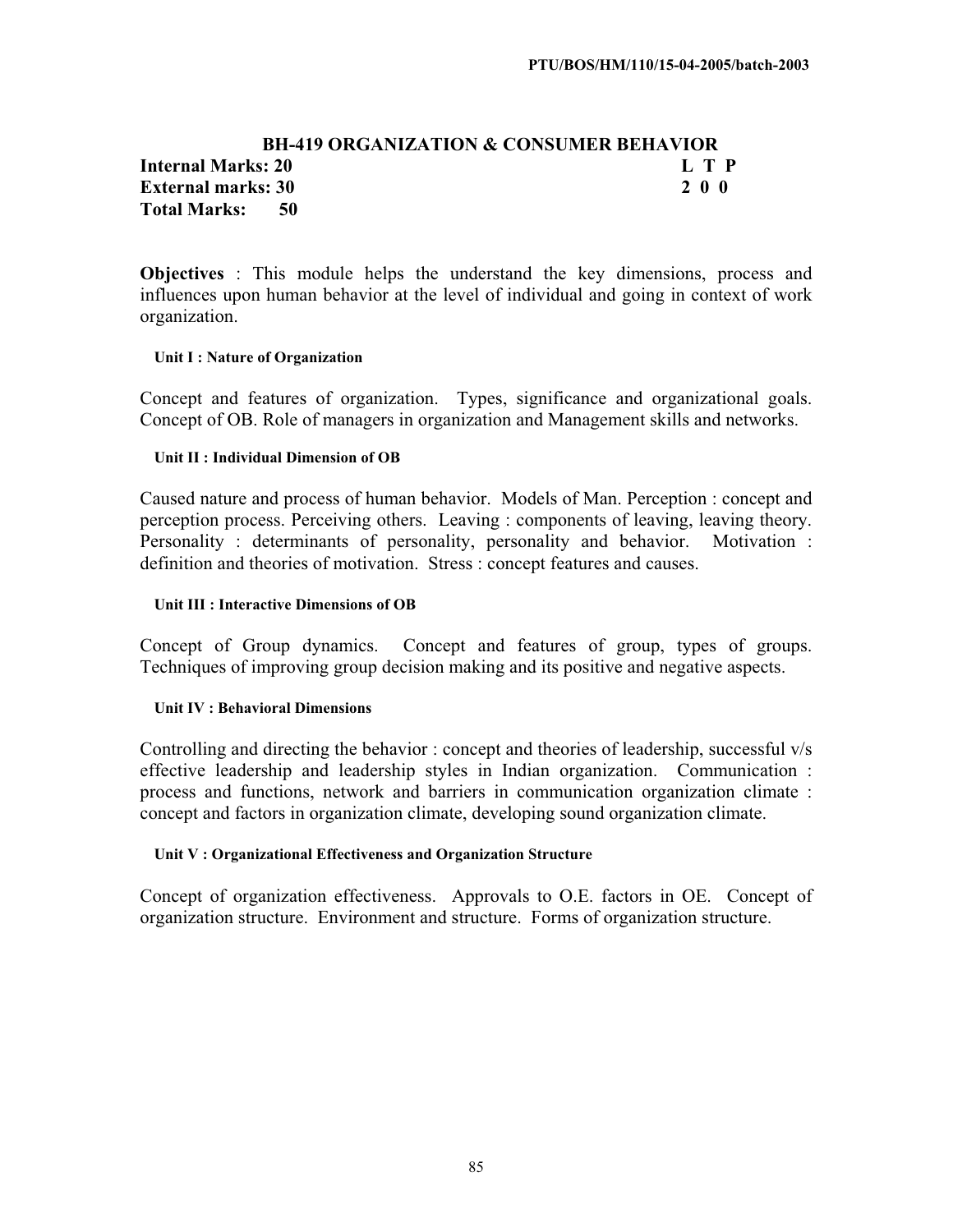## BH-419 ORGANIZATION & CONSUMER BEHAVIOR

**Internal Marks: 20** **L T P**
**External marks: 30** **2 0 0**
**Total Marks: 50**

**Objectives** : This module helps the understand the key dimensions, process and influences upon human behavior at the level of individual and going in context of work organization.

#### Unit I : Nature of Organization

Concept and features of organization. Types, significance and organizational goals. Concept of OB. Role of managers in organization and Management skills and networks.

#### Unit II : Individual Dimension of OB

Caused nature and process of human behavior. Models of Man. Perception : concept and perception process. Perceiving others. Leaving : components of leaving, leaving theory. Personality : determinants of personality, personality and behavior. Motivation : definition and theories of motivation. Stress : concept features and causes.

#### Unit III : Interactive Dimensions of OB

Concept of Group dynamics. Concept and features of group, types of groups. Techniques of improving group decision making and its positive and negative aspects.

#### Unit IV : Behavioral Dimensions

Controlling and directing the behavior : concept and theories of leadership, successful v/s effective leadership and leadership styles in Indian organization. Communication : process and functions, network and barriers in communication organization climate : concept and factors in organization climate, developing sound organization climate.

#### Unit V : Organizational Effectiveness and Organization Structure

Concept of organization effectiveness. Approvals to O.E. factors in OE. Concept of organization structure. Environment and structure. Forms of organization structure.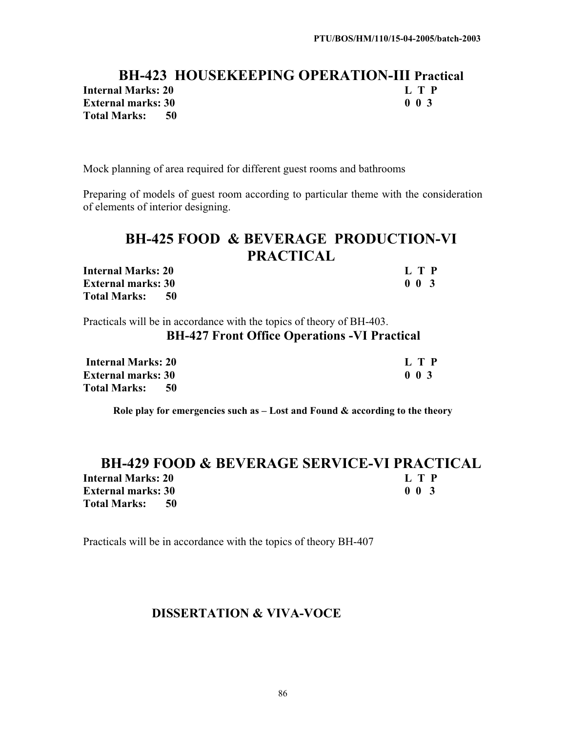## BH-423 HOUSEKEEPING OPERATION-III Practical

**Internal Marks: 20** | **L T P**
**External marks: 30** | **0 0 3**
**Total Marks: 50**

Mock planning of area required for different guest rooms and bathrooms

Preparing of models of guest room according to particular theme with the consideration of elements of interior designing.

## BH-425 FOOD & BEVERAGE PRODUCTION-VI PRACTICAL

**Internal Marks: 20** | **L T P**
**External marks: 30** | **0 0 3**
**Total Marks: 50**

Practicals will be in accordance with the topics of theory of BH-403.

## BH-427 Front Office Operations -VI Practical

**Internal Marks: 20** | **L T P**
**External marks: 30** | **0 0 3**
**Total Marks: 50**

**Role play for emergencies such as – Lost and Found & according to the theory**

## BH-429 FOOD & BEVERAGE SERVICE-VI PRACTICAL

**Internal Marks: 20** | **L T P**
**External marks: 30** | **0 0 3**
**Total Marks: 50**

Practicals will be in accordance with the topics of theory BH-407

## DISSERTATION & VIVA-VOCE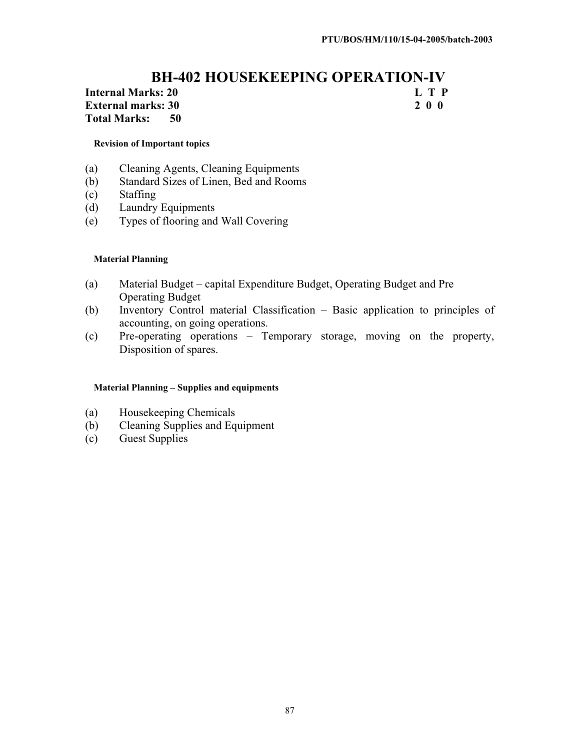# BH-402 HOUSEKEEPING OPERATION-IV

| | |
|---|---|
| **Internal Marks: 20** | **L T P** |
| **External marks: 30** | **2 0 0** |
| **Total Marks: 50** | |

**Revision of Important topics**

(a) Cleaning Agents, Cleaning Equipments
(b) Standard Sizes of Linen, Bed and Rooms
(c) Staffing
(d) Laundry Equipments
(e) Types of flooring and Wall Covering

**Material Planning**

(a) Material Budget – capital Expenditure Budget, Operating Budget and Pre Operating Budget
(b) Inventory Control material Classification – Basic application to principles of accounting, on going operations.
(c) Pre-operating operations – Temporary storage, moving on the property, Disposition of spares.

**Material Planning – Supplies and equipments**

(a) Housekeeping Chemicals
(b) Cleaning Supplies and Equipment
(c) Guest Supplies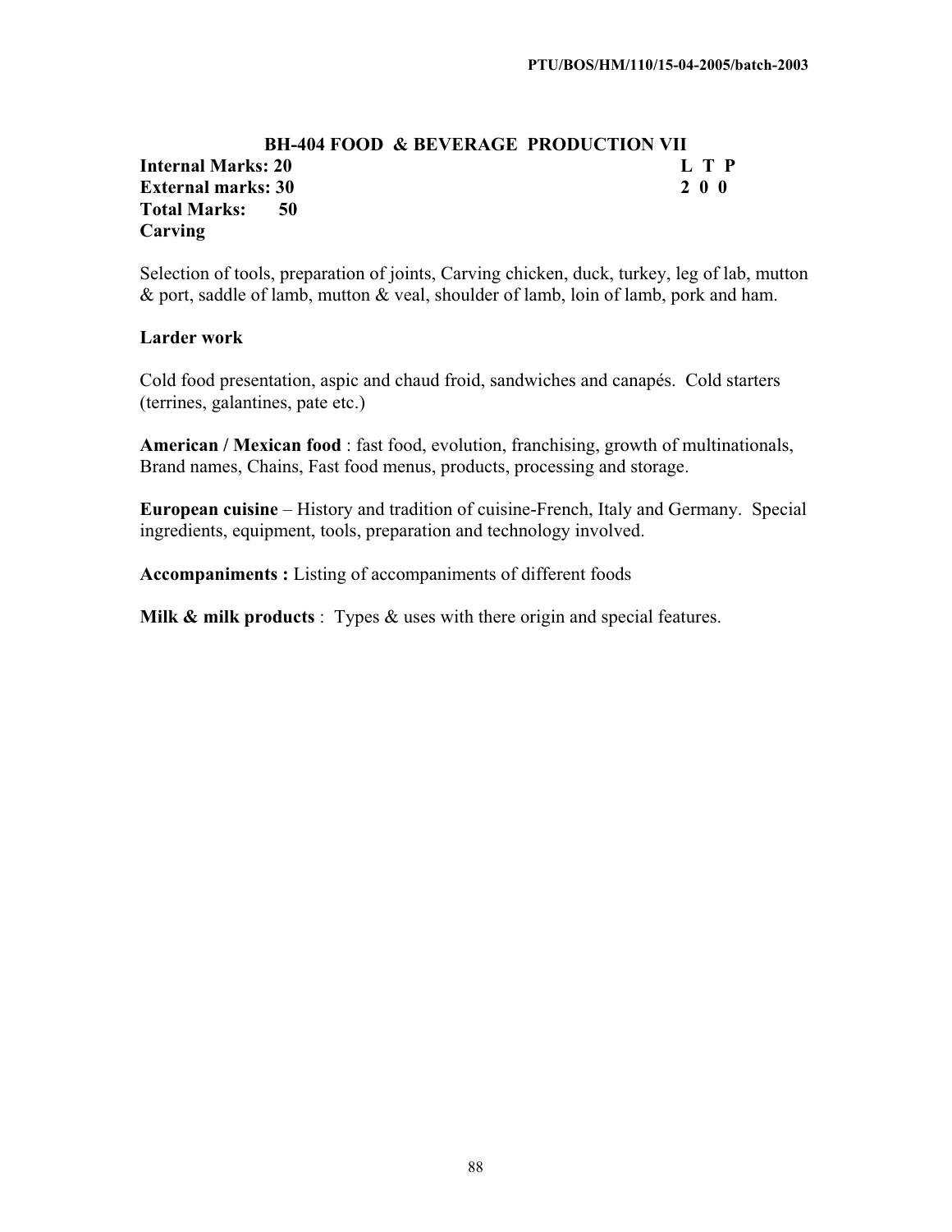## BH-404 FOOD & BEVERAGE PRODUCTION VII

**Internal Marks: 20** **L T P**
**External marks: 30** **2 0 0**
**Total Marks: 50**

**Carving**

Selection of tools, preparation of joints, Carving chicken, duck, turkey, leg of lab, mutton & port, saddle of lamb, mutton & veal, shoulder of lamb, loin of lamb, pork and ham.

**Larder work**

Cold food presentation, aspic and chaud froid, sandwiches and canapés. Cold starters (terrines, galantines, pate etc.)

**American / Mexican food** : fast food, evolution, franchising, growth of multinationals, Brand names, Chains, Fast food menus, products, processing and storage.

**European cuisine** – History and tradition of cuisine-French, Italy and Germany. Special ingredients, equipment, tools, preparation and technology involved.

**Accompaniments :** Listing of accompaniments of different foods

**Milk & milk products** : Types & uses with there origin and special features.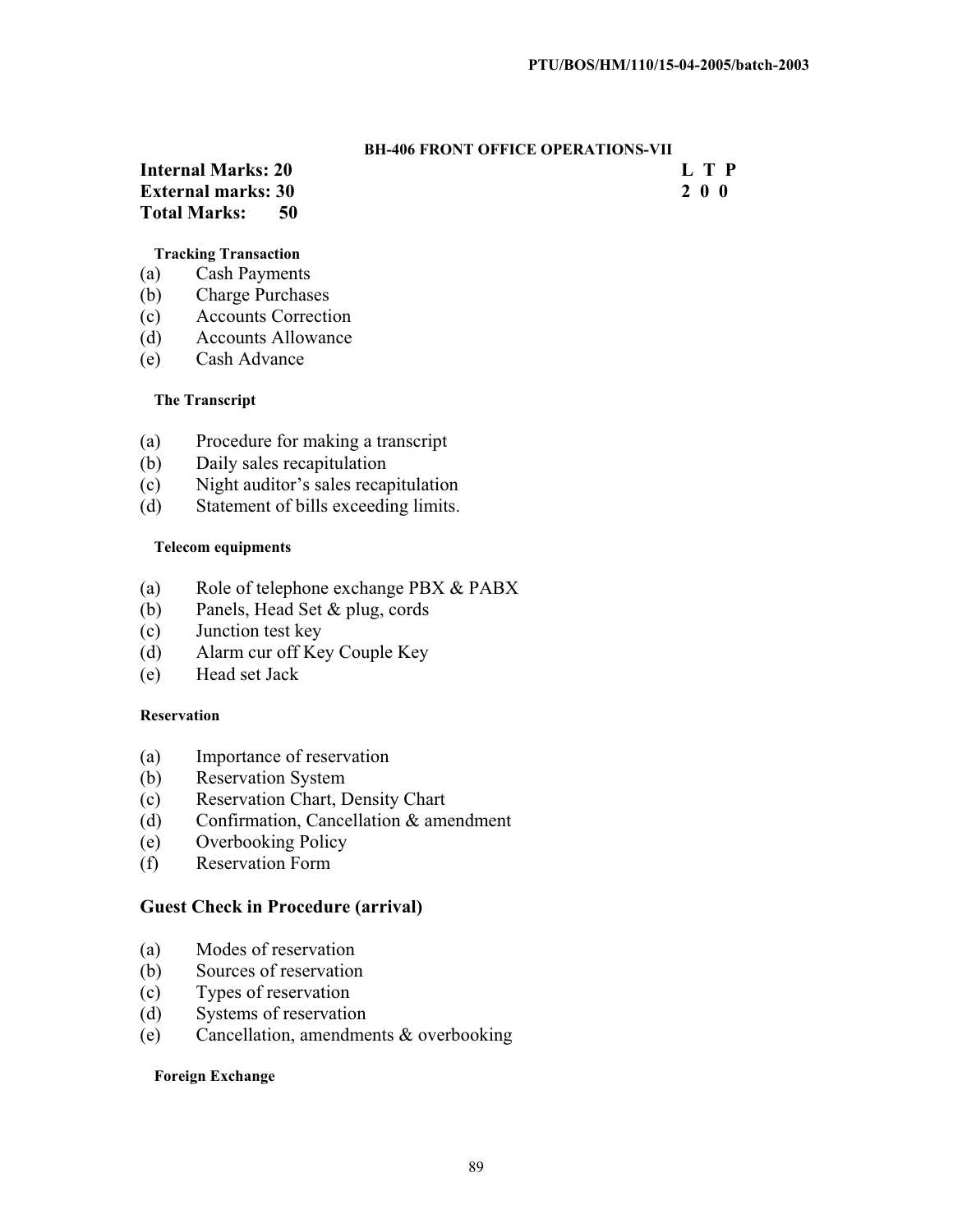## BH-406 FRONT OFFICE OPERATIONS-VII

**Internal Marks: 20**
**External marks: 30**
**Total Marks: 50**

| L | T | P |
|---|---|---|
| 2 | 0 | 0 |

#### Tracking Transaction

(a) Cash Payments
(b) Charge Purchases
(c) Accounts Correction
(d) Accounts Allowance
(e) Cash Advance

#### The Transcript

(a) Procedure for making a transcript
(b) Daily sales recapitulation
(c) Night auditor's sales recapitulation
(d) Statement of bills exceeding limits.

#### Telecom equipments

(a) Role of telephone exchange PBX & PABX
(b) Panels, Head Set & plug, cords
(c) Junction test key
(d) Alarm cur off Key Couple Key
(e) Head set Jack

#### Reservation

(a) Importance of reservation
(b) Reservation System
(c) Reservation Chart, Density Chart
(d) Confirmation, Cancellation & amendment
(e) Overbooking Policy
(f) Reservation Form

### Guest Check in Procedure (arrival)

(a) Modes of reservation
(b) Sources of reservation
(c) Types of reservation
(d) Systems of reservation
(e) Cancellation, amendments & overbooking

#### Foreign Exchange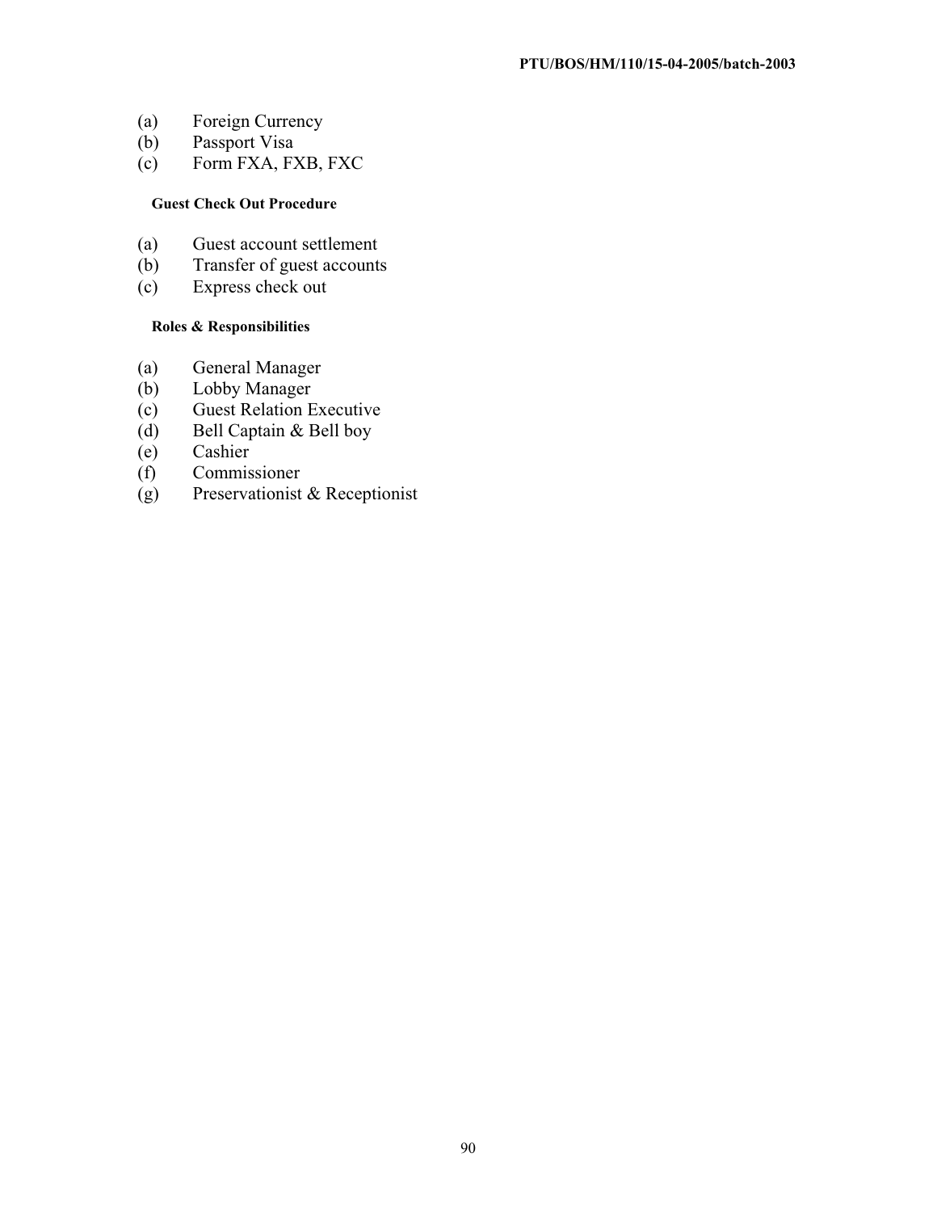(a) Foreign Currency
(b) Passport Visa
(c) Form FXA, FXB, FXC

**Guest Check Out Procedure**

(a) Guest account settlement
(b) Transfer of guest accounts
(c) Express check out

**Roles & Responsibilities**

(a) General Manager
(b) Lobby Manager
(c) Guest Relation Executive
(d) Bell Captain & Bell boy
(e) Cashier
(f) Commissioner
(g) Preservationist & Receptionist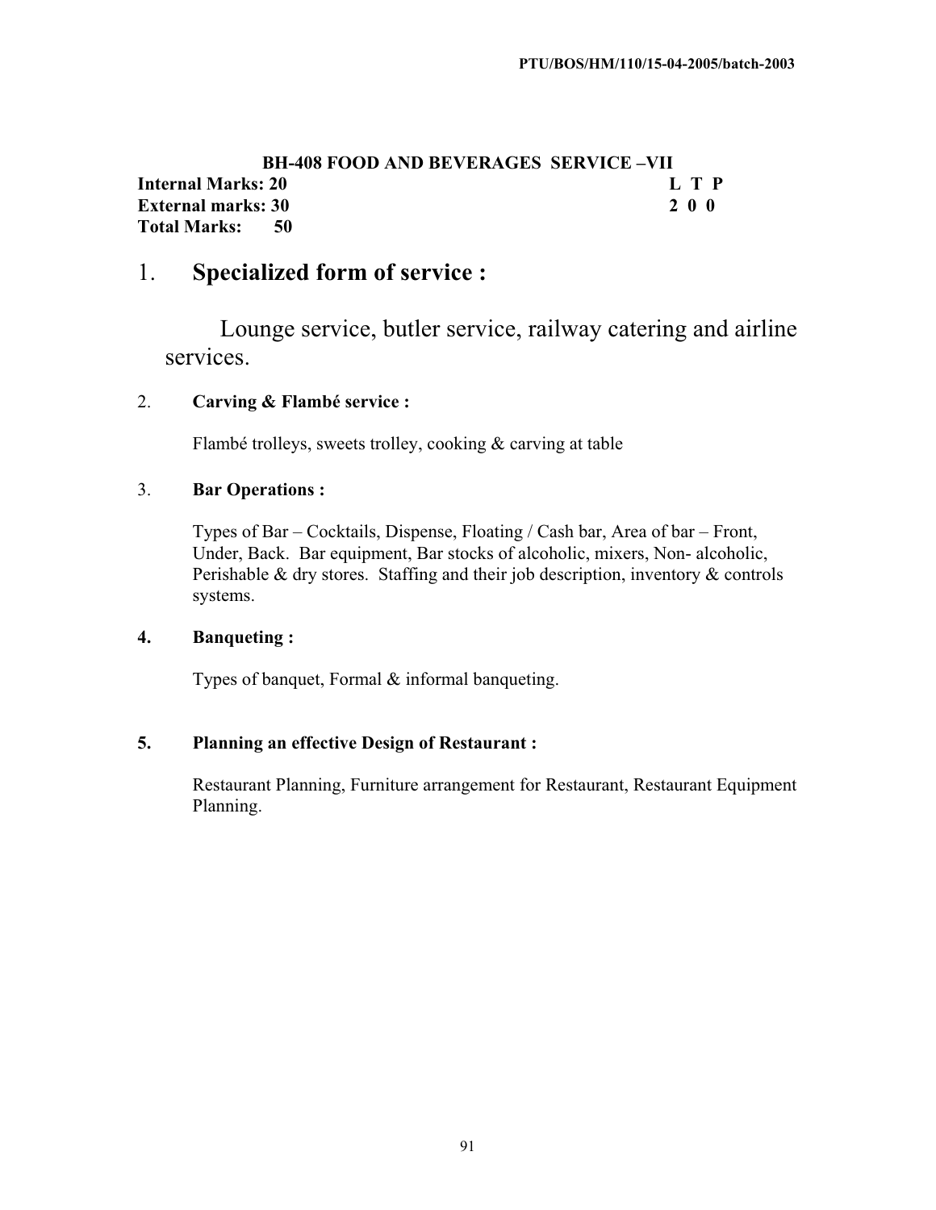## BH-408 FOOD AND BEVERAGES SERVICE –VII

**Internal Marks: 20** **L T P**
**External marks: 30** **2 0 0**
**Total Marks: 50**

## 1. Specialized form of service :

Lounge service, butler service, railway catering and airline services.

### 2. Carving & Flambé service :

Flambé trolleys, sweets trolley, cooking & carving at table

### 3. Bar Operations :

Types of Bar – Cocktails, Dispense, Floating / Cash bar, Area of bar – Front, Under, Back. Bar equipment, Bar stocks of alcoholic, mixers, Non- alcoholic, Perishable & dry stores. Staffing and their job description, inventory & controls systems.

### 4. Banqueting :

Types of banquet, Formal & informal banqueting.

### 5. Planning an effective Design of Restaurant :

Restaurant Planning, Furniture arrangement for Restaurant, Restaurant Equipment Planning.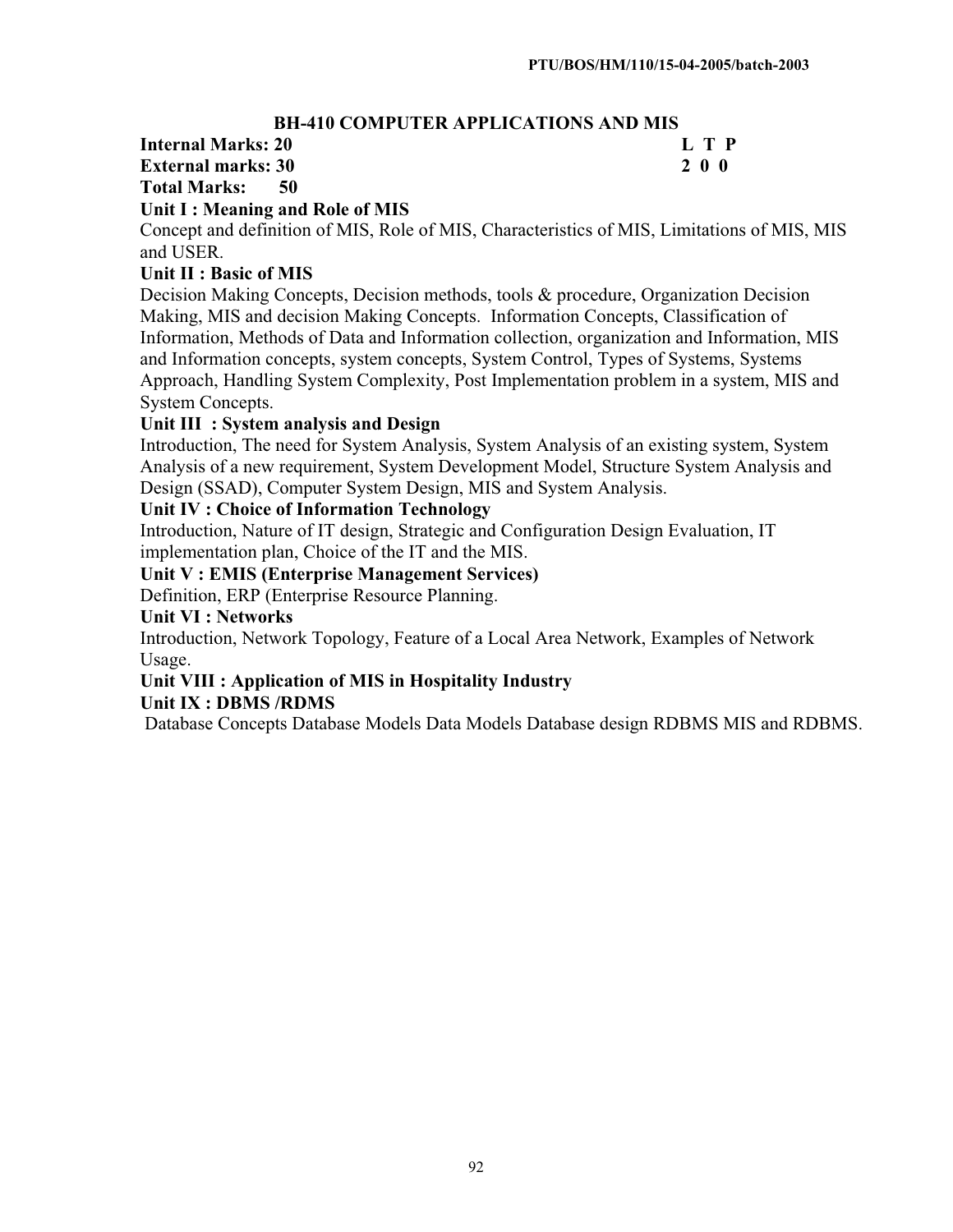## BH-410 COMPUTER APPLICATIONS AND MIS

| | |
|---|---|
| **Internal Marks: 20** | **L T P** |
| **External marks: 30** | **2 0 0** |
| **Total Marks: 50** | |

**Unit I : Meaning and Role of MIS**

Concept and definition of MIS, Role of MIS, Characteristics of MIS, Limitations of MIS, MIS and USER.

**Unit II : Basic of MIS**

Decision Making Concepts, Decision methods, tools & procedure, Organization Decision Making, MIS and decision Making Concepts. Information Concepts, Classification of Information, Methods of Data and Information collection, organization and Information, MIS and Information concepts, system concepts, System Control, Types of Systems, Systems Approach, Handling System Complexity, Post Implementation problem in a system, MIS and System Concepts.

**Unit III : System analysis and Design**

Introduction, The need for System Analysis, System Analysis of an existing system, System Analysis of a new requirement, System Development Model, Structure System Analysis and Design (SSAD), Computer System Design, MIS and System Analysis.

**Unit IV : Choice of Information Technology**

Introduction, Nature of IT design, Strategic and Configuration Design Evaluation, IT implementation plan, Choice of the IT and the MIS.

**Unit V : EMIS (Enterprise Management Services)**

Definition, ERP (Enterprise Resource Planning.

**Unit VI : Networks**

Introduction, Network Topology, Feature of a Local Area Network, Examples of Network Usage.

**Unit VIII : Application of MIS in Hospitality Industry**

**Unit IX : DBMS /RDMS**

Database Concepts Database Models Data Models Database design RDBMS MIS and RDBMS.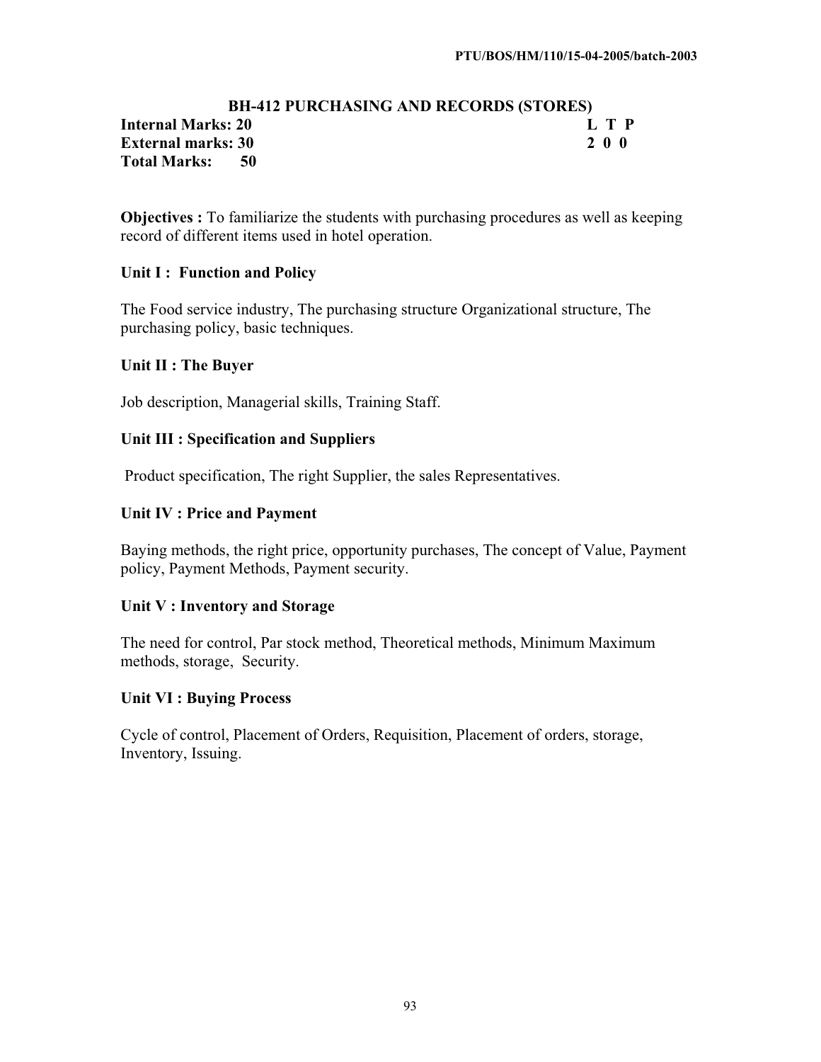## BH-412 PURCHASING AND RECORDS (STORES)

| | |
|---|---|
| **Internal Marks: 20** | **L T P** |
| **External marks: 30** | **2 0 0** |
| **Total Marks: 50** | |

**Objectives :** To familiarize the students with purchasing procedures as well as keeping record of different items used in hotel operation.

### Unit I : Function and Policy

The Food service industry, The purchasing structure Organizational structure, The purchasing policy, basic techniques.

### Unit II : The Buyer

Job description, Managerial skills, Training Staff.

### Unit III : Specification and Suppliers

Product specification, The right Supplier, the sales Representatives.

### Unit IV : Price and Payment

Baying methods, the right price, opportunity purchases, The concept of Value, Payment policy, Payment Methods, Payment security.

### Unit V : Inventory and Storage

The need for control, Par stock method, Theoretical methods, Minimum Maximum methods, storage, Security.

### Unit VI : Buying Process

Cycle of control, Placement of Orders, Requisition, Placement of orders, storage, Inventory, Issuing.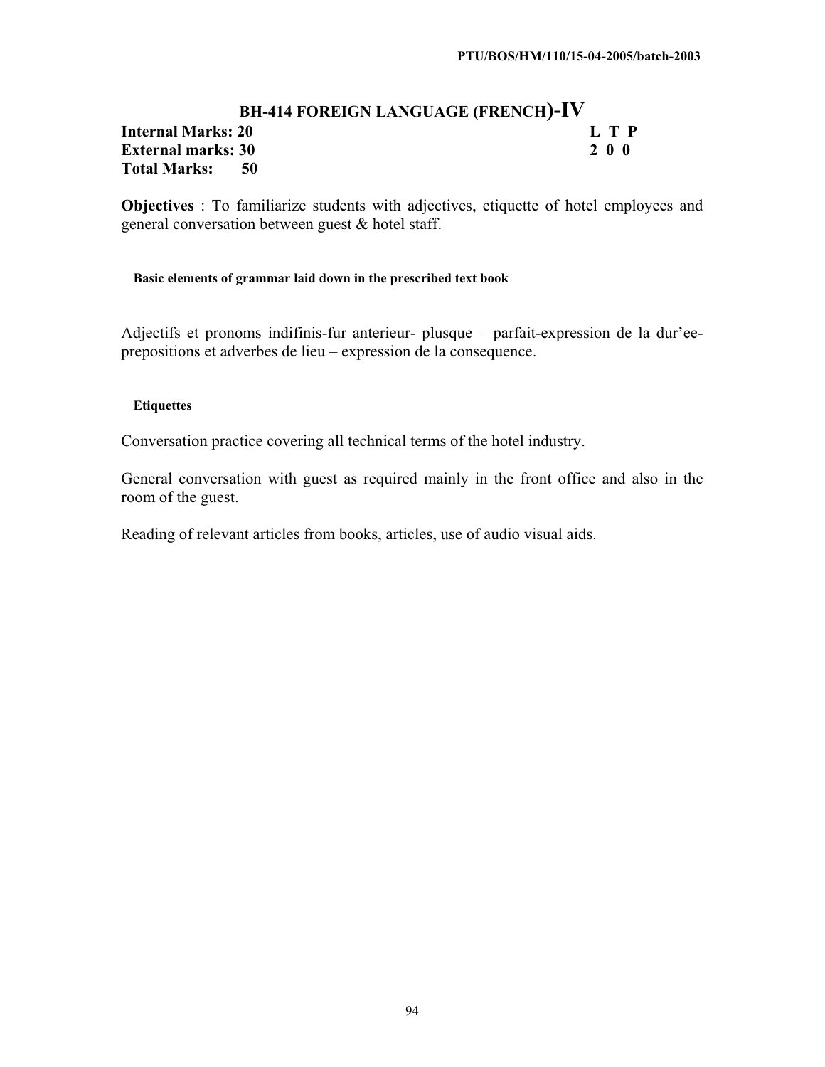# BH-414 FOREIGN LANGUAGE (FRENCH)-IV

**Internal Marks: 20**
**External marks: 30**
**Total Marks: 50**

| L | T | P |
|---|---|---|
| 2 | 0 | 0 |

**Objectives** : To familiarize students with adjectives, etiquette of hotel employees and general conversation between guest & hotel staff.

**Basic elements of grammar laid down in the prescribed text book**

Adjectifs et pronoms indifinis-fur anterieur- plusque – parfait-expression de la dur'ee-prepositions et adverbes de lieu – expression de la consequence.

**Etiquettes**

Conversation practice covering all technical terms of the hotel industry.

General conversation with guest as required mainly in the front office and also in the room of the guest.

Reading of relevant articles from books, articles, use of audio visual aids.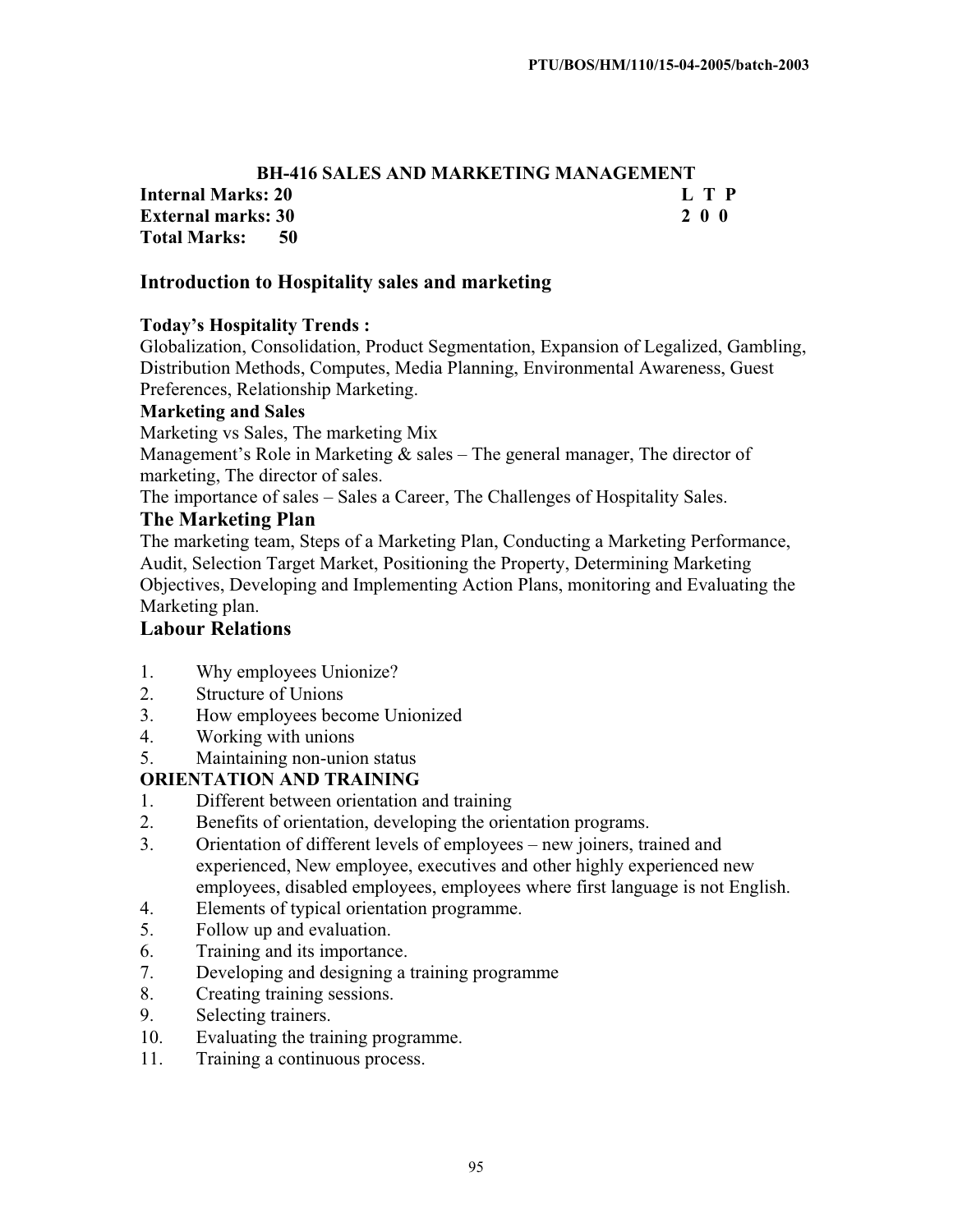## BH-416 SALES AND MARKETING MANAGEMENT

**Internal Marks: 20** **L T P**
**External marks: 30** **2 0 0**
**Total Marks: 50**

## Introduction to Hospitality sales and marketing

**Today's Hospitality Trends :**
Globalization, Consolidation, Product Segmentation, Expansion of Legalized, Gambling, Distribution Methods, Computes, Media Planning, Environmental Awareness, Guest Preferences, Relationship Marketing.

**Marketing and Sales**
Marketing vs Sales, The marketing Mix
Management's Role in Marketing & sales – The general manager, The director of marketing, The director of sales.
The importance of sales – Sales a Career, The Challenges of Hospitality Sales.

## The Marketing Plan

The marketing team, Steps of a Marketing Plan, Conducting a Marketing Performance, Audit, Selection Target Market, Positioning the Property, Determining Marketing Objectives, Developing and Implementing Action Plans, monitoring and Evaluating the Marketing plan.

## Labour Relations

1. Why employees Unionize?
2. Structure of Unions
3. How employees become Unionized
4. Working with unions
5. Maintaining non-union status

**ORIENTATION AND TRAINING**

1. Different between orientation and training
2. Benefits of orientation, developing the orientation programs.
3. Orientation of different levels of employees – new joiners, trained and experienced, New employee, executives and other highly experienced new employees, disabled employees, employees where first language is not English.
4. Elements of typical orientation programme.
5. Follow up and evaluation.
6. Training and its importance.
7. Developing and designing a training programme
8. Creating training sessions.
9. Selecting trainers.
10. Evaluating the training programme.
11. Training a continuous process.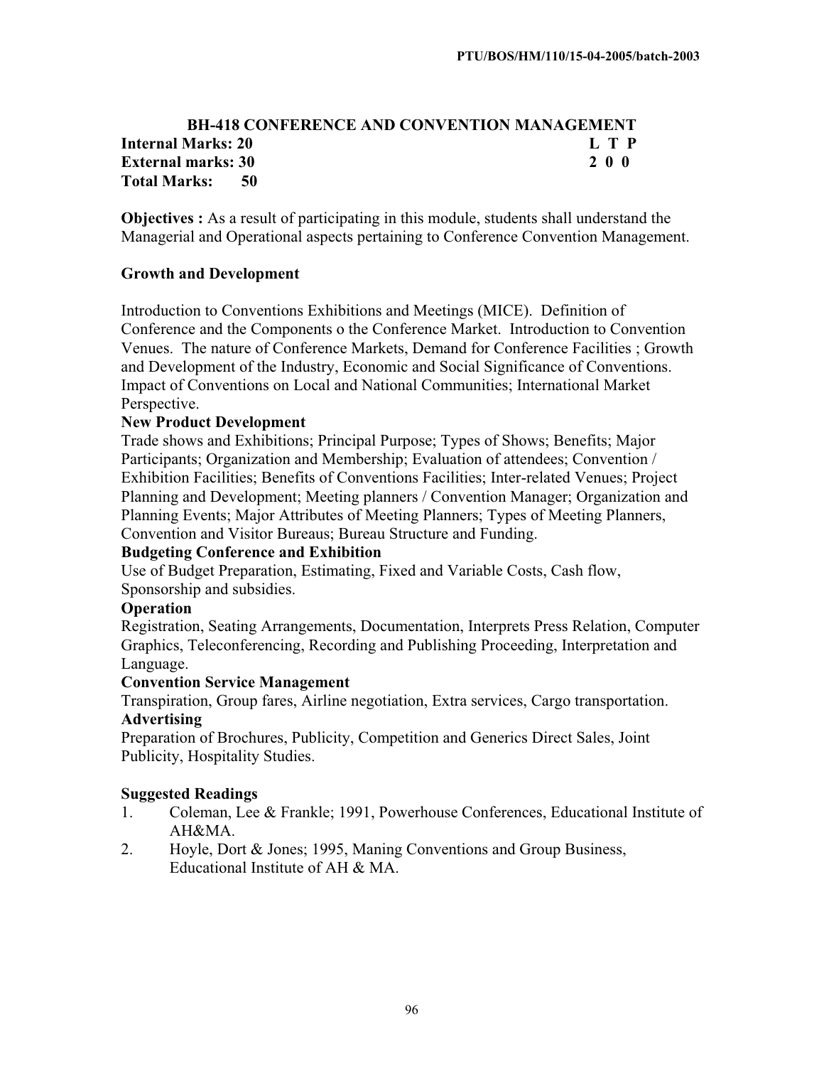## BH-418 CONFERENCE AND CONVENTION MANAGEMENT

**Internal Marks: 20** **L T P**
**External marks: 30** **2 0 0**
**Total Marks: 50**

**Objectives :** As a result of participating in this module, students shall understand the Managerial and Operational aspects pertaining to Conference Convention Management.

### Growth and Development

Introduction to Conventions Exhibitions and Meetings (MICE). Definition of Conference and the Components o the Conference Market. Introduction to Convention Venues. The nature of Conference Markets, Demand for Conference Facilities ; Growth and Development of the Industry, Economic and Social Significance of Conventions. Impact of Conventions on Local and National Communities; International Market Perspective.

### New Product Development

Trade shows and Exhibitions; Principal Purpose; Types of Shows; Benefits; Major Participants; Organization and Membership; Evaluation of attendees; Convention / Exhibition Facilities; Benefits of Conventions Facilities; Inter-related Venues; Project Planning and Development; Meeting planners / Convention Manager; Organization and Planning Events; Major Attributes of Meeting Planners; Types of Meeting Planners, Convention and Visitor Bureaus; Bureau Structure and Funding.

### Budgeting Conference and Exhibition

Use of Budget Preparation, Estimating, Fixed and Variable Costs, Cash flow, Sponsorship and subsidies.

### Operation

Registration, Seating Arrangements, Documentation, Interprets Press Relation, Computer Graphics, Teleconferencing, Recording and Publishing Proceeding, Interpretation and Language.

### Convention Service Management

Transpiration, Group fares, Airline negotiation, Extra services, Cargo transportation.

### Advertising

Preparation of Brochures, Publicity, Competition and Generics Direct Sales, Joint Publicity, Hospitality Studies.

### Suggested Readings

1. Coleman, Lee & Frankle; 1991, Powerhouse Conferences, Educational Institute of AH&MA.
2. Hoyle, Dort & Jones; 1995, Maning Conventions and Group Business, Educational Institute of AH & MA.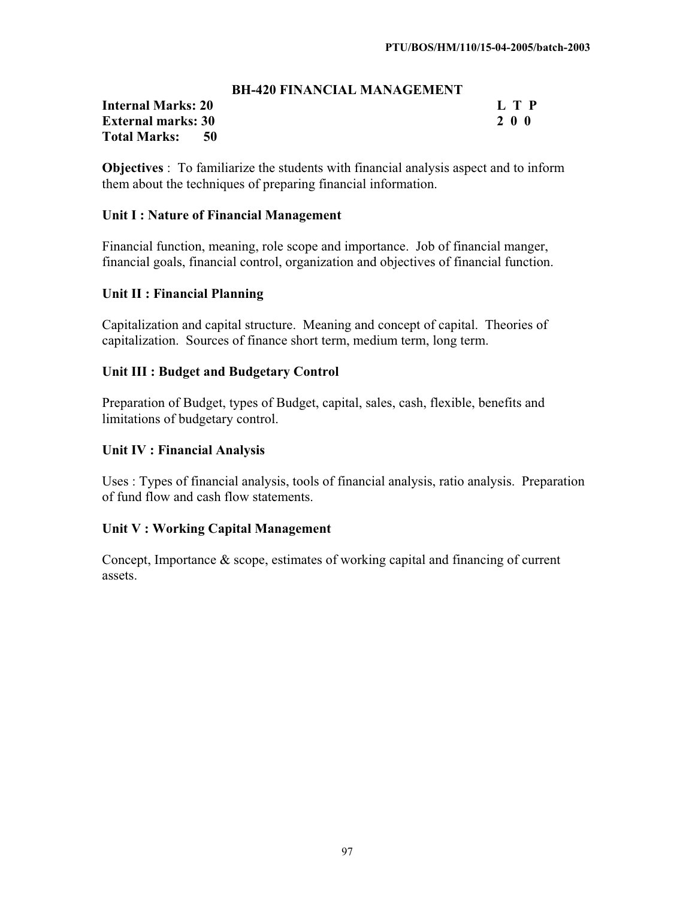## BH-420 FINANCIAL MANAGEMENT

| | |
|---|---|
| **Internal Marks: 20** | **L T P** |
| **External marks: 30** | **2 0 0** |
| **Total Marks: 50** | |

**Objectives** : To familiarize the students with financial analysis aspect and to inform them about the techniques of preparing financial information.

### Unit I : Nature of Financial Management

Financial function, meaning, role scope and importance. Job of financial manger, financial goals, financial control, organization and objectives of financial function.

### Unit II : Financial Planning

Capitalization and capital structure. Meaning and concept of capital. Theories of capitalization. Sources of finance short term, medium term, long term.

### Unit III : Budget and Budgetary Control

Preparation of Budget, types of Budget, capital, sales, cash, flexible, benefits and limitations of budgetary control.

### Unit IV : Financial Analysis

Uses : Types of financial analysis, tools of financial analysis, ratio analysis. Preparation of fund flow and cash flow statements.

### Unit V : Working Capital Management

Concept, Importance & scope, estimates of working capital and financing of current assets.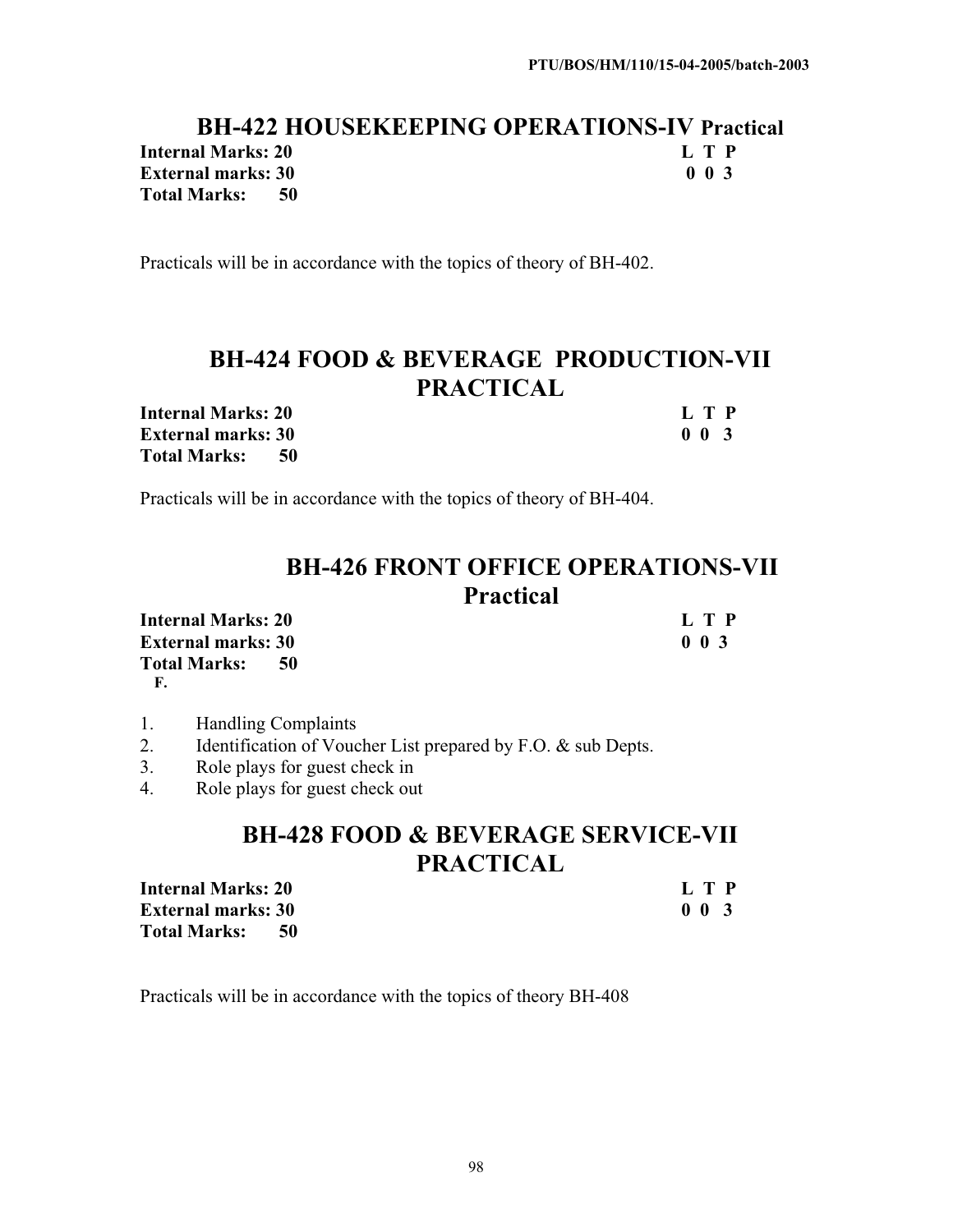## BH-422 HOUSEKEEPING OPERATIONS-IV Practical

| | L T P |
|---|---|
| **Internal Marks: 20** | **L T P** |
| **External marks: 30** | **0 0 3** |
| **Total Marks: 50** | |

Practicals will be in accordance with the topics of theory of BH-402.

## BH-424 FOOD & BEVERAGE PRODUCTION-VII PRACTICAL

| | L T P |
|---|---|
| **Internal Marks: 20** | **L T P** |
| **External marks: 30** | **0 0 3** |
| **Total Marks: 50** | |

Practicals will be in accordance with the topics of theory of BH-404.

## BH-426 FRONT OFFICE OPERATIONS-VII Practical

| | L T P |
|---|---|
| **Internal Marks: 20** | **L T P** |
| **External marks: 30** | **0 0 3** |
| **Total Marks: 50** | |

**F.**

1. Handling Complaints
2. Identification of Voucher List prepared by F.O. & sub Depts.
3. Role plays for guest check in
4. Role plays for guest check out

## BH-428 FOOD & BEVERAGE SERVICE-VII PRACTICAL

| | L T P |
|---|---|
| **Internal Marks: 20** | **L T P** |
| **External marks: 30** | **0 0 3** |
| **Total Marks: 50** | |

Practicals will be in accordance with the topics of theory BH-408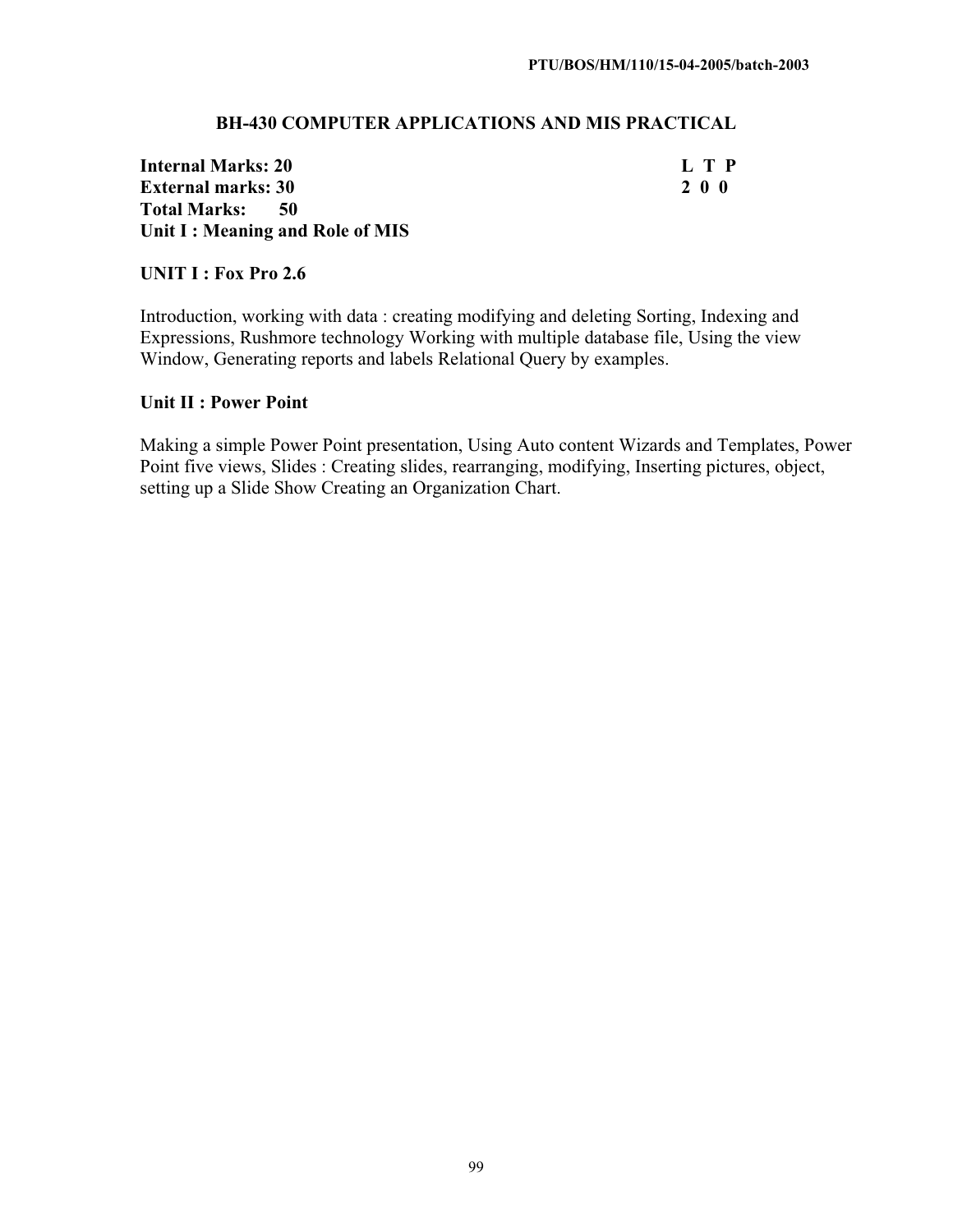## BH-430 COMPUTER APPLICATIONS AND MIS PRACTICAL

**Internal Marks: 20** **L T P**
**External marks: 30** **2 0 0**
**Total Marks: 50**
**Unit I : Meaning and Role of MIS**

**UNIT I : Fox Pro 2.6**

Introduction, working with data : creating modifying and deleting Sorting, Indexing and Expressions, Rushmore technology Working with multiple database file, Using the view Window, Generating reports and labels Relational Query by examples.

**Unit II : Power Point**

Making a simple Power Point presentation, Using Auto content Wizards and Templates, Power Point five views, Slides : Creating slides, rearranging, modifying, Inserting pictures, object, setting up a Slide Show Creating an Organization Chart.